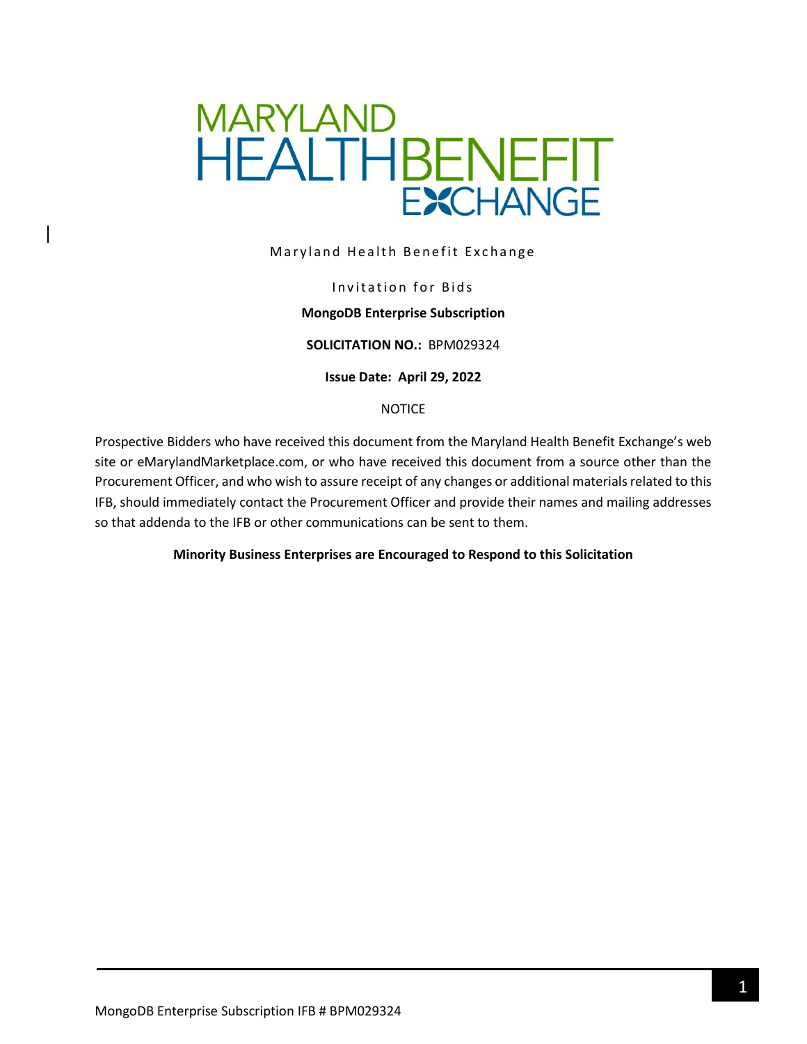MARYLAND HEALTH BENEFIT EXCHANGE

Maryland Health Benefit Exchange

Invitation for Bids

**MongoDB Enterprise Subscription**

**SOLICITATION NO.:** BPM029324

**Issue Date: April 29, 2022**

NOTICE

Prospective Bidders who have received this document from the Maryland Health Benefit Exchange's web site or eMarylandMarketplace.com, or who have received this document from a source other than the Procurement Officer, and who wish to assure receipt of any changes or additional materials related to this IFB, should immediately contact the Procurement Officer and provide their names and mailing addresses so that addenda to the IFB or other communications can be sent to them.

**Minority Business Enterprises are Encouraged to Respond to this Solicitation**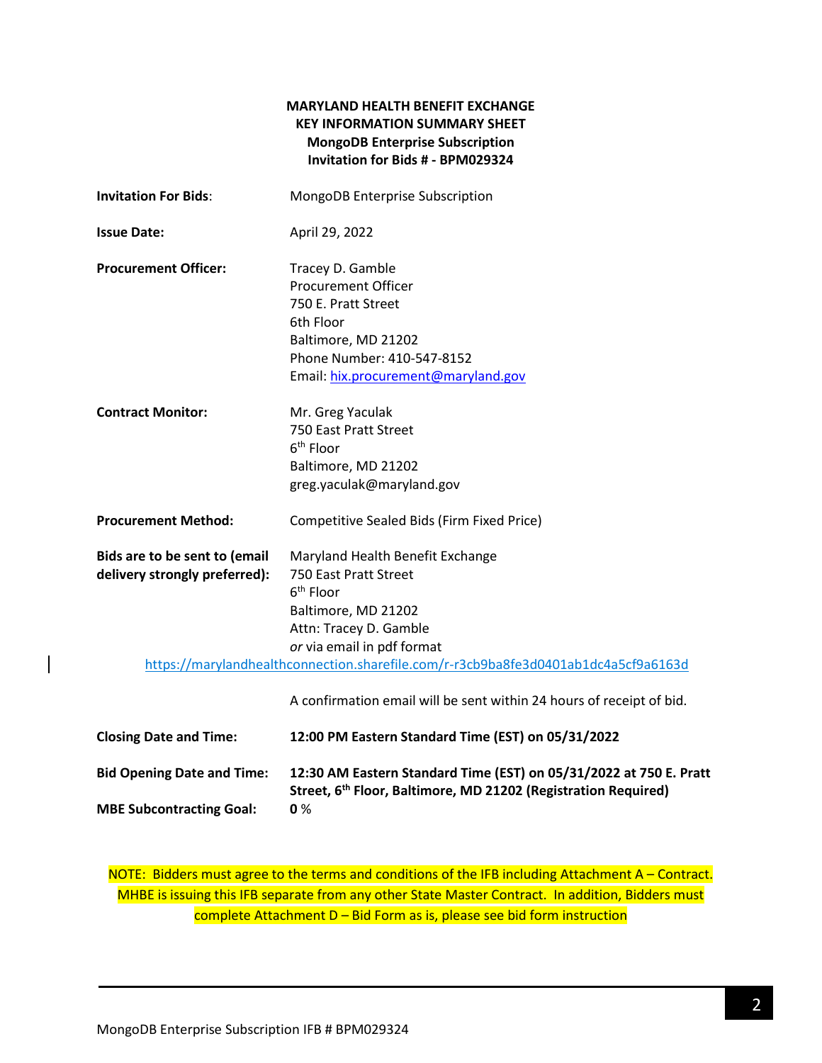**MARYLAND HEALTH BENEFIT EXCHANGE**
**KEY INFORMATION SUMMARY SHEET**
**MongoDB Enterprise Subscription**
**Invitation for Bids # - BPM029324**

| | |
|---|---|
| **Invitation For Bids**: | MongoDB Enterprise Subscription |
| **Issue Date:** | April 29, 2022 |
| **Procurement Officer:** | Tracey D. Gamble<br>Procurement Officer<br>750 E. Pratt Street<br>6th Floor<br>Baltimore, MD 21202<br>Phone Number: 410-547-8152<br>Email: hix.procurement@maryland.gov |
| **Contract Monitor:** | Mr. Greg Yaculak<br>750 East Pratt Street<br>6th Floor<br>Baltimore, MD 21202<br>greg.yaculak@maryland.gov |
| **Procurement Method:** | Competitive Sealed Bids (Firm Fixed Price) |
| **Bids are to be sent to (email delivery strongly preferred):** | Maryland Health Benefit Exchange<br>750 East Pratt Street<br>6th Floor<br>Baltimore, MD 21202<br>Attn: Tracey D. Gamble<br>*or* via email in pdf format<br>https://marylandhealthconnection.sharefile.com/r-r3cb9ba8fe3d0401ab1dc4a5cf9a6163d<br><br>A confirmation email will be sent within 24 hours of receipt of bid. |
| **Closing Date and Time:** | **12:00 PM Eastern Standard Time (EST) on 05/31/2022** |
| **Bid Opening Date and Time:** | **12:30 AM Eastern Standard Time (EST) on 05/31/2022 at 750 E. Pratt Street, 6th Floor, Baltimore, MD 21202 (Registration Required)** |
| **MBE Subcontracting Goal:** | **0** % |

NOTE: Bidders must agree to the terms and conditions of the IFB including Attachment A – Contract. MHBE is issuing this IFB separate from any other State Master Contract. In addition, Bidders must complete Attachment D – Bid Form as is, please see bid form instruction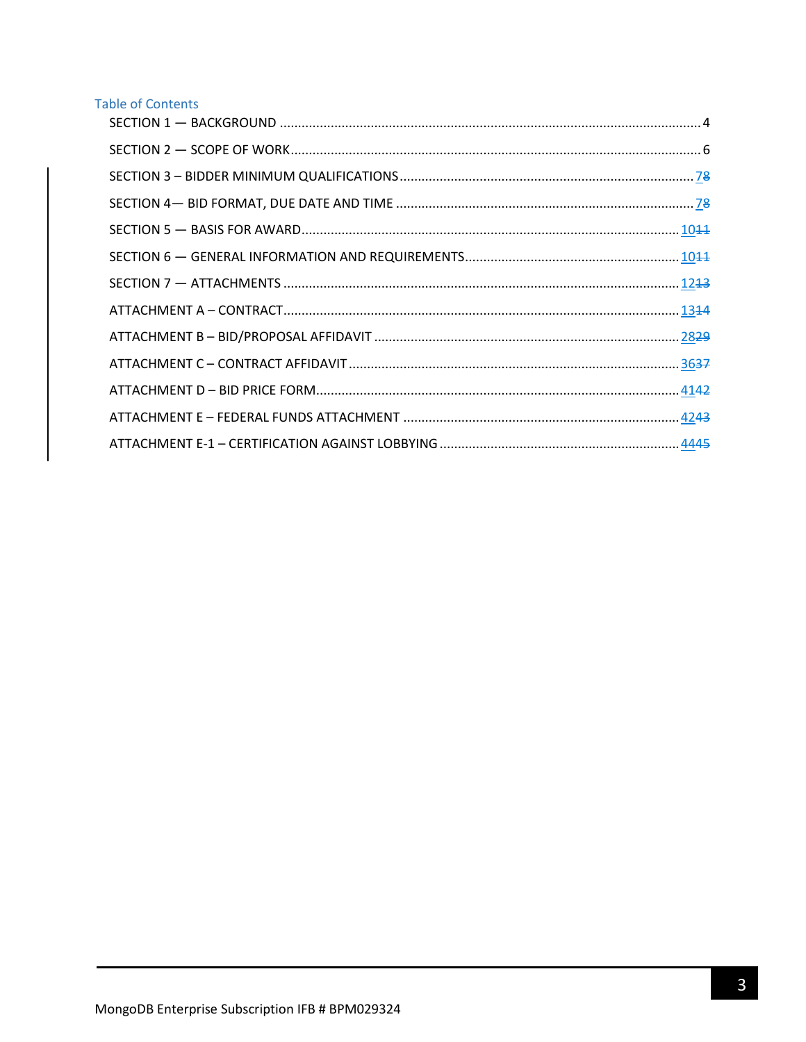Table of Contents

SECTION 1 — BACKGROUND .................................................... 4

SECTION 2 — SCOPE OF WORK .................................................... 6

SECTION 3 – BIDDER MINIMUM QUALIFICATIONS .................................................... 7~~8~~

SECTION 4— BID FORMAT, DUE DATE AND TIME .................................................... 7~~8~~

SECTION 5 — BASIS FOR AWARD .................................................... 10~~11~~

SECTION 6 — GENERAL INFORMATION AND REQUIREMENTS .................................................... 10~~11~~

SECTION 7 — ATTACHMENTS .................................................... 12~~13~~

ATTACHMENT A – CONTRACT .................................................... 13~~14~~

ATTACHMENT B – BID/PROPOSAL AFFIDAVIT .................................................... 28~~29~~

ATTACHMENT C – CONTRACT AFFIDAVIT .................................................... 36~~37~~

ATTACHMENT D – BID PRICE FORM .................................................... 41~~42~~

ATTACHMENT E – FEDERAL FUNDS ATTACHMENT .................................................... 42~~43~~

ATTACHMENT E-1 – CERTIFICATION AGAINST LOBBYING .................................................... 44~~45~~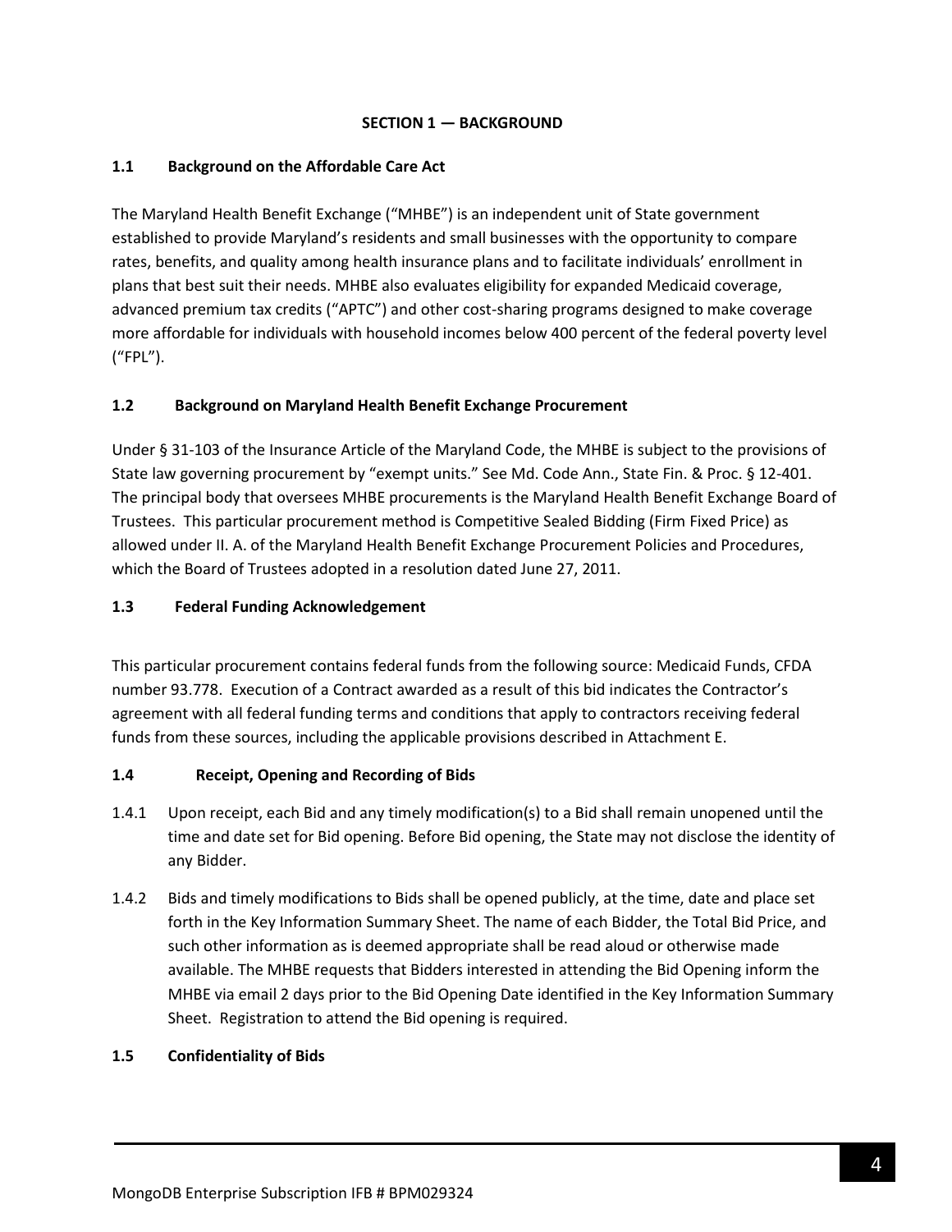## SECTION 1 — BACKGROUND

### 1.1 Background on the Affordable Care Act

The Maryland Health Benefit Exchange ("MHBE") is an independent unit of State government established to provide Maryland's residents and small businesses with the opportunity to compare rates, benefits, and quality among health insurance plans and to facilitate individuals' enrollment in plans that best suit their needs. MHBE also evaluates eligibility for expanded Medicaid coverage, advanced premium tax credits ("APTC") and other cost-sharing programs designed to make coverage more affordable for individuals with household incomes below 400 percent of the federal poverty level ("FPL").

### 1.2 Background on Maryland Health Benefit Exchange Procurement

Under § 31-103 of the Insurance Article of the Maryland Code, the MHBE is subject to the provisions of State law governing procurement by "exempt units." See Md. Code Ann., State Fin. & Proc. § 12-401. The principal body that oversees MHBE procurements is the Maryland Health Benefit Exchange Board of Trustees. This particular procurement method is Competitive Sealed Bidding (Firm Fixed Price) as allowed under II. A. of the Maryland Health Benefit Exchange Procurement Policies and Procedures, which the Board of Trustees adopted in a resolution dated June 27, 2011.

### 1.3 Federal Funding Acknowledgement

This particular procurement contains federal funds from the following source: Medicaid Funds, CFDA number 93.778. Execution of a Contract awarded as a result of this bid indicates the Contractor's agreement with all federal funding terms and conditions that apply to contractors receiving federal funds from these sources, including the applicable provisions described in Attachment E.

### 1.4 Receipt, Opening and Recording of Bids

1.4.1 Upon receipt, each Bid and any timely modification(s) to a Bid shall remain unopened until the time and date set for Bid opening. Before Bid opening, the State may not disclose the identity of any Bidder.

1.4.2 Bids and timely modifications to Bids shall be opened publicly, at the time, date and place set forth in the Key Information Summary Sheet. The name of each Bidder, the Total Bid Price, and such other information as is deemed appropriate shall be read aloud or otherwise made available. The MHBE requests that Bidders interested in attending the Bid Opening inform the MHBE via email 2 days prior to the Bid Opening Date identified in the Key Information Summary Sheet. Registration to attend the Bid opening is required.

### 1.5 Confidentiality of Bids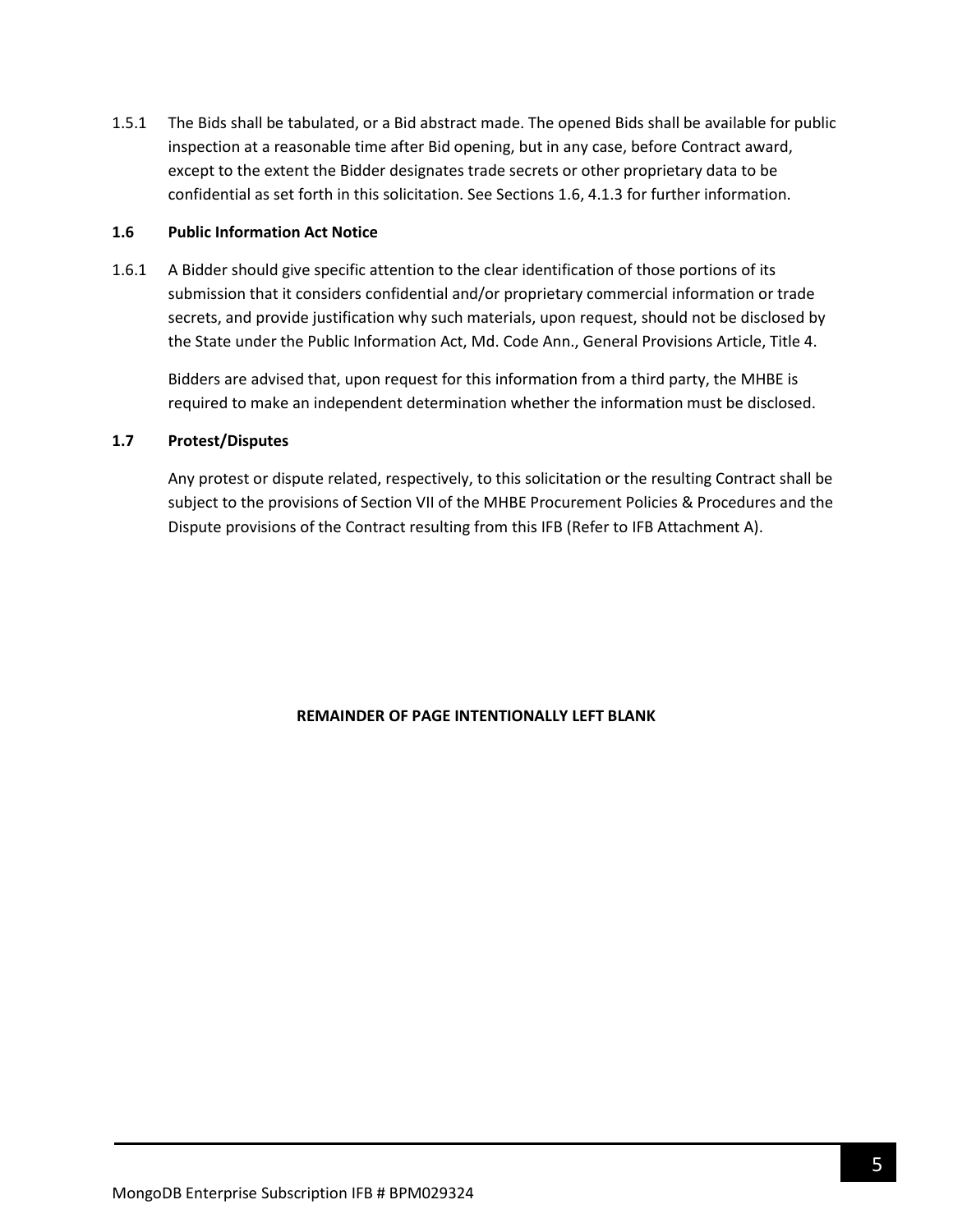1.5.1 The Bids shall be tabulated, or a Bid abstract made. The opened Bids shall be available for public inspection at a reasonable time after Bid opening, but in any case, before Contract award, except to the extent the Bidder designates trade secrets or other proprietary data to be confidential as set forth in this solicitation. See Sections 1.6, 4.1.3 for further information.

### 1.6 Public Information Act Notice

1.6.1 A Bidder should give specific attention to the clear identification of those portions of its submission that it considers confidential and/or proprietary commercial information or trade secrets, and provide justification why such materials, upon request, should not be disclosed by the State under the Public Information Act, Md. Code Ann., General Provisions Article, Title 4.

Bidders are advised that, upon request for this information from a third party, the MHBE is required to make an independent determination whether the information must be disclosed.

### 1.7 Protest/Disputes

Any protest or dispute related, respectively, to this solicitation or the resulting Contract shall be subject to the provisions of Section VII of the MHBE Procurement Policies & Procedures and the Dispute provisions of the Contract resulting from this IFB (Refer to IFB Attachment A).

**REMAINDER OF PAGE INTENTIONALLY LEFT BLANK**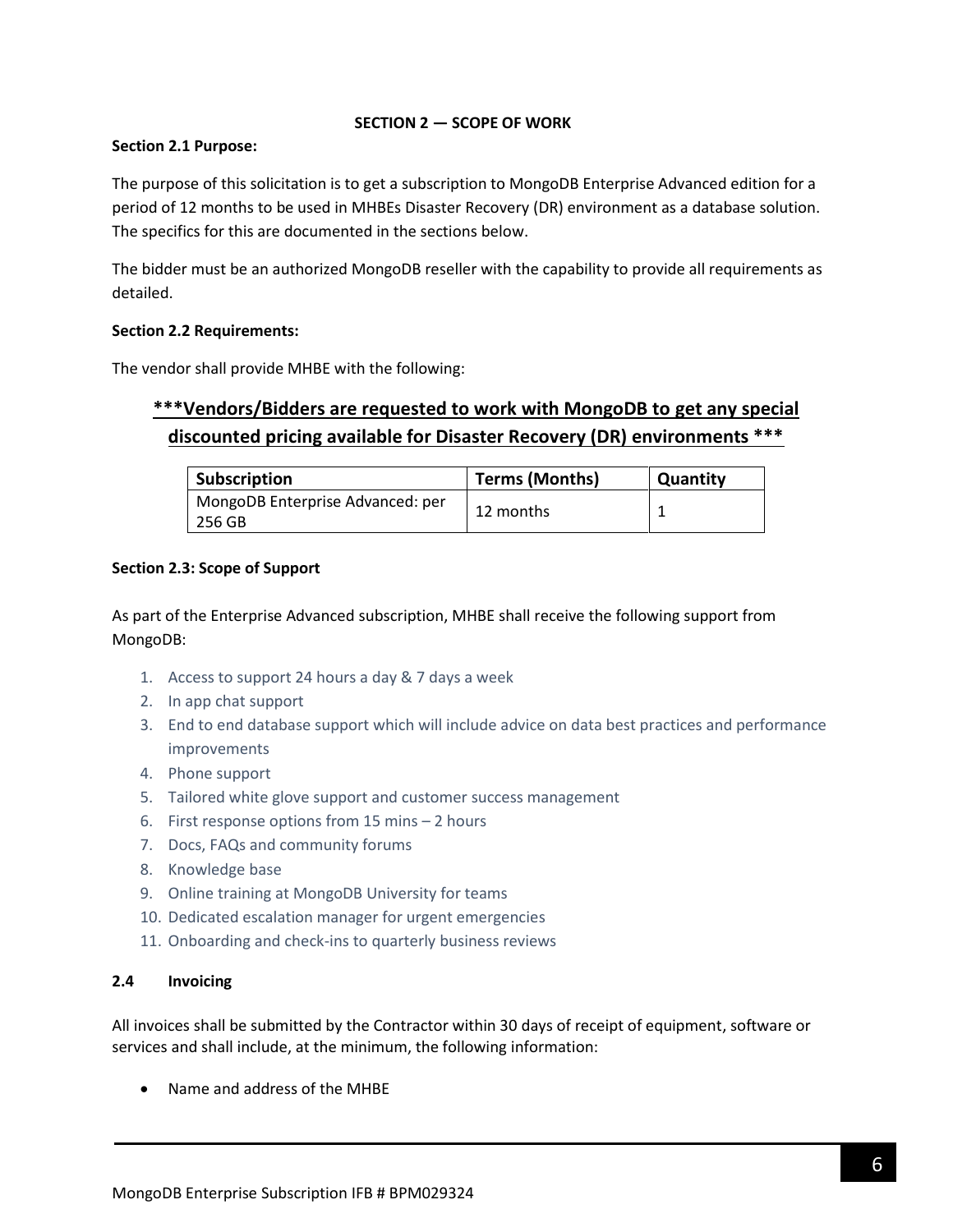## SECTION 2 — SCOPE OF WORK

**Section 2.1 Purpose:**

The purpose of this solicitation is to get a subscription to MongoDB Enterprise Advanced edition for a period of 12 months to be used in MHBEs Disaster Recovery (DR) environment as a database solution. The specifics for this are documented in the sections below.

The bidder must be an authorized MongoDB reseller with the capability to provide all requirements as detailed.

**Section 2.2 Requirements:**

The vendor shall provide MHBE with the following:

**<u>***Vendors/Bidders are requested to work with MongoDB to get any special discounted pricing available for Disaster Recovery (DR) environments ***</u>**

| Subscription | Terms (Months) | Quantity |
|---|---|---|
| MongoDB Enterprise Advanced: per 256 GB | 12 months | 1 |

**Section 2.3: Scope of Support**

As part of the Enterprise Advanced subscription, MHBE shall receive the following support from MongoDB:

1. Access to support 24 hours a day & 7 days a week
2. In app chat support
3. End to end database support which will include advice on data best practices and performance improvements
4. Phone support
5. Tailored white glove support and customer success management
6. First response options from 15 mins – 2 hours
7. Docs, FAQs and community forums
8. Knowledge base
9. Online training at MongoDB University for teams
10. Dedicated escalation manager for urgent emergencies
11. Onboarding and check-ins to quarterly business reviews

**2.4 Invoicing**

All invoices shall be submitted by the Contractor within 30 days of receipt of equipment, software or services and shall include, at the minimum, the following information:

- Name and address of the MHBE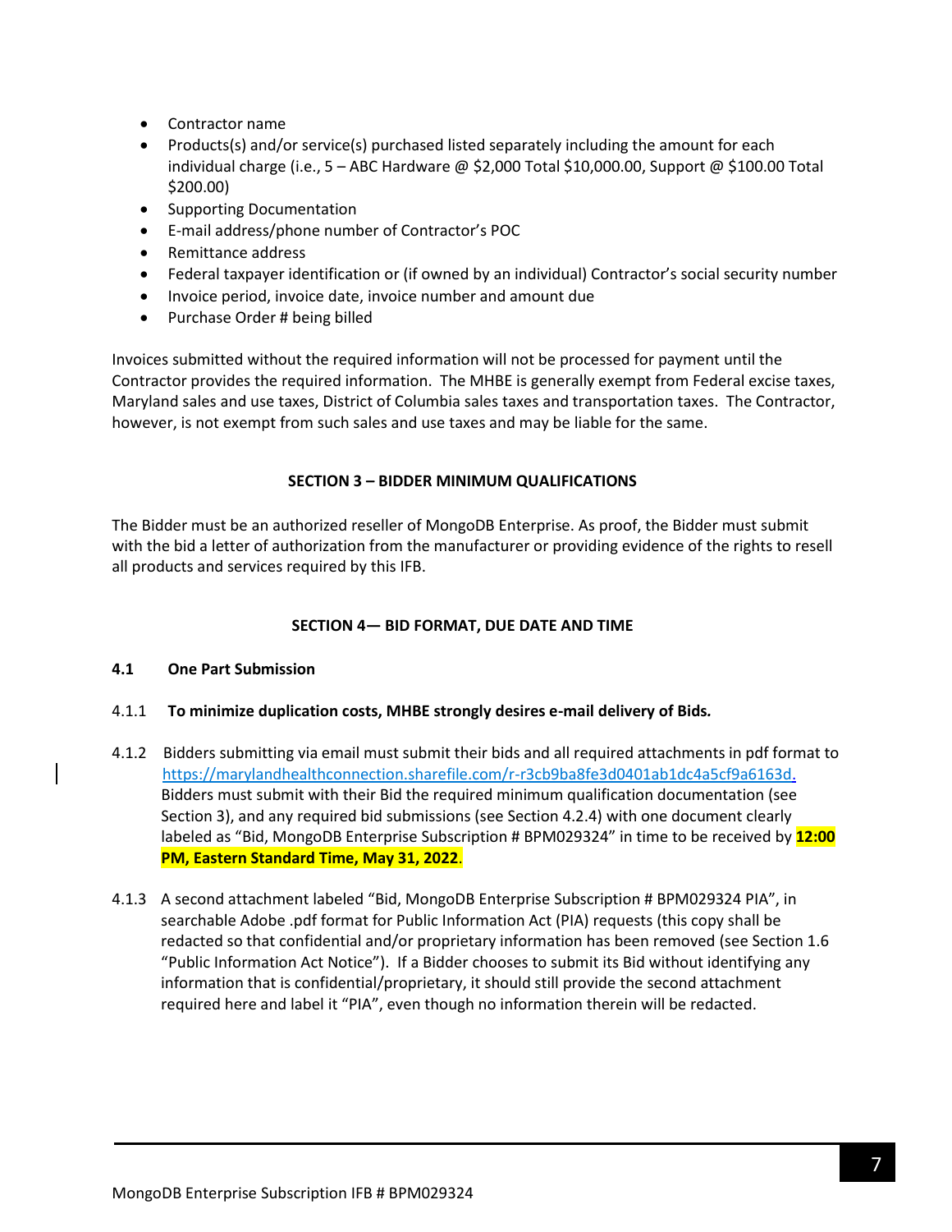- Contractor name
- Products(s) and/or service(s) purchased listed separately including the amount for each individual charge (i.e., 5 – ABC Hardware @ $2,000 Total $10,000.00, Support @ $100.00 Total $200.00)
- Supporting Documentation
- E-mail address/phone number of Contractor's POC
- Remittance address
- Federal taxpayer identification or (if owned by an individual) Contractor's social security number
- Invoice period, invoice date, invoice number and amount due
- Purchase Order # being billed

Invoices submitted without the required information will not be processed for payment until the Contractor provides the required information. The MHBE is generally exempt from Federal excise taxes, Maryland sales and use taxes, District of Columbia sales taxes and transportation taxes. The Contractor, however, is not exempt from such sales and use taxes and may be liable for the same.

## SECTION 3 – BIDDER MINIMUM QUALIFICATIONS

The Bidder must be an authorized reseller of MongoDB Enterprise. As proof, the Bidder must submit with the bid a letter of authorization from the manufacturer or providing evidence of the rights to resell all products and services required by this IFB.

## SECTION 4— BID FORMAT, DUE DATE AND TIME

### 4.1 One Part Submission

4.1.1 **To minimize duplication costs, MHBE strongly desires e-mail delivery of Bids.**

4.1.2 Bidders submitting via email must submit their bids and all required attachments in pdf format to https://marylandhealthconnection.sharefile.com/r-r3cb9ba8fe3d0401ab1dc4a5cf9a6163d. Bidders must submit with their Bid the required minimum qualification documentation (see Section 3), and any required bid submissions (see Section 4.2.4) with one document clearly labeled as "Bid, MongoDB Enterprise Subscription # BPM029324" in time to be received by **12:00 PM, Eastern Standard Time, May 31, 2022**.

4.1.3 A second attachment labeled "Bid, MongoDB Enterprise Subscription # BPM029324 PIA", in searchable Adobe .pdf format for Public Information Act (PIA) requests (this copy shall be redacted so that confidential and/or proprietary information has been removed (see Section 1.6 "Public Information Act Notice"). If a Bidder chooses to submit its Bid without identifying any information that is confidential/proprietary, it should still provide the second attachment required here and label it "PIA", even though no information therein will be redacted.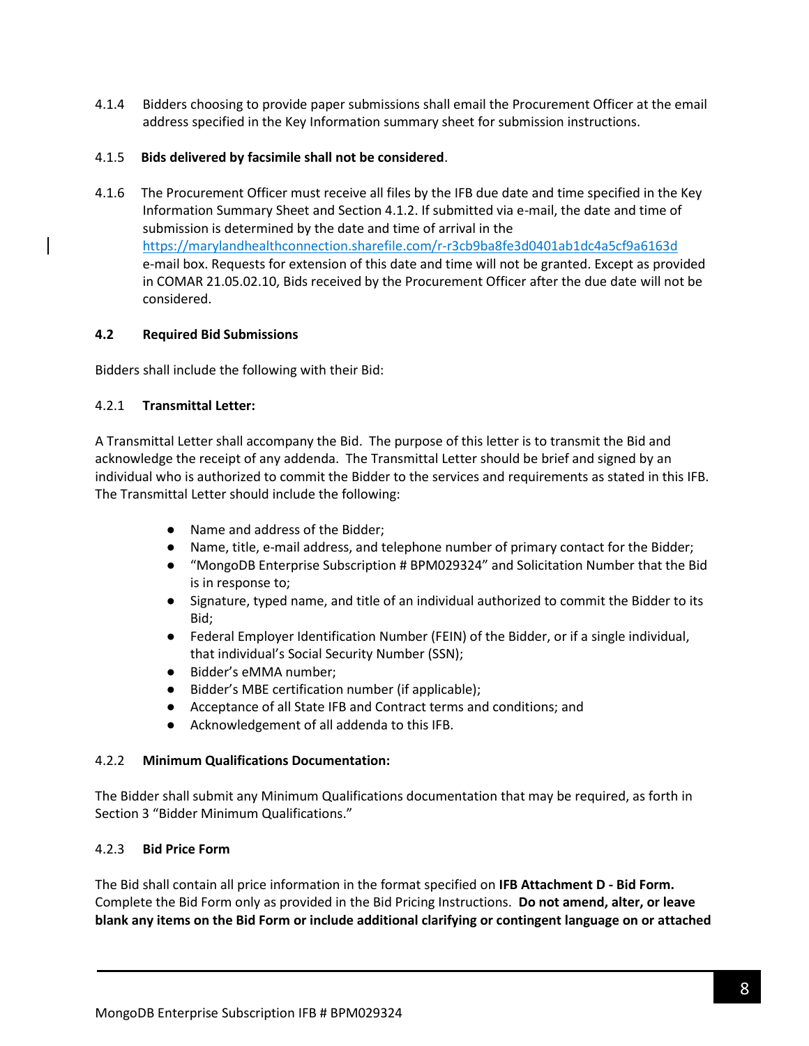4.1.4 Bidders choosing to provide paper submissions shall email the Procurement Officer at the email address specified in the Key Information summary sheet for submission instructions.

4.1.5 **Bids delivered by facsimile shall not be considered**.

4.1.6 The Procurement Officer must receive all files by the IFB due date and time specified in the Key Information Summary Sheet and Section 4.1.2. If submitted via e-mail, the date and time of submission is determined by the date and time of arrival in the https://marylandhealthconnection.sharefile.com/r-r3cb9ba8fe3d0401ab1dc4a5cf9a6163d e-mail box. Requests for extension of this date and time will not be granted. Except as provided in COMAR 21.05.02.10, Bids received by the Procurement Officer after the due date will not be considered.

### 4.2 Required Bid Submissions

Bidders shall include the following with their Bid:

#### 4.2.1 Transmittal Letter:

A Transmittal Letter shall accompany the Bid. The purpose of this letter is to transmit the Bid and acknowledge the receipt of any addenda. The Transmittal Letter should be brief and signed by an individual who is authorized to commit the Bidder to the services and requirements as stated in this IFB. The Transmittal Letter should include the following:

- Name and address of the Bidder;
- Name, title, e-mail address, and telephone number of primary contact for the Bidder;
- "MongoDB Enterprise Subscription # BPM029324" and Solicitation Number that the Bid is in response to;
- Signature, typed name, and title of an individual authorized to commit the Bidder to its Bid;
- Federal Employer Identification Number (FEIN) of the Bidder, or if a single individual, that individual's Social Security Number (SSN);
- Bidder's eMMA number;
- Bidder's MBE certification number (if applicable);
- Acceptance of all State IFB and Contract terms and conditions; and
- Acknowledgement of all addenda to this IFB.

#### 4.2.2 Minimum Qualifications Documentation:

The Bidder shall submit any Minimum Qualifications documentation that may be required, as forth in Section 3 "Bidder Minimum Qualifications."

#### 4.2.3 Bid Price Form

The Bid shall contain all price information in the format specified on **IFB Attachment D - Bid Form.** Complete the Bid Form only as provided in the Bid Pricing Instructions. **Do not amend, alter, or leave blank any items on the Bid Form or include additional clarifying or contingent language on or attached**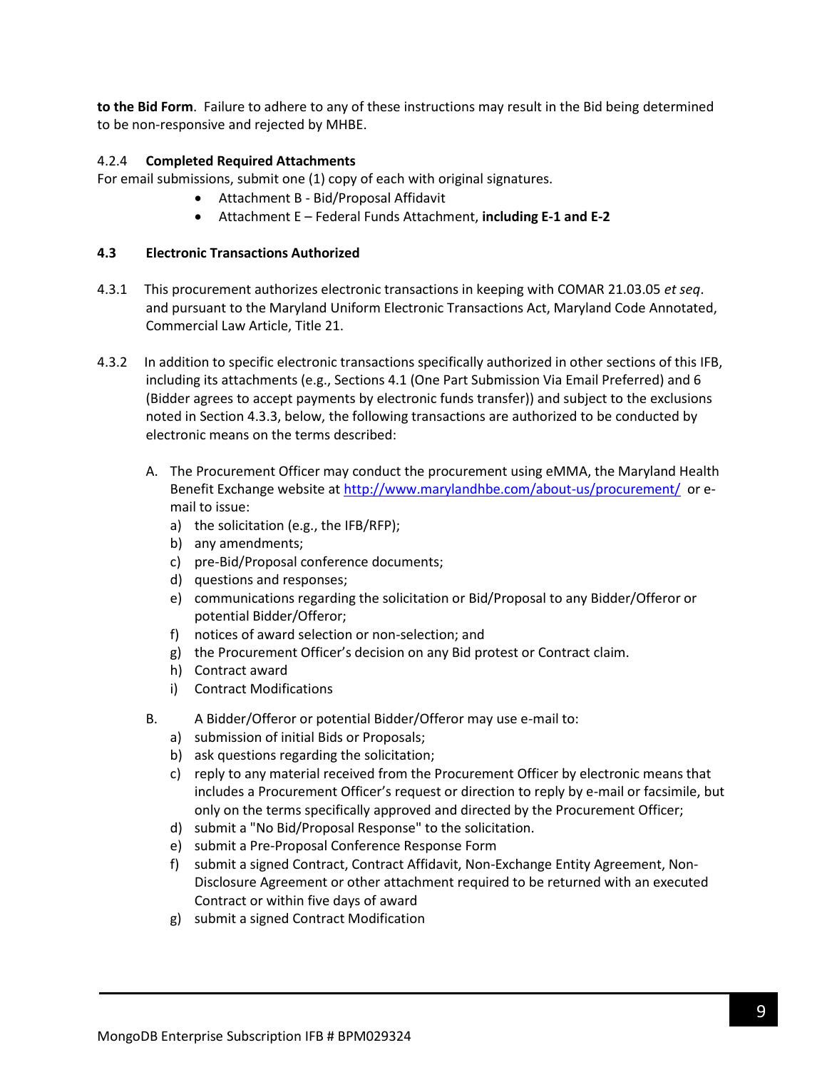**to the Bid Form**. Failure to adhere to any of these instructions may result in the Bid being determined to be non-responsive and rejected by MHBE.

4.2.4 **Completed Required Attachments**

For email submissions, submit one (1) copy of each with original signatures.

- Attachment B - Bid/Proposal Affidavit
- Attachment E – Federal Funds Attachment, **including E-1 and E-2**

### 4.3 Electronic Transactions Authorized

4.3.1 This procurement authorizes electronic transactions in keeping with COMAR 21.03.05 *et seq*. and pursuant to the Maryland Uniform Electronic Transactions Act, Maryland Code Annotated, Commercial Law Article, Title 21.

4.3.2 In addition to specific electronic transactions specifically authorized in other sections of this IFB, including its attachments (e.g., Sections 4.1 (One Part Submission Via Email Preferred) and 6 (Bidder agrees to accept payments by electronic funds transfer)) and subject to the exclusions noted in Section 4.3.3, below, the following transactions are authorized to be conducted by electronic means on the terms described:

A. The Procurement Officer may conduct the procurement using eMMA, the Maryland Health Benefit Exchange website at http://www.marylandhbe.com/about-us/procurement/ or e-mail to issue:

a) the solicitation (e.g., the IFB/RFP);
b) any amendments;
c) pre-Bid/Proposal conference documents;
d) questions and responses;
e) communications regarding the solicitation or Bid/Proposal to any Bidder/Offeror or potential Bidder/Offeror;
f) notices of award selection or non-selection; and
g) the Procurement Officer's decision on any Bid protest or Contract claim.
h) Contract award
i) Contract Modifications

B. A Bidder/Offeror or potential Bidder/Offeror may use e-mail to:

a) submission of initial Bids or Proposals;
b) ask questions regarding the solicitation;
c) reply to any material received from the Procurement Officer by electronic means that includes a Procurement Officer's request or direction to reply by e-mail or facsimile, but only on the terms specifically approved and directed by the Procurement Officer;
d) submit a "No Bid/Proposal Response" to the solicitation.
e) submit a Pre-Proposal Conference Response Form
f) submit a signed Contract, Contract Affidavit, Non-Exchange Entity Agreement, Non-Disclosure Agreement or other attachment required to be returned with an executed Contract or within five days of award
g) submit a signed Contract Modification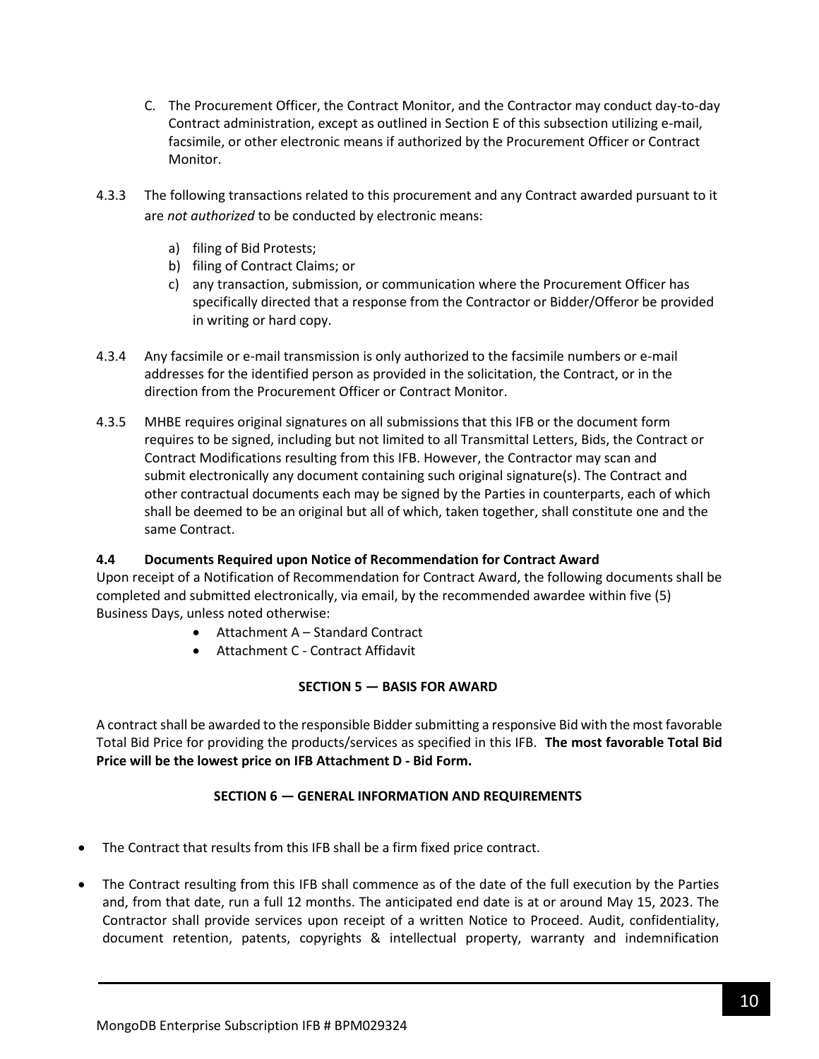C. The Procurement Officer, the Contract Monitor, and the Contractor may conduct day-to-day Contract administration, except as outlined in Section E of this subsection utilizing e-mail, facsimile, or other electronic means if authorized by the Procurement Officer or Contract Monitor.

4.3.3 The following transactions related to this procurement and any Contract awarded pursuant to it are *not authorized* to be conducted by electronic means:

a) filing of Bid Protests;
b) filing of Contract Claims; or
c) any transaction, submission, or communication where the Procurement Officer has specifically directed that a response from the Contractor or Bidder/Offeror be provided in writing or hard copy.

4.3.4 Any facsimile or e-mail transmission is only authorized to the facsimile numbers or e-mail addresses for the identified person as provided in the solicitation, the Contract, or in the direction from the Procurement Officer or Contract Monitor.

4.3.5 MHBE requires original signatures on all submissions that this IFB or the document form requires to be signed, including but not limited to all Transmittal Letters, Bids, the Contract or Contract Modifications resulting from this IFB. However, the Contractor may scan and submit electronically any document containing such original signature(s). The Contract and other contractual documents each may be signed by the Parties in counterparts, each of which shall be deemed to be an original but all of which, taken together, shall constitute one and the same Contract.

**4.4 Documents Required upon Notice of Recommendation for Contract Award**

Upon receipt of a Notification of Recommendation for Contract Award, the following documents shall be completed and submitted electronically, via email, by the recommended awardee within five (5) Business Days, unless noted otherwise:

- Attachment A – Standard Contract
- Attachment C - Contract Affidavit

## SECTION 5 — BASIS FOR AWARD

A contract shall be awarded to the responsible Bidder submitting a responsive Bid with the most favorable Total Bid Price for providing the products/services as specified in this IFB. **The most favorable Total Bid Price will be the lowest price on IFB Attachment D - Bid Form.**

## SECTION 6 — GENERAL INFORMATION AND REQUIREMENTS

- The Contract that results from this IFB shall be a firm fixed price contract.
- The Contract resulting from this IFB shall commence as of the date of the full execution by the Parties and, from that date, run a full 12 months. The anticipated end date is at or around May 15, 2023. The Contractor shall provide services upon receipt of a written Notice to Proceed. Audit, confidentiality, document retention, patents, copyrights & intellectual property, warranty and indemnification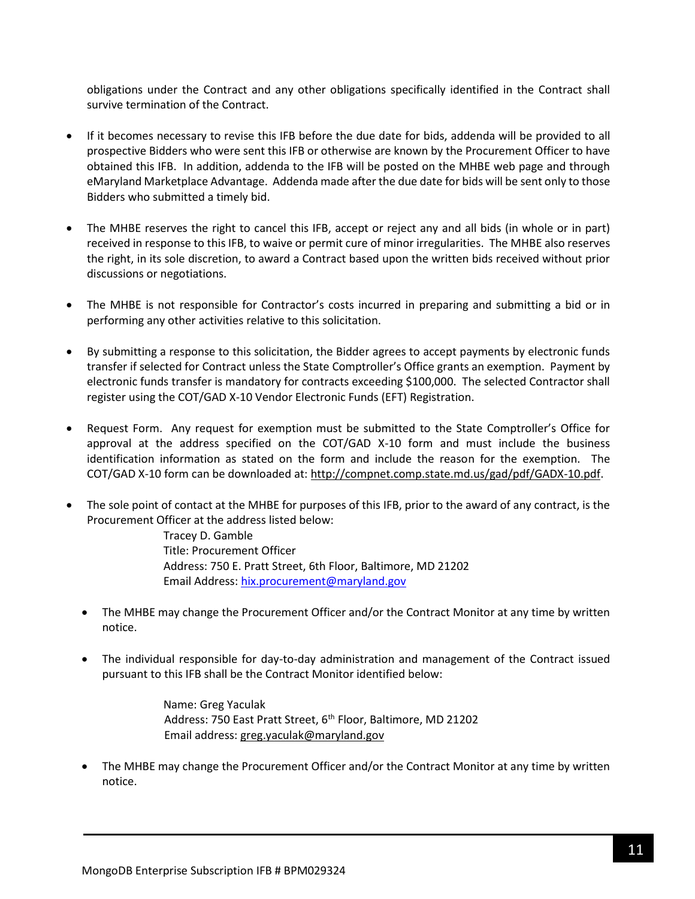obligations under the Contract and any other obligations specifically identified in the Contract shall survive termination of the Contract.

- If it becomes necessary to revise this IFB before the due date for bids, addenda will be provided to all prospective Bidders who were sent this IFB or otherwise are known by the Procurement Officer to have obtained this IFB. In addition, addenda to the IFB will be posted on the MHBE web page and through eMaryland Marketplace Advantage. Addenda made after the due date for bids will be sent only to those Bidders who submitted a timely bid.

- The MHBE reserves the right to cancel this IFB, accept or reject any and all bids (in whole or in part) received in response to this IFB, to waive or permit cure of minor irregularities. The MHBE also reserves the right, in its sole discretion, to award a Contract based upon the written bids received without prior discussions or negotiations.

- The MHBE is not responsible for Contractor's costs incurred in preparing and submitting a bid or in performing any other activities relative to this solicitation.

- By submitting a response to this solicitation, the Bidder agrees to accept payments by electronic funds transfer if selected for Contract unless the State Comptroller's Office grants an exemption. Payment by electronic funds transfer is mandatory for contracts exceeding $100,000. The selected Contractor shall register using the COT/GAD X-10 Vendor Electronic Funds (EFT) Registration.

- Request Form. Any request for exemption must be submitted to the State Comptroller's Office for approval at the address specified on the COT/GAD X-10 form and must include the business identification information as stated on the form and include the reason for the exemption. The COT/GAD X-10 form can be downloaded at: http://compnet.comp.state.md.us/gad/pdf/GADX-10.pdf.

- The sole point of contact at the MHBE for purposes of this IFB, prior to the award of any contract, is the Procurement Officer at the address listed below:

  Tracey D. Gamble
  Title: Procurement Officer
  Address: 750 E. Pratt Street, 6th Floor, Baltimore, MD 21202
  Email Address: hix.procurement@maryland.gov

  - The MHBE may change the Procurement Officer and/or the Contract Monitor at any time by written notice.

  - The individual responsible for day-to-day administration and management of the Contract issued pursuant to this IFB shall be the Contract Monitor identified below:

    Name: Greg Yaculak
    Address: 750 East Pratt Street, 6th Floor, Baltimore, MD 21202
    Email address: greg.yaculak@maryland.gov

  - The MHBE may change the Procurement Officer and/or the Contract Monitor at any time by written notice.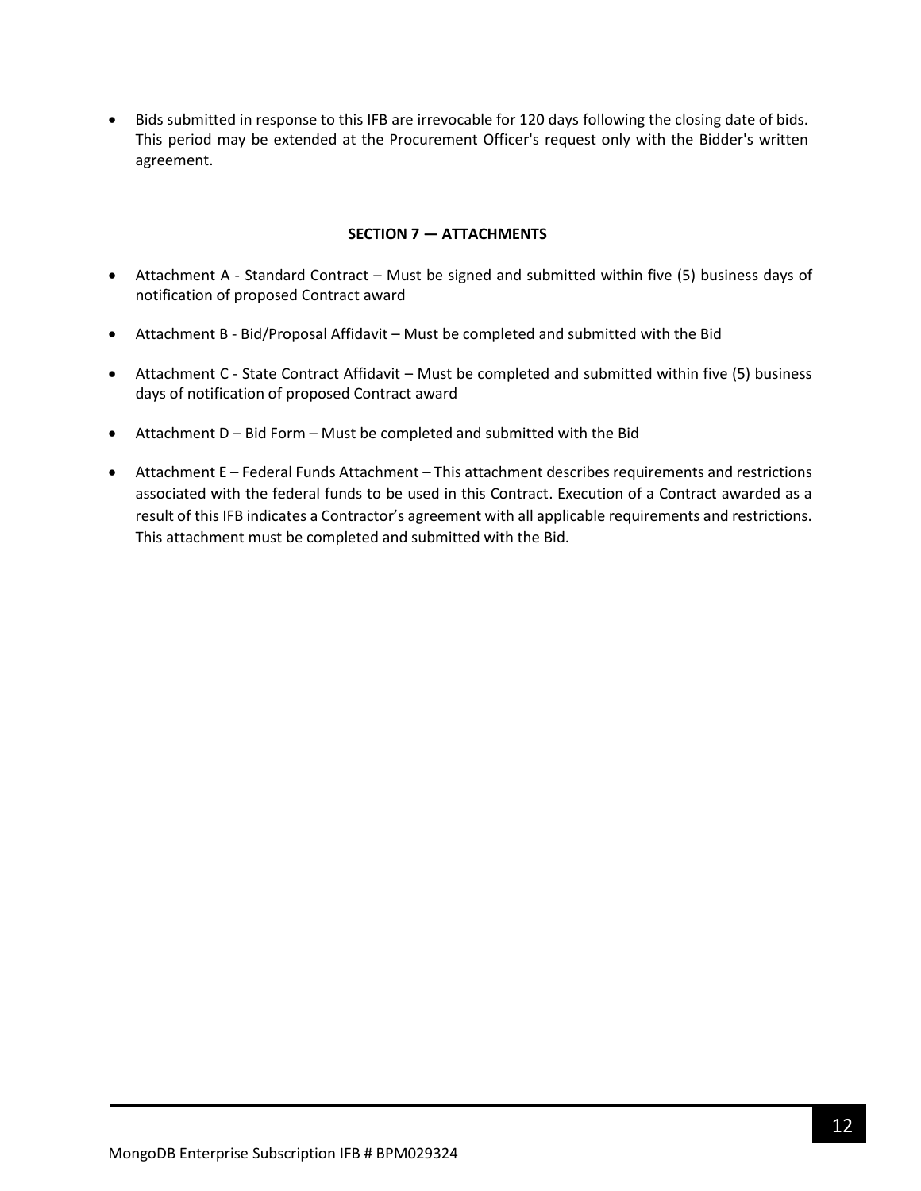- Bids submitted in response to this IFB are irrevocable for 120 days following the closing date of bids. This period may be extended at the Procurement Officer's request only with the Bidder's written agreement.

## SECTION 7 — ATTACHMENTS

- Attachment A - Standard Contract – Must be signed and submitted within five (5) business days of notification of proposed Contract award
- Attachment B - Bid/Proposal Affidavit – Must be completed and submitted with the Bid
- Attachment C - State Contract Affidavit – Must be completed and submitted within five (5) business days of notification of proposed Contract award
- Attachment D – Bid Form – Must be completed and submitted with the Bid
- Attachment E – Federal Funds Attachment – This attachment describes requirements and restrictions associated with the federal funds to be used in this Contract. Execution of a Contract awarded as a result of this IFB indicates a Contractor's agreement with all applicable requirements and restrictions. This attachment must be completed and submitted with the Bid.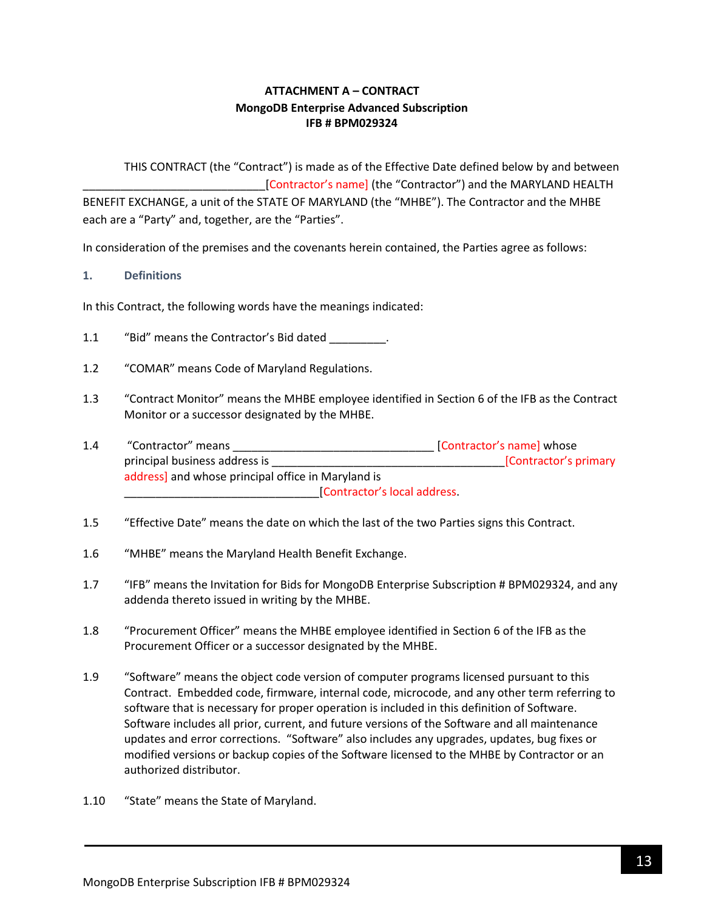**ATTACHMENT A – CONTRACT**
**MongoDB Enterprise Advanced Subscription**
**IFB # BPM029324**

THIS CONTRACT (the "Contract") is made as of the Effective Date defined below by and between ______________________________[Contractor's name] (the "Contractor") and the MARYLAND HEALTH BENEFIT EXCHANGE, a unit of the STATE OF MARYLAND (the "MHBE"). The Contractor and the MHBE each are a "Party" and, together, are the "Parties".

In consideration of the premises and the covenants herein contained, the Parties agree as follows:

## 1. Definitions

In this Contract, the following words have the meanings indicated:

1.1 "Bid" means the Contractor's Bid dated _________.

1.2 "COMAR" means Code of Maryland Regulations.

1.3 "Contract Monitor" means the MHBE employee identified in Section 6 of the IFB as the Contract Monitor or a successor designated by the MHBE.

1.4 "Contractor" means _________________________________ [Contractor's name] whose principal business address is _______________________________________[Contractor's primary address] and whose principal office in Maryland is ________________________________[Contractor's local address.

1.5 "Effective Date" means the date on which the last of the two Parties signs this Contract.

1.6 "MHBE" means the Maryland Health Benefit Exchange.

1.7 "IFB" means the Invitation for Bids for MongoDB Enterprise Subscription # BPM029324, and any addenda thereto issued in writing by the MHBE.

1.8 "Procurement Officer" means the MHBE employee identified in Section 6 of the IFB as the Procurement Officer or a successor designated by the MHBE.

1.9 "Software" means the object code version of computer programs licensed pursuant to this Contract. Embedded code, firmware, internal code, microcode, and any other term referring to software that is necessary for proper operation is included in this definition of Software. Software includes all prior, current, and future versions of the Software and all maintenance updates and error corrections. "Software" also includes any upgrades, updates, bug fixes or modified versions or backup copies of the Software licensed to the MHBE by Contractor or an authorized distributor.

1.10 "State" means the State of Maryland.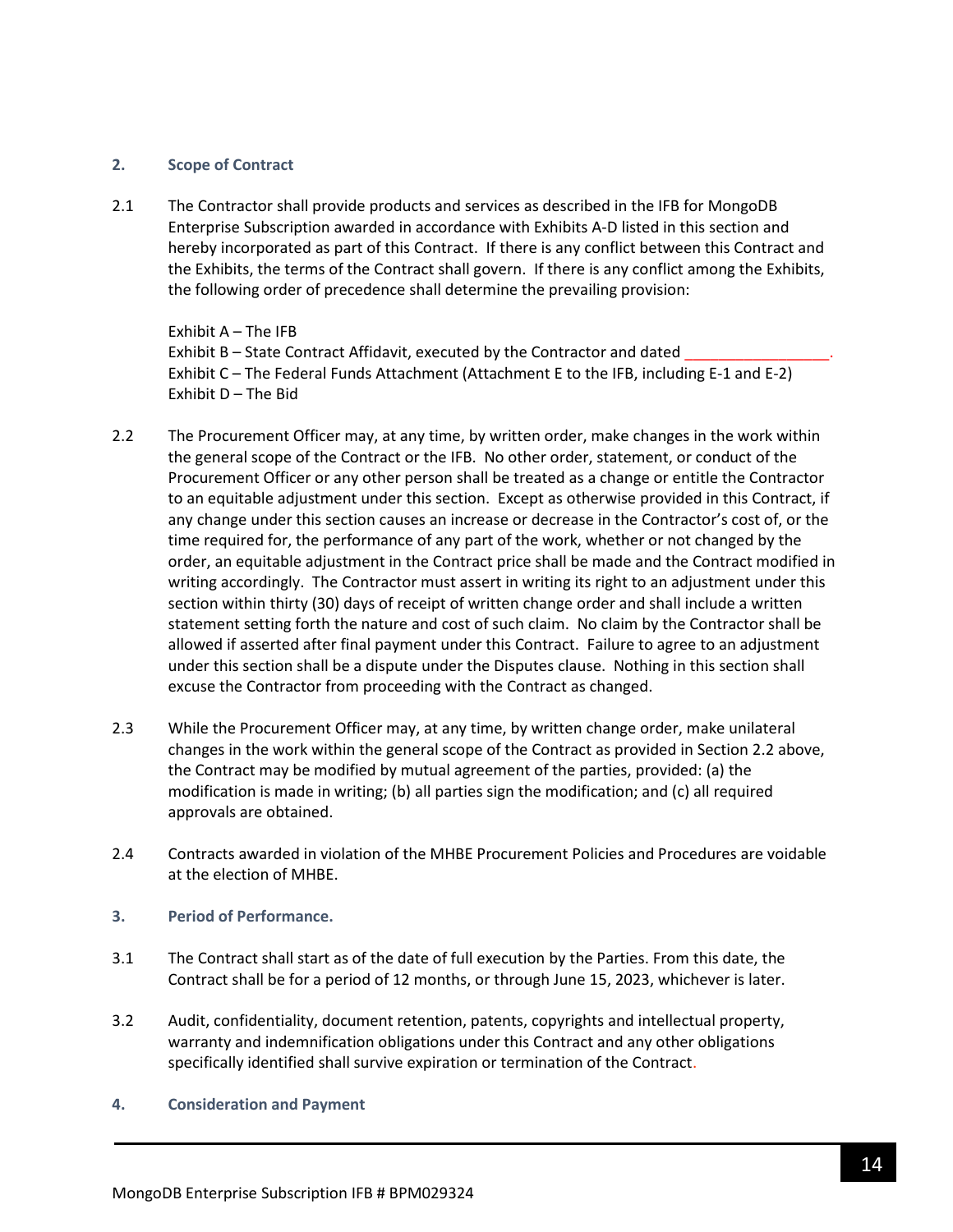## 2. Scope of Contract

2.1 The Contractor shall provide products and services as described in the IFB for MongoDB Enterprise Subscription awarded in accordance with Exhibits A-D listed in this section and hereby incorporated as part of this Contract. If there is any conflict between this Contract and the Exhibits, the terms of the Contract shall govern. If there is any conflict among the Exhibits, the following order of precedence shall determine the prevailing provision:

Exhibit A – The IFB
Exhibit B – State Contract Affidavit, executed by the Contractor and dated _________________.
Exhibit C – The Federal Funds Attachment (Attachment E to the IFB, including E-1 and E-2)
Exhibit D – The Bid

2.2 The Procurement Officer may, at any time, by written order, make changes in the work within the general scope of the Contract or the IFB. No other order, statement, or conduct of the Procurement Officer or any other person shall be treated as a change or entitle the Contractor to an equitable adjustment under this section. Except as otherwise provided in this Contract, if any change under this section causes an increase or decrease in the Contractor's cost of, or the time required for, the performance of any part of the work, whether or not changed by the order, an equitable adjustment in the Contract price shall be made and the Contract modified in writing accordingly. The Contractor must assert in writing its right to an adjustment under this section within thirty (30) days of receipt of written change order and shall include a written statement setting forth the nature and cost of such claim. No claim by the Contractor shall be allowed if asserted after final payment under this Contract. Failure to agree to an adjustment under this section shall be a dispute under the Disputes clause. Nothing in this section shall excuse the Contractor from proceeding with the Contract as changed.

2.3 While the Procurement Officer may, at any time, by written change order, make unilateral changes in the work within the general scope of the Contract as provided in Section 2.2 above, the Contract may be modified by mutual agreement of the parties, provided: (a) the modification is made in writing; (b) all parties sign the modification; and (c) all required approvals are obtained.

2.4 Contracts awarded in violation of the MHBE Procurement Policies and Procedures are voidable at the election of MHBE.

## 3. Period of Performance.

3.1 The Contract shall start as of the date of full execution by the Parties. From this date, the Contract shall be for a period of 12 months, or through June 15, 2023, whichever is later.

3.2 Audit, confidentiality, document retention, patents, copyrights and intellectual property, warranty and indemnification obligations under this Contract and any other obligations specifically identified shall survive expiration or termination of the Contract.

## 4. Consideration and Payment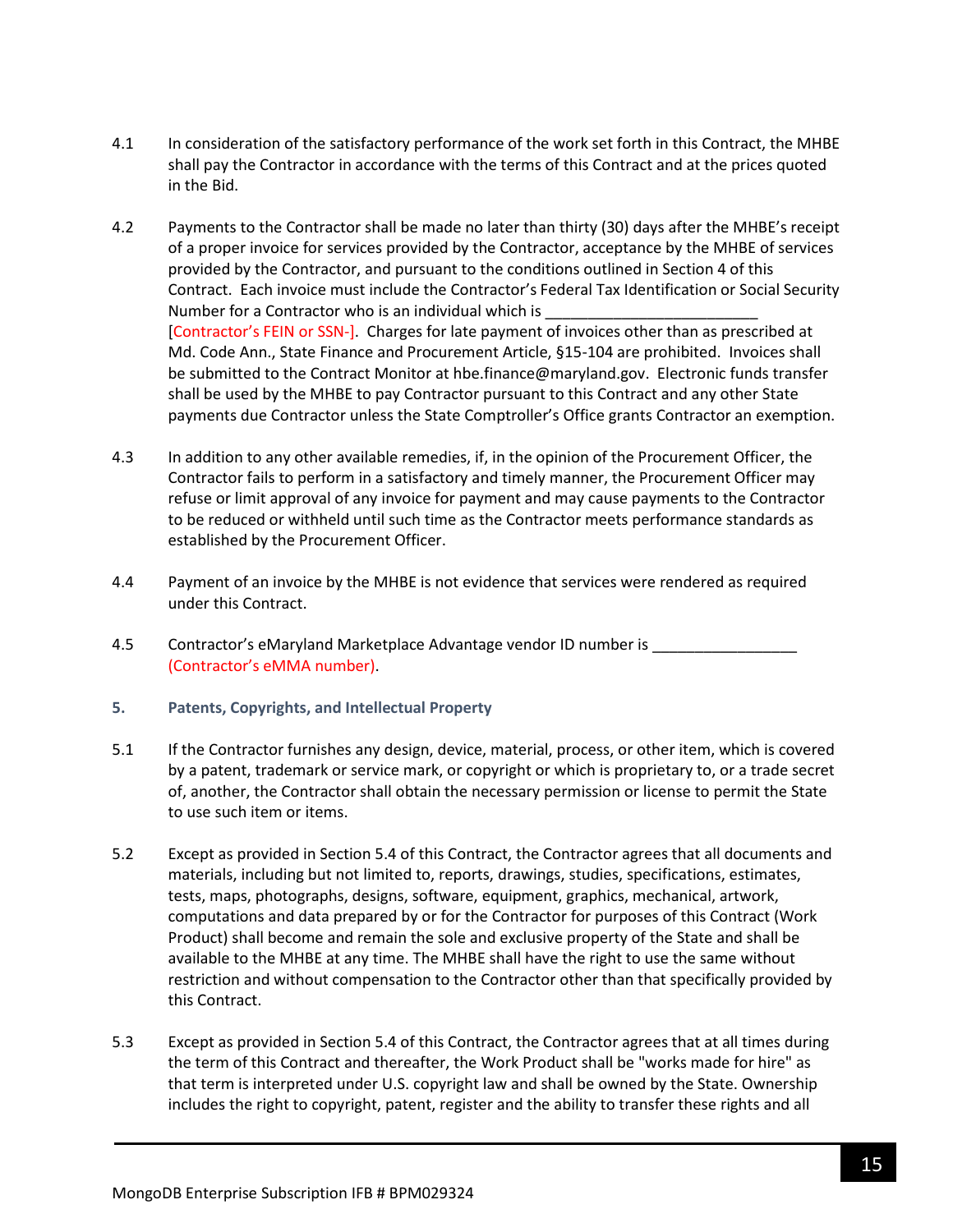4.1 In consideration of the satisfactory performance of the work set forth in this Contract, the MHBE shall pay the Contractor in accordance with the terms of this Contract and at the prices quoted in the Bid.

4.2 Payments to the Contractor shall be made no later than thirty (30) days after the MHBE's receipt of a proper invoice for services provided by the Contractor, acceptance by the MHBE of services provided by the Contractor, and pursuant to the conditions outlined in Section 4 of this Contract. Each invoice must include the Contractor's Federal Tax Identification or Social Security Number for a Contractor who is an individual which is _________________________ [Contractor's FEIN or SSN-]. Charges for late payment of invoices other than as prescribed at Md. Code Ann., State Finance and Procurement Article, §15-104 are prohibited. Invoices shall be submitted to the Contract Monitor at hbe.finance@maryland.gov. Electronic funds transfer shall be used by the MHBE to pay Contractor pursuant to this Contract and any other State payments due Contractor unless the State Comptroller's Office grants Contractor an exemption.

4.3 In addition to any other available remedies, if, in the opinion of the Procurement Officer, the Contractor fails to perform in a satisfactory and timely manner, the Procurement Officer may refuse or limit approval of any invoice for payment and may cause payments to the Contractor to be reduced or withheld until such time as the Contractor meets performance standards as established by the Procurement Officer.

4.4 Payment of an invoice by the MHBE is not evidence that services were rendered as required under this Contract.

4.5 Contractor's eMaryland Marketplace Advantage vendor ID number is _________________ (Contractor's eMMA number).

## 5. Patents, Copyrights, and Intellectual Property

5.1 If the Contractor furnishes any design, device, material, process, or other item, which is covered by a patent, trademark or service mark, or copyright or which is proprietary to, or a trade secret of, another, the Contractor shall obtain the necessary permission or license to permit the State to use such item or items.

5.2 Except as provided in Section 5.4 of this Contract, the Contractor agrees that all documents and materials, including but not limited to, reports, drawings, studies, specifications, estimates, tests, maps, photographs, designs, software, equipment, graphics, mechanical, artwork, computations and data prepared by or for the Contractor for purposes of this Contract (Work Product) shall become and remain the sole and exclusive property of the State and shall be available to the MHBE at any time. The MHBE shall have the right to use the same without restriction and without compensation to the Contractor other than that specifically provided by this Contract.

5.3 Except as provided in Section 5.4 of this Contract, the Contractor agrees that at all times during the term of this Contract and thereafter, the Work Product shall be "works made for hire" as that term is interpreted under U.S. copyright law and shall be owned by the State. Ownership includes the right to copyright, patent, register and the ability to transfer these rights and all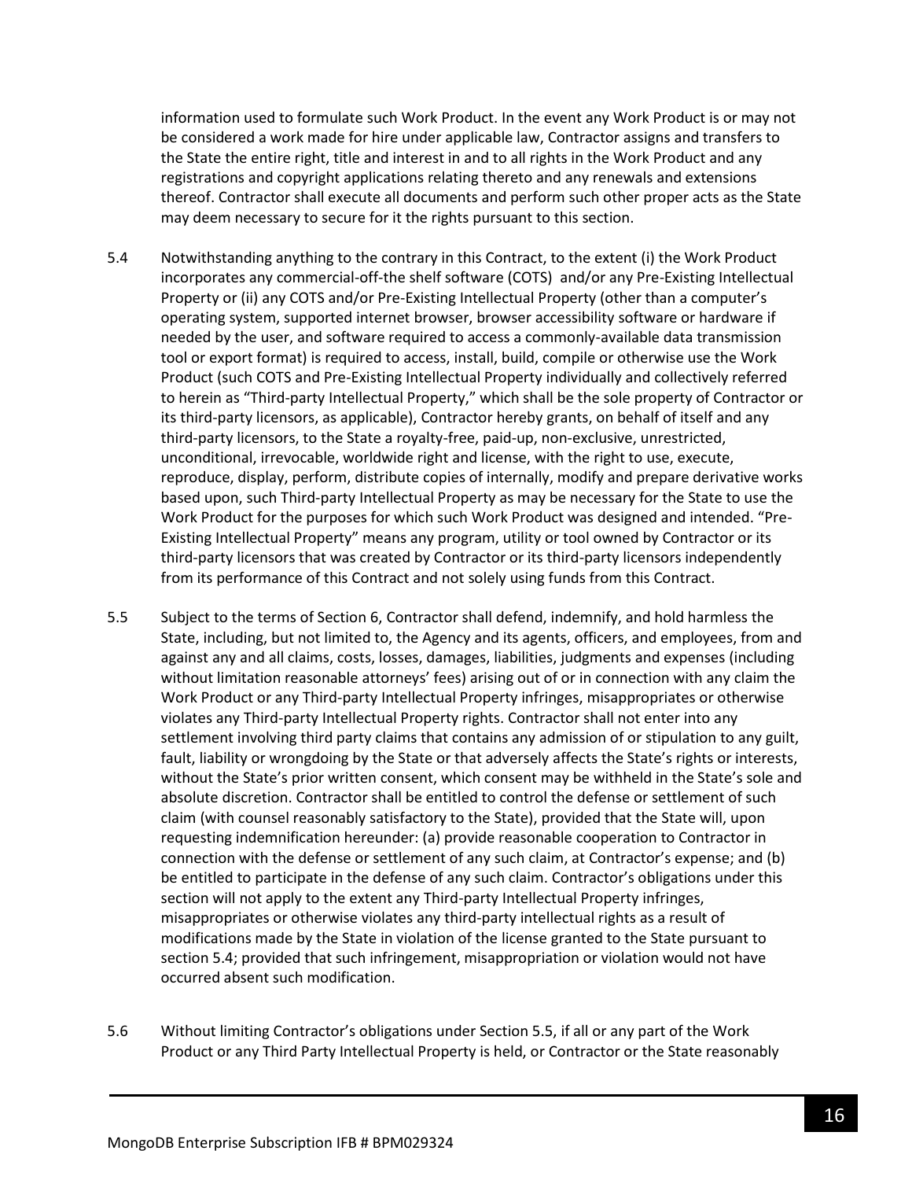information used to formulate such Work Product. In the event any Work Product is or may not be considered a work made for hire under applicable law, Contractor assigns and transfers to the State the entire right, title and interest in and to all rights in the Work Product and any registrations and copyright applications relating thereto and any renewals and extensions thereof. Contractor shall execute all documents and perform such other proper acts as the State may deem necessary to secure for it the rights pursuant to this section.

5.4 Notwithstanding anything to the contrary in this Contract, to the extent (i) the Work Product incorporates any commercial-off-the shelf software (COTS) and/or any Pre-Existing Intellectual Property or (ii) any COTS and/or Pre-Existing Intellectual Property (other than a computer's operating system, supported internet browser, browser accessibility software or hardware if needed by the user, and software required to access a commonly-available data transmission tool or export format) is required to access, install, build, compile or otherwise use the Work Product (such COTS and Pre-Existing Intellectual Property individually and collectively referred to herein as "Third-party Intellectual Property," which shall be the sole property of Contractor or its third-party licensors, as applicable), Contractor hereby grants, on behalf of itself and any third-party licensors, to the State a royalty-free, paid-up, non-exclusive, unrestricted, unconditional, irrevocable, worldwide right and license, with the right to use, execute, reproduce, display, perform, distribute copies of internally, modify and prepare derivative works based upon, such Third-party Intellectual Property as may be necessary for the State to use the Work Product for the purposes for which such Work Product was designed and intended. "Pre-Existing Intellectual Property" means any program, utility or tool owned by Contractor or its third-party licensors that was created by Contractor or its third-party licensors independently from its performance of this Contract and not solely using funds from this Contract.

5.5 Subject to the terms of Section 6, Contractor shall defend, indemnify, and hold harmless the State, including, but not limited to, the Agency and its agents, officers, and employees, from and against any and all claims, costs, losses, damages, liabilities, judgments and expenses (including without limitation reasonable attorneys' fees) arising out of or in connection with any claim the Work Product or any Third-party Intellectual Property infringes, misappropriates or otherwise violates any Third-party Intellectual Property rights. Contractor shall not enter into any settlement involving third party claims that contains any admission of or stipulation to any guilt, fault, liability or wrongdoing by the State or that adversely affects the State's rights or interests, without the State's prior written consent, which consent may be withheld in the State's sole and absolute discretion. Contractor shall be entitled to control the defense or settlement of such claim (with counsel reasonably satisfactory to the State), provided that the State will, upon requesting indemnification hereunder: (a) provide reasonable cooperation to Contractor in connection with the defense or settlement of any such claim, at Contractor's expense; and (b) be entitled to participate in the defense of any such claim. Contractor's obligations under this section will not apply to the extent any Third-party Intellectual Property infringes, misappropriates or otherwise violates any third-party intellectual rights as a result of modifications made by the State in violation of the license granted to the State pursuant to section 5.4; provided that such infringement, misappropriation or violation would not have occurred absent such modification.

5.6 Without limiting Contractor's obligations under Section 5.5, if all or any part of the Work Product or any Third Party Intellectual Property is held, or Contractor or the State reasonably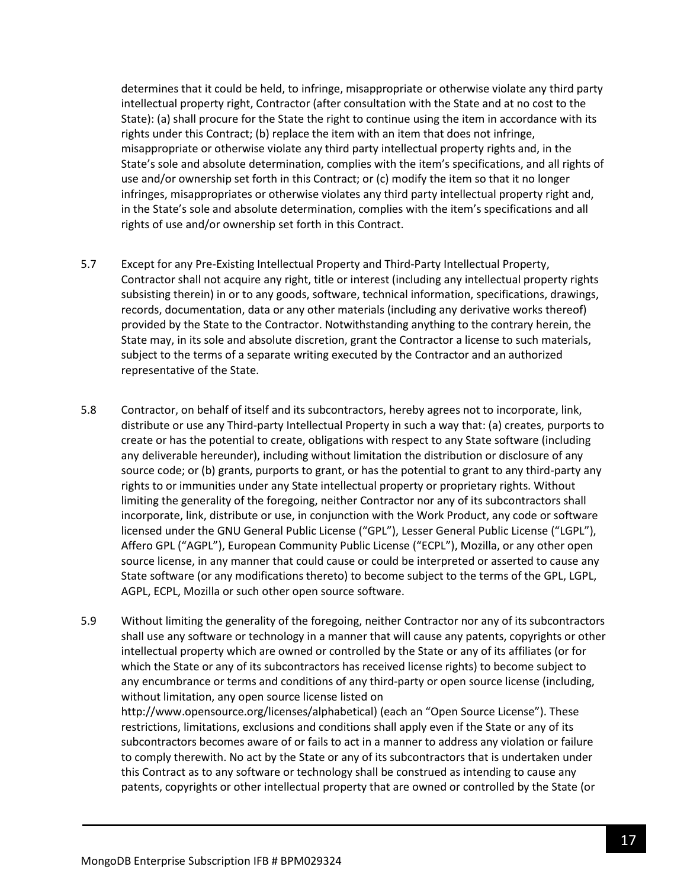determines that it could be held, to infringe, misappropriate or otherwise violate any third party intellectual property right, Contractor (after consultation with the State and at no cost to the State): (a) shall procure for the State the right to continue using the item in accordance with its rights under this Contract; (b) replace the item with an item that does not infringe, misappropriate or otherwise violate any third party intellectual property rights and, in the State's sole and absolute determination, complies with the item's specifications, and all rights of use and/or ownership set forth in this Contract; or (c) modify the item so that it no longer infringes, misappropriates or otherwise violates any third party intellectual property right and, in the State's sole and absolute determination, complies with the item's specifications and all rights of use and/or ownership set forth in this Contract.

5.7 Except for any Pre-Existing Intellectual Property and Third-Party Intellectual Property, Contractor shall not acquire any right, title or interest (including any intellectual property rights subsisting therein) in or to any goods, software, technical information, specifications, drawings, records, documentation, data or any other materials (including any derivative works thereof) provided by the State to the Contractor. Notwithstanding anything to the contrary herein, the State may, in its sole and absolute discretion, grant the Contractor a license to such materials, subject to the terms of a separate writing executed by the Contractor and an authorized representative of the State.

5.8 Contractor, on behalf of itself and its subcontractors, hereby agrees not to incorporate, link, distribute or use any Third-party Intellectual Property in such a way that: (a) creates, purports to create or has the potential to create, obligations with respect to any State software (including any deliverable hereunder), including without limitation the distribution or disclosure of any source code; or (b) grants, purports to grant, or has the potential to grant to any third-party any rights to or immunities under any State intellectual property or proprietary rights. Without limiting the generality of the foregoing, neither Contractor nor any of its subcontractors shall incorporate, link, distribute or use, in conjunction with the Work Product, any code or software licensed under the GNU General Public License ("GPL"), Lesser General Public License ("LGPL"), Affero GPL ("AGPL"), European Community Public License ("ECPL"), Mozilla, or any other open source license, in any manner that could cause or could be interpreted or asserted to cause any State software (or any modifications thereto) to become subject to the terms of the GPL, LGPL, AGPL, ECPL, Mozilla or such other open source software.

5.9 Without limiting the generality of the foregoing, neither Contractor nor any of its subcontractors shall use any software or technology in a manner that will cause any patents, copyrights or other intellectual property which are owned or controlled by the State or any of its affiliates (or for which the State or any of its subcontractors has received license rights) to become subject to any encumbrance or terms and conditions of any third-party or open source license (including, without limitation, any open source license listed on http://www.opensource.org/licenses/alphabetical) (each an "Open Source License"). These restrictions, limitations, exclusions and conditions shall apply even if the State or any of its subcontractors becomes aware of or fails to act in a manner to address any violation or failure to comply therewith. No act by the State or any of its subcontractors that is undertaken under this Contract as to any software or technology shall be construed as intending to cause any patents, copyrights or other intellectual property that are owned or controlled by the State (or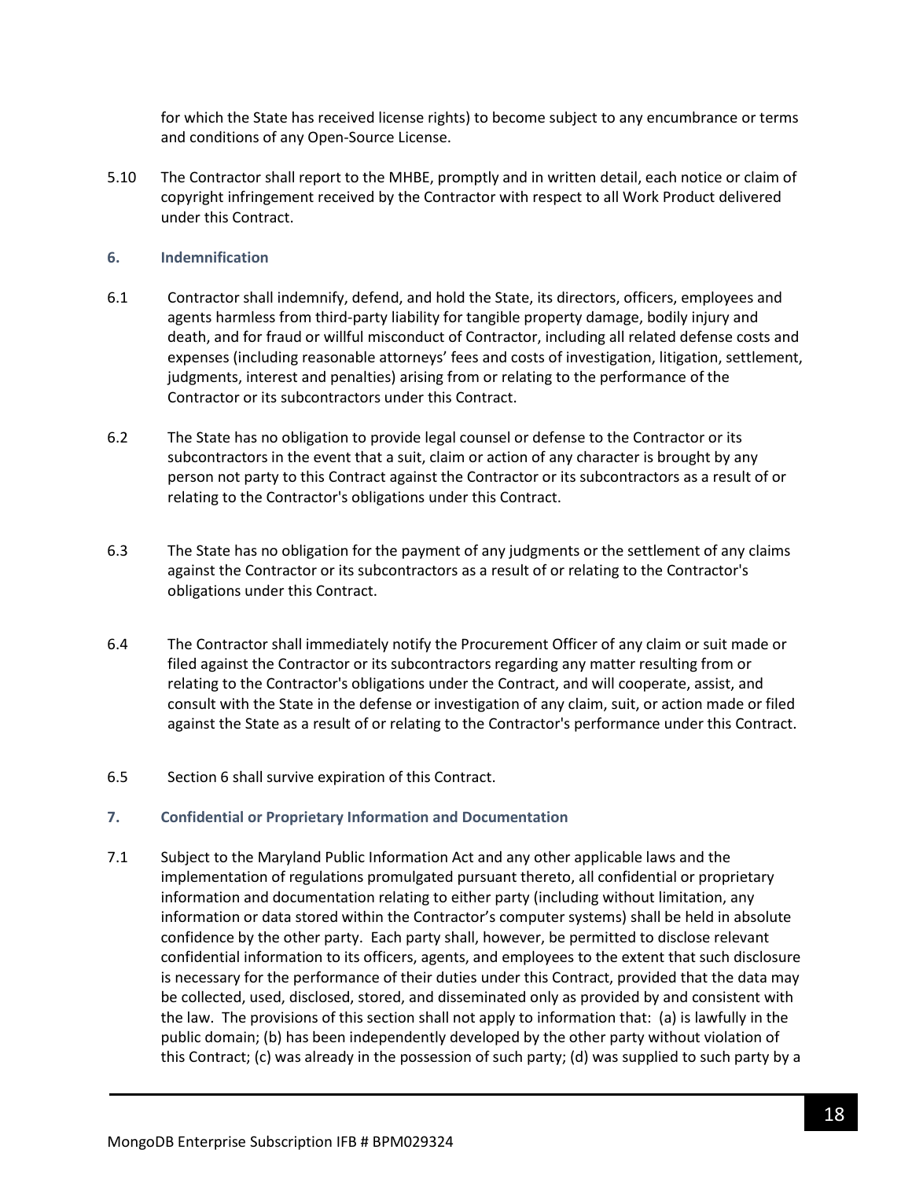for which the State has received license rights) to become subject to any encumbrance or terms and conditions of any Open-Source License.

5.10 The Contractor shall report to the MHBE, promptly and in written detail, each notice or claim of copyright infringement received by the Contractor with respect to all Work Product delivered under this Contract.

### 6. Indemnification

6.1 Contractor shall indemnify, defend, and hold the State, its directors, officers, employees and agents harmless from third-party liability for tangible property damage, bodily injury and death, and for fraud or willful misconduct of Contractor, including all related defense costs and expenses (including reasonable attorneys' fees and costs of investigation, litigation, settlement, judgments, interest and penalties) arising from or relating to the performance of the Contractor or its subcontractors under this Contract.

6.2 The State has no obligation to provide legal counsel or defense to the Contractor or its subcontractors in the event that a suit, claim or action of any character is brought by any person not party to this Contract against the Contractor or its subcontractors as a result of or relating to the Contractor's obligations under this Contract.

6.3 The State has no obligation for the payment of any judgments or the settlement of any claims against the Contractor or its subcontractors as a result of or relating to the Contractor's obligations under this Contract.

6.4 The Contractor shall immediately notify the Procurement Officer of any claim or suit made or filed against the Contractor or its subcontractors regarding any matter resulting from or relating to the Contractor's obligations under the Contract, and will cooperate, assist, and consult with the State in the defense or investigation of any claim, suit, or action made or filed against the State as a result of or relating to the Contractor's performance under this Contract.

6.5 Section 6 shall survive expiration of this Contract.

### 7. Confidential or Proprietary Information and Documentation

7.1 Subject to the Maryland Public Information Act and any other applicable laws and the implementation of regulations promulgated pursuant thereto, all confidential or proprietary information and documentation relating to either party (including without limitation, any information or data stored within the Contractor's computer systems) shall be held in absolute confidence by the other party. Each party shall, however, be permitted to disclose relevant confidential information to its officers, agents, and employees to the extent that such disclosure is necessary for the performance of their duties under this Contract, provided that the data may be collected, used, disclosed, stored, and disseminated only as provided by and consistent with the law. The provisions of this section shall not apply to information that: (a) is lawfully in the public domain; (b) has been independently developed by the other party without violation of this Contract; (c) was already in the possession of such party; (d) was supplied to such party by a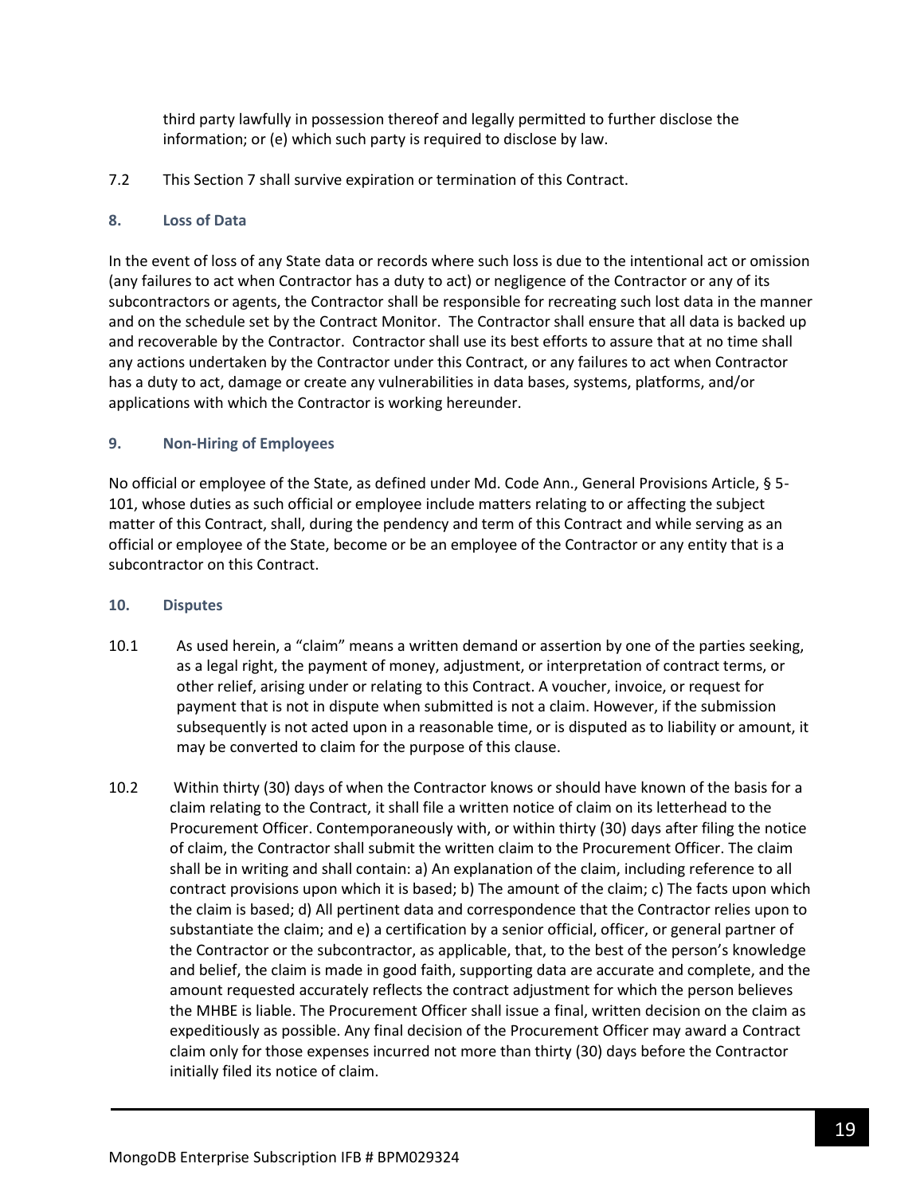third party lawfully in possession thereof and legally permitted to further disclose the information; or (e) which such party is required to disclose by law.

7.2 This Section 7 shall survive expiration or termination of this Contract.

### 8. Loss of Data

In the event of loss of any State data or records where such loss is due to the intentional act or omission (any failures to act when Contractor has a duty to act) or negligence of the Contractor or any of its subcontractors or agents, the Contractor shall be responsible for recreating such lost data in the manner and on the schedule set by the Contract Monitor. The Contractor shall ensure that all data is backed up and recoverable by the Contractor. Contractor shall use its best efforts to assure that at no time shall any actions undertaken by the Contractor under this Contract, or any failures to act when Contractor has a duty to act, damage or create any vulnerabilities in data bases, systems, platforms, and/or applications with which the Contractor is working hereunder.

### 9. Non-Hiring of Employees

No official or employee of the State, as defined under Md. Code Ann., General Provisions Article, § 5-101, whose duties as such official or employee include matters relating to or affecting the subject matter of this Contract, shall, during the pendency and term of this Contract and while serving as an official or employee of the State, become or be an employee of the Contractor or any entity that is a subcontractor on this Contract.

### 10. Disputes

10.1 As used herein, a "claim" means a written demand or assertion by one of the parties seeking, as a legal right, the payment of money, adjustment, or interpretation of contract terms, or other relief, arising under or relating to this Contract. A voucher, invoice, or request for payment that is not in dispute when submitted is not a claim. However, if the submission subsequently is not acted upon in a reasonable time, or is disputed as to liability or amount, it may be converted to claim for the purpose of this clause.

10.2 Within thirty (30) days of when the Contractor knows or should have known of the basis for a claim relating to the Contract, it shall file a written notice of claim on its letterhead to the Procurement Officer. Contemporaneously with, or within thirty (30) days after filing the notice of claim, the Contractor shall submit the written claim to the Procurement Officer. The claim shall be in writing and shall contain: a) An explanation of the claim, including reference to all contract provisions upon which it is based; b) The amount of the claim; c) The facts upon which the claim is based; d) All pertinent data and correspondence that the Contractor relies upon to substantiate the claim; and e) a certification by a senior official, officer, or general partner of the Contractor or the subcontractor, as applicable, that, to the best of the person's knowledge and belief, the claim is made in good faith, supporting data are accurate and complete, and the amount requested accurately reflects the contract adjustment for which the person believes the MHBE is liable. The Procurement Officer shall issue a final, written decision on the claim as expeditiously as possible. Any final decision of the Procurement Officer may award a Contract claim only for those expenses incurred not more than thirty (30) days before the Contractor initially filed its notice of claim.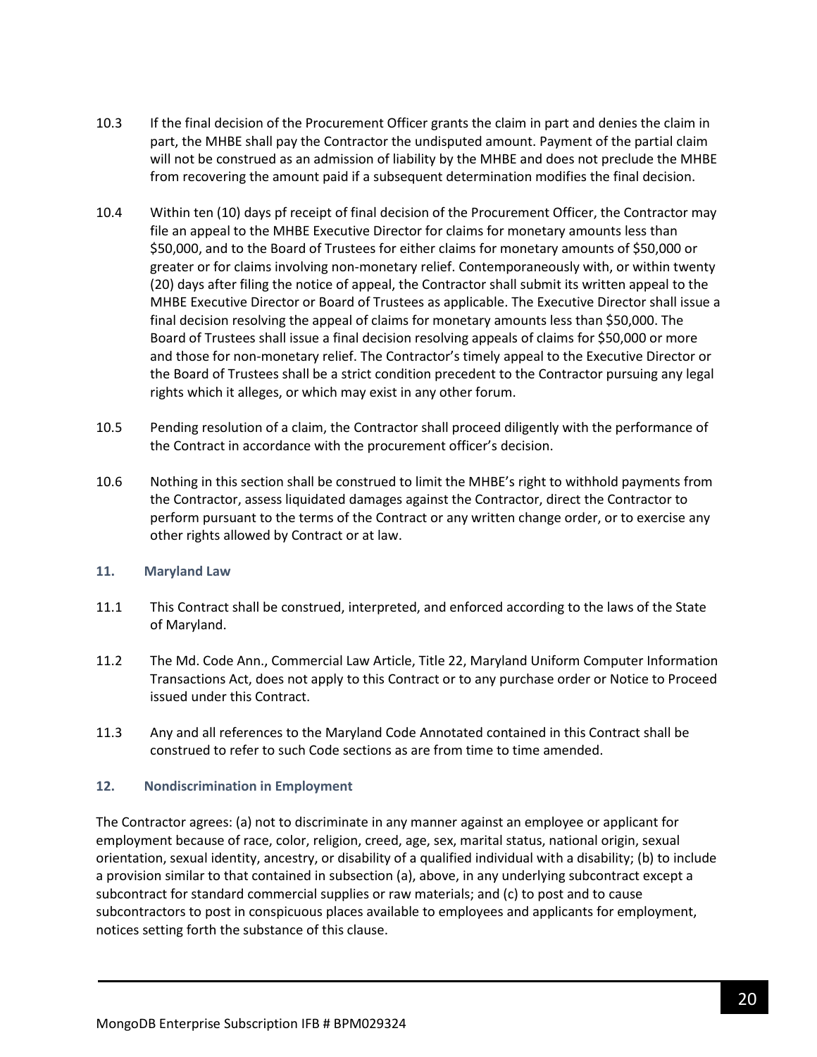10.3 If the final decision of the Procurement Officer grants the claim in part and denies the claim in part, the MHBE shall pay the Contractor the undisputed amount. Payment of the partial claim will not be construed as an admission of liability by the MHBE and does not preclude the MHBE from recovering the amount paid if a subsequent determination modifies the final decision.

10.4 Within ten (10) days pf receipt of final decision of the Procurement Officer, the Contractor may file an appeal to the MHBE Executive Director for claims for monetary amounts less than $50,000, and to the Board of Trustees for either claims for monetary amounts of $50,000 or greater or for claims involving non-monetary relief. Contemporaneously with, or within twenty (20) days after filing the notice of appeal, the Contractor shall submit its written appeal to the MHBE Executive Director or Board of Trustees as applicable. The Executive Director shall issue a final decision resolving the appeal of claims for monetary amounts less than $50,000. The Board of Trustees shall issue a final decision resolving appeals of claims for $50,000 or more and those for non-monetary relief. The Contractor's timely appeal to the Executive Director or the Board of Trustees shall be a strict condition precedent to the Contractor pursuing any legal rights which it alleges, or which may exist in any other forum.

10.5 Pending resolution of a claim, the Contractor shall proceed diligently with the performance of the Contract in accordance with the procurement officer's decision.

10.6 Nothing in this section shall be construed to limit the MHBE's right to withhold payments from the Contractor, assess liquidated damages against the Contractor, direct the Contractor to perform pursuant to the terms of the Contract or any written change order, or to exercise any other rights allowed by Contract or at law.

### 11. Maryland Law

11.1 This Contract shall be construed, interpreted, and enforced according to the laws of the State of Maryland.

11.2 The Md. Code Ann., Commercial Law Article, Title 22, Maryland Uniform Computer Information Transactions Act, does not apply to this Contract or to any purchase order or Notice to Proceed issued under this Contract.

11.3 Any and all references to the Maryland Code Annotated contained in this Contract shall be construed to refer to such Code sections as are from time to time amended.

### 12. Nondiscrimination in Employment

The Contractor agrees: (a) not to discriminate in any manner against an employee or applicant for employment because of race, color, religion, creed, age, sex, marital status, national origin, sexual orientation, sexual identity, ancestry, or disability of a qualified individual with a disability; (b) to include a provision similar to that contained in subsection (a), above, in any underlying subcontract except a subcontract for standard commercial supplies or raw materials; and (c) to post and to cause subcontractors to post in conspicuous places available to employees and applicants for employment, notices setting forth the substance of this clause.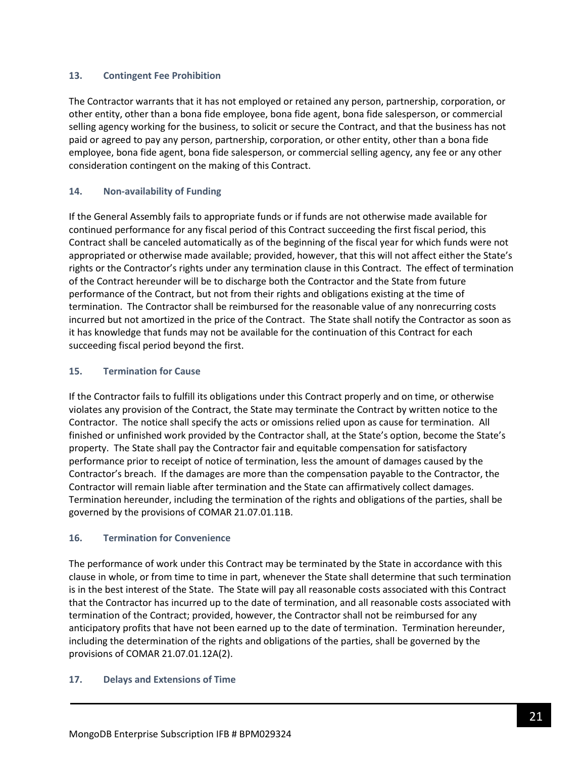### 13. Contingent Fee Prohibition

The Contractor warrants that it has not employed or retained any person, partnership, corporation, or other entity, other than a bona fide employee, bona fide agent, bona fide salesperson, or commercial selling agency working for the business, to solicit or secure the Contract, and that the business has not paid or agreed to pay any person, partnership, corporation, or other entity, other than a bona fide employee, bona fide agent, bona fide salesperson, or commercial selling agency, any fee or any other consideration contingent on the making of this Contract.

### 14. Non-availability of Funding

If the General Assembly fails to appropriate funds or if funds are not otherwise made available for continued performance for any fiscal period of this Contract succeeding the first fiscal period, this Contract shall be canceled automatically as of the beginning of the fiscal year for which funds were not appropriated or otherwise made available; provided, however, that this will not affect either the State's rights or the Contractor's rights under any termination clause in this Contract. The effect of termination of the Contract hereunder will be to discharge both the Contractor and the State from future performance of the Contract, but not from their rights and obligations existing at the time of termination. The Contractor shall be reimbursed for the reasonable value of any nonrecurring costs incurred but not amortized in the price of the Contract. The State shall notify the Contractor as soon as it has knowledge that funds may not be available for the continuation of this Contract for each succeeding fiscal period beyond the first.

### 15. Termination for Cause

If the Contractor fails to fulfill its obligations under this Contract properly and on time, or otherwise violates any provision of the Contract, the State may terminate the Contract by written notice to the Contractor. The notice shall specify the acts or omissions relied upon as cause for termination. All finished or unfinished work provided by the Contractor shall, at the State's option, become the State's property. The State shall pay the Contractor fair and equitable compensation for satisfactory performance prior to receipt of notice of termination, less the amount of damages caused by the Contractor's breach. If the damages are more than the compensation payable to the Contractor, the Contractor will remain liable after termination and the State can affirmatively collect damages. Termination hereunder, including the termination of the rights and obligations of the parties, shall be governed by the provisions of COMAR 21.07.01.11B.

### 16. Termination for Convenience

The performance of work under this Contract may be terminated by the State in accordance with this clause in whole, or from time to time in part, whenever the State shall determine that such termination is in the best interest of the State. The State will pay all reasonable costs associated with this Contract that the Contractor has incurred up to the date of termination, and all reasonable costs associated with termination of the Contract; provided, however, the Contractor shall not be reimbursed for any anticipatory profits that have not been earned up to the date of termination. Termination hereunder, including the determination of the rights and obligations of the parties, shall be governed by the provisions of COMAR 21.07.01.12A(2).

### 17. Delays and Extensions of Time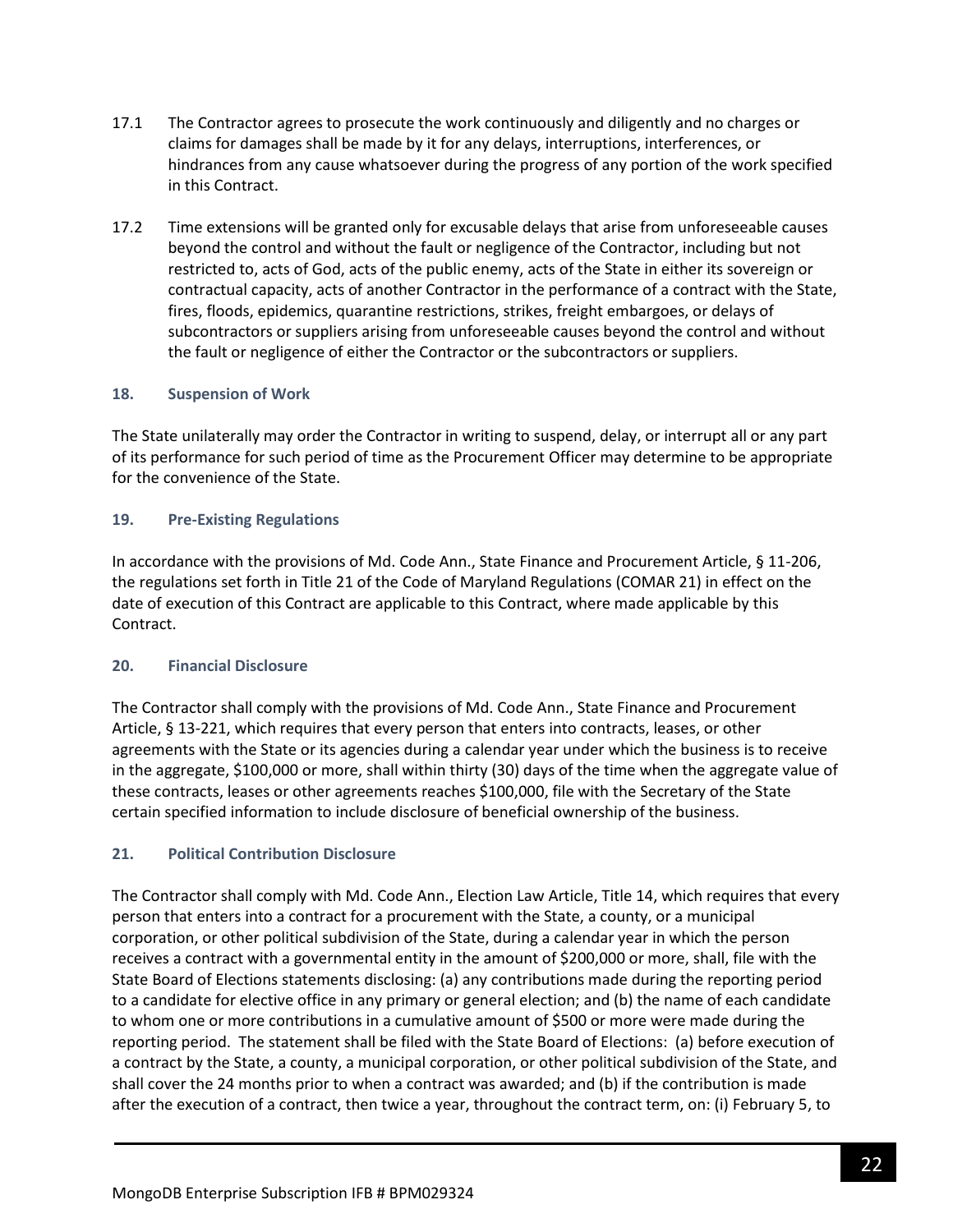17.1 The Contractor agrees to prosecute the work continuously and diligently and no charges or claims for damages shall be made by it for any delays, interruptions, interferences, or hindrances from any cause whatsoever during the progress of any portion of the work specified in this Contract.

17.2 Time extensions will be granted only for excusable delays that arise from unforeseeable causes beyond the control and without the fault or negligence of the Contractor, including but not restricted to, acts of God, acts of the public enemy, acts of the State in either its sovereign or contractual capacity, acts of another Contractor in the performance of a contract with the State, fires, floods, epidemics, quarantine restrictions, strikes, freight embargoes, or delays of subcontractors or suppliers arising from unforeseeable causes beyond the control and without the fault or negligence of either the Contractor or the subcontractors or suppliers.

### 18. Suspension of Work

The State unilaterally may order the Contractor in writing to suspend, delay, or interrupt all or any part of its performance for such period of time as the Procurement Officer may determine to be appropriate for the convenience of the State.

### 19. Pre-Existing Regulations

In accordance with the provisions of Md. Code Ann., State Finance and Procurement Article, § 11-206, the regulations set forth in Title 21 of the Code of Maryland Regulations (COMAR 21) in effect on the date of execution of this Contract are applicable to this Contract, where made applicable by this Contract.

### 20. Financial Disclosure

The Contractor shall comply with the provisions of Md. Code Ann., State Finance and Procurement Article, § 13-221, which requires that every person that enters into contracts, leases, or other agreements with the State or its agencies during a calendar year under which the business is to receive in the aggregate, $100,000 or more, shall within thirty (30) days of the time when the aggregate value of these contracts, leases or other agreements reaches $100,000, file with the Secretary of the State certain specified information to include disclosure of beneficial ownership of the business.

### 21. Political Contribution Disclosure

The Contractor shall comply with Md. Code Ann., Election Law Article, Title 14, which requires that every person that enters into a contract for a procurement with the State, a county, or a municipal corporation, or other political subdivision of the State, during a calendar year in which the person receives a contract with a governmental entity in the amount of $200,000 or more, shall, file with the State Board of Elections statements disclosing: (a) any contributions made during the reporting period to a candidate for elective office in any primary or general election; and (b) the name of each candidate to whom one or more contributions in a cumulative amount of $500 or more were made during the reporting period. The statement shall be filed with the State Board of Elections: (a) before execution of a contract by the State, a county, a municipal corporation, or other political subdivision of the State, and shall cover the 24 months prior to when a contract was awarded; and (b) if the contribution is made after the execution of a contract, then twice a year, throughout the contract term, on: (i) February 5, to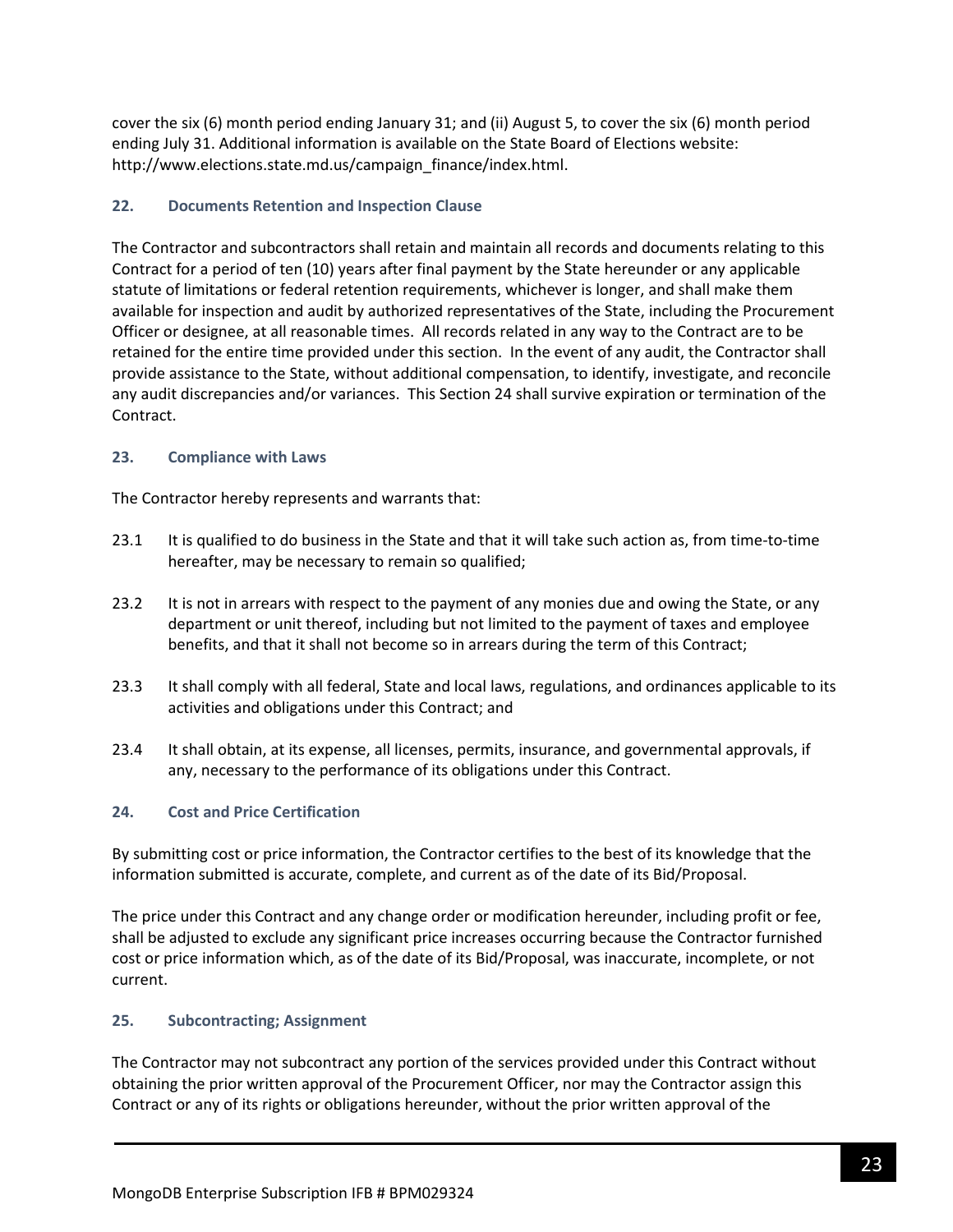cover the six (6) month period ending January 31; and (ii) August 5, to cover the six (6) month period ending July 31. Additional information is available on the State Board of Elections website: http://www.elections.state.md.us/campaign_finance/index.html.

### 22. Documents Retention and Inspection Clause

The Contractor and subcontractors shall retain and maintain all records and documents relating to this Contract for a period of ten (10) years after final payment by the State hereunder or any applicable statute of limitations or federal retention requirements, whichever is longer, and shall make them available for inspection and audit by authorized representatives of the State, including the Procurement Officer or designee, at all reasonable times. All records related in any way to the Contract are to be retained for the entire time provided under this section. In the event of any audit, the Contractor shall provide assistance to the State, without additional compensation, to identify, investigate, and reconcile any audit discrepancies and/or variances. This Section 24 shall survive expiration or termination of the Contract.

### 23. Compliance with Laws

The Contractor hereby represents and warrants that:

23.1 It is qualified to do business in the State and that it will take such action as, from time-to-time hereafter, may be necessary to remain so qualified;

23.2 It is not in arrears with respect to the payment of any monies due and owing the State, or any department or unit thereof, including but not limited to the payment of taxes and employee benefits, and that it shall not become so in arrears during the term of this Contract;

23.3 It shall comply with all federal, State and local laws, regulations, and ordinances applicable to its activities and obligations under this Contract; and

23.4 It shall obtain, at its expense, all licenses, permits, insurance, and governmental approvals, if any, necessary to the performance of its obligations under this Contract.

### 24. Cost and Price Certification

By submitting cost or price information, the Contractor certifies to the best of its knowledge that the information submitted is accurate, complete, and current as of the date of its Bid/Proposal.

The price under this Contract and any change order or modification hereunder, including profit or fee, shall be adjusted to exclude any significant price increases occurring because the Contractor furnished cost or price information which, as of the date of its Bid/Proposal, was inaccurate, incomplete, or not current.

### 25. Subcontracting; Assignment

The Contractor may not subcontract any portion of the services provided under this Contract without obtaining the prior written approval of the Procurement Officer, nor may the Contractor assign this Contract or any of its rights or obligations hereunder, without the prior written approval of the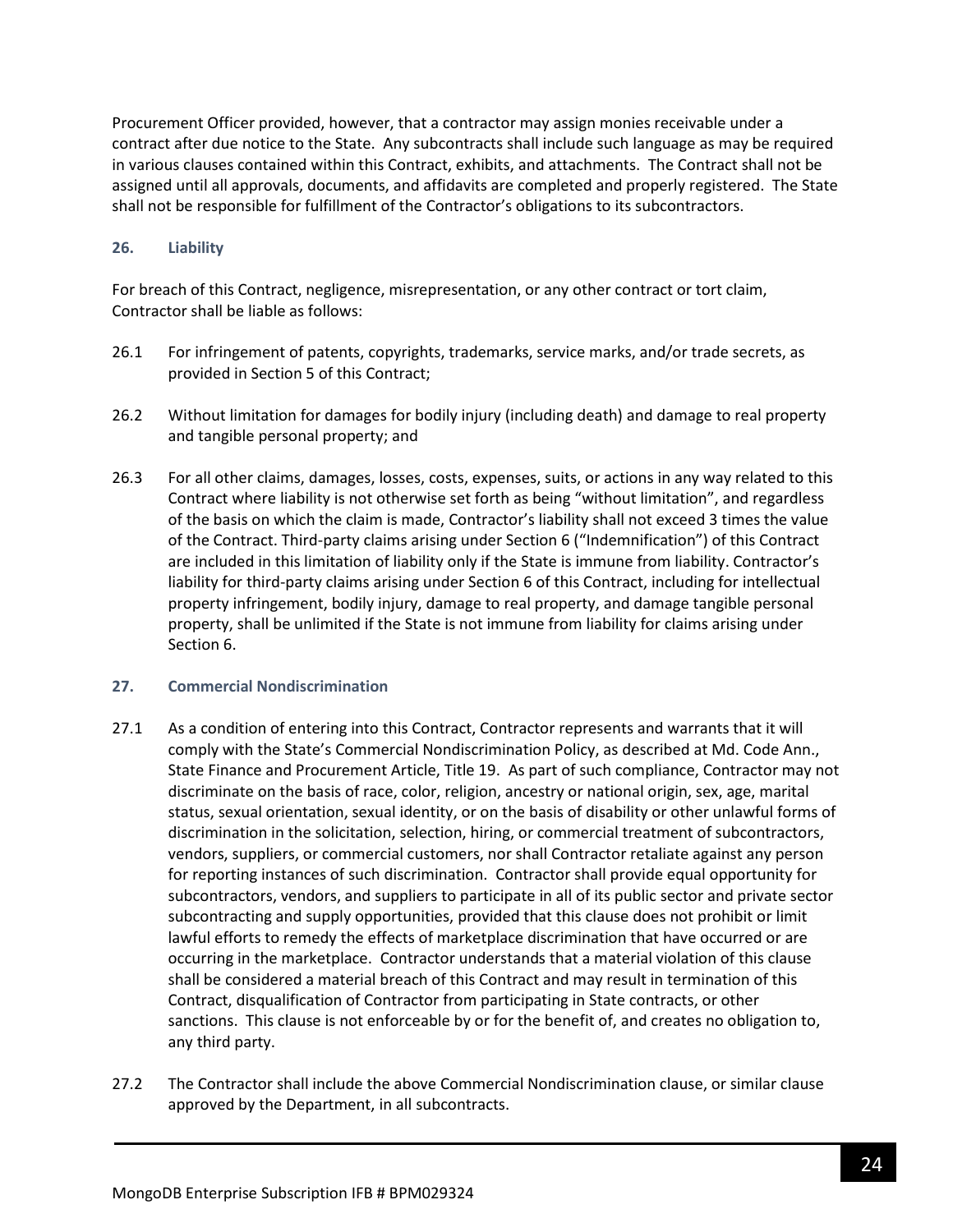Procurement Officer provided, however, that a contractor may assign monies receivable under a contract after due notice to the State. Any subcontracts shall include such language as may be required in various clauses contained within this Contract, exhibits, and attachments. The Contract shall not be assigned until all approvals, documents, and affidavits are completed and properly registered. The State shall not be responsible for fulfillment of the Contractor's obligations to its subcontractors.

### 26. Liability

For breach of this Contract, negligence, misrepresentation, or any other contract or tort claim, Contractor shall be liable as follows:

26.1 For infringement of patents, copyrights, trademarks, service marks, and/or trade secrets, as provided in Section 5 of this Contract;

26.2 Without limitation for damages for bodily injury (including death) and damage to real property and tangible personal property; and

26.3 For all other claims, damages, losses, costs, expenses, suits, or actions in any way related to this Contract where liability is not otherwise set forth as being "without limitation", and regardless of the basis on which the claim is made, Contractor's liability shall not exceed 3 times the value of the Contract. Third-party claims arising under Section 6 ("Indemnification") of this Contract are included in this limitation of liability only if the State is immune from liability. Contractor's liability for third-party claims arising under Section 6 of this Contract, including for intellectual property infringement, bodily injury, damage to real property, and damage tangible personal property, shall be unlimited if the State is not immune from liability for claims arising under Section 6.

### 27. Commercial Nondiscrimination

27.1 As a condition of entering into this Contract, Contractor represents and warrants that it will comply with the State's Commercial Nondiscrimination Policy, as described at Md. Code Ann., State Finance and Procurement Article, Title 19. As part of such compliance, Contractor may not discriminate on the basis of race, color, religion, ancestry or national origin, sex, age, marital status, sexual orientation, sexual identity, or on the basis of disability or other unlawful forms of discrimination in the solicitation, selection, hiring, or commercial treatment of subcontractors, vendors, suppliers, or commercial customers, nor shall Contractor retaliate against any person for reporting instances of such discrimination. Contractor shall provide equal opportunity for subcontractors, vendors, and suppliers to participate in all of its public sector and private sector subcontracting and supply opportunities, provided that this clause does not prohibit or limit lawful efforts to remedy the effects of marketplace discrimination that have occurred or are occurring in the marketplace. Contractor understands that a material violation of this clause shall be considered a material breach of this Contract and may result in termination of this Contract, disqualification of Contractor from participating in State contracts, or other sanctions. This clause is not enforceable by or for the benefit of, and creates no obligation to, any third party.

27.2 The Contractor shall include the above Commercial Nondiscrimination clause, or similar clause approved by the Department, in all subcontracts.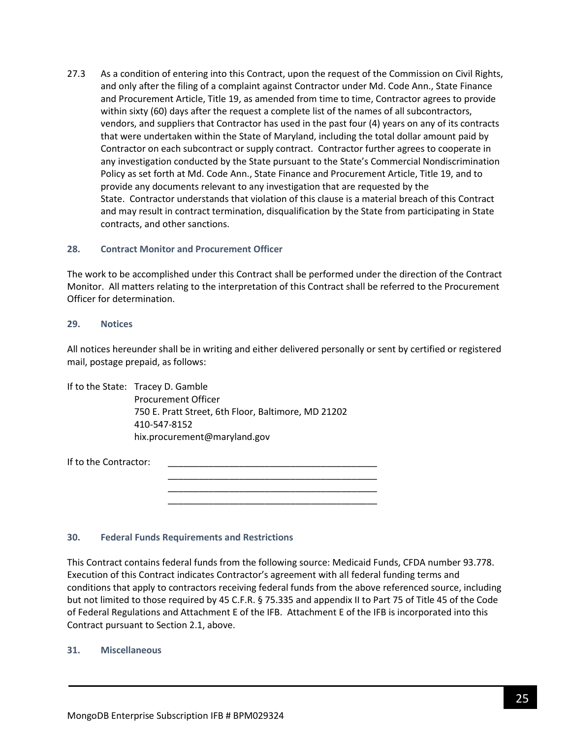27.3 As a condition of entering into this Contract, upon the request of the Commission on Civil Rights, and only after the filing of a complaint against Contractor under Md. Code Ann., State Finance and Procurement Article, Title 19, as amended from time to time, Contractor agrees to provide within sixty (60) days after the request a complete list of the names of all subcontractors, vendors, and suppliers that Contractor has used in the past four (4) years on any of its contracts that were undertaken within the State of Maryland, including the total dollar amount paid by Contractor on each subcontract or supply contract. Contractor further agrees to cooperate in any investigation conducted by the State pursuant to the State's Commercial Nondiscrimination Policy as set forth at Md. Code Ann., State Finance and Procurement Article, Title 19, and to provide any documents relevant to any investigation that are requested by the State. Contractor understands that violation of this clause is a material breach of this Contract and may result in contract termination, disqualification by the State from participating in State contracts, and other sanctions.

### 28. Contract Monitor and Procurement Officer

The work to be accomplished under this Contract shall be performed under the direction of the Contract Monitor. All matters relating to the interpretation of this Contract shall be referred to the Procurement Officer for determination.

### 29. Notices

All notices hereunder shall be in writing and either delivered personally or sent by certified or registered mail, postage prepaid, as follows:

If to the State: Tracey D. Gamble
Procurement Officer
750 E. Pratt Street, 6th Floor, Baltimore, MD 21202
410-547-8152
hix.procurement@maryland.gov

If to the Contractor: ________________________________________
________________________________________
________________________________________
________________________________________

### 30. Federal Funds Requirements and Restrictions

This Contract contains federal funds from the following source: Medicaid Funds, CFDA number 93.778. Execution of this Contract indicates Contractor's agreement with all federal funding terms and conditions that apply to contractors receiving federal funds from the above referenced source, including but not limited to those required by 45 C.F.R. § 75.335 and appendix II to Part 75 of Title 45 of the Code of Federal Regulations and Attachment E of the IFB. Attachment E of the IFB is incorporated into this Contract pursuant to Section 2.1, above.

### 31. Miscellaneous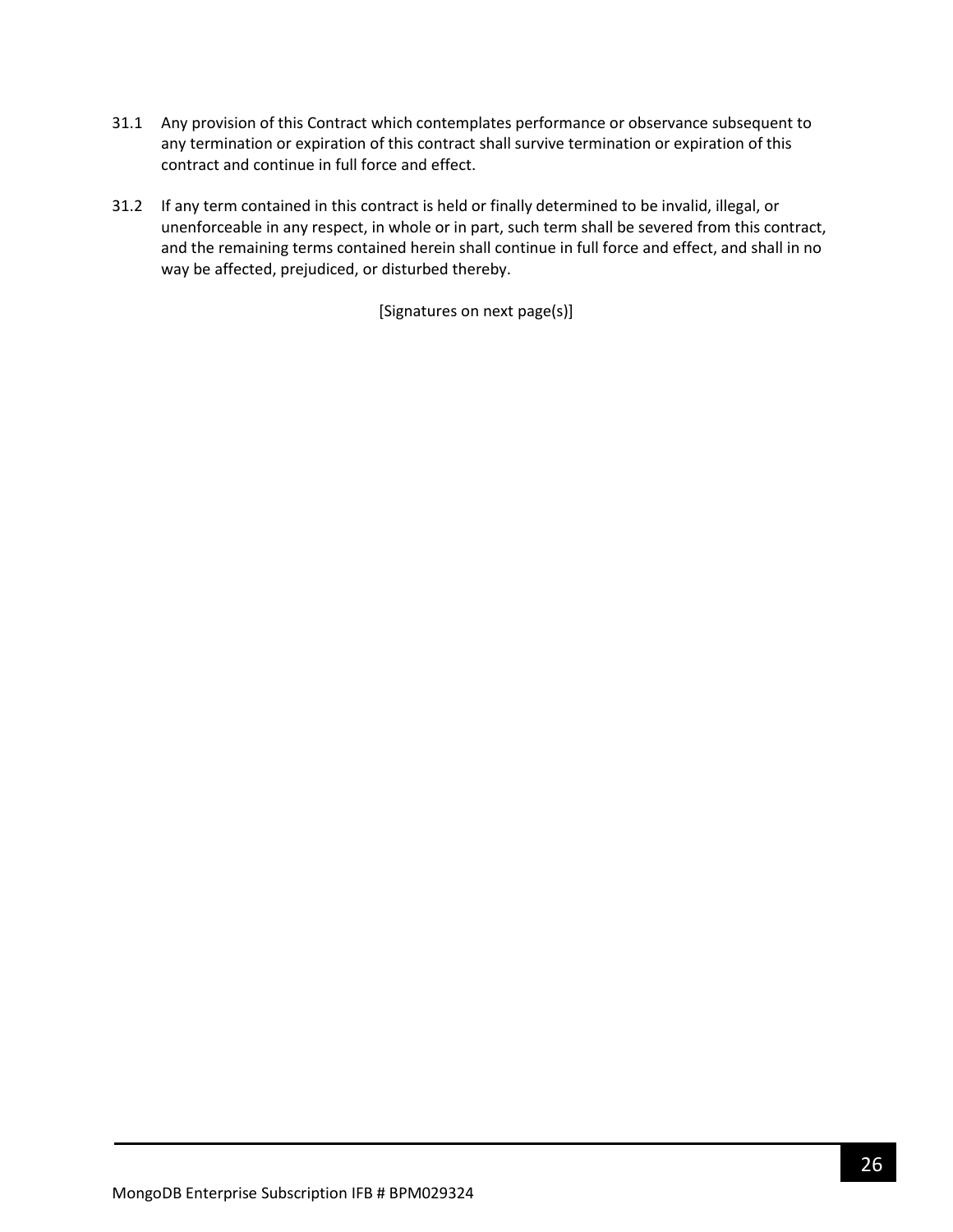31.1 Any provision of this Contract which contemplates performance or observance subsequent to any termination or expiration of this contract shall survive termination or expiration of this contract and continue in full force and effect.

31.2 If any term contained in this contract is held or finally determined to be invalid, illegal, or unenforceable in any respect, in whole or in part, such term shall be severed from this contract, and the remaining terms contained herein shall continue in full force and effect, and shall in no way be affected, prejudiced, or disturbed thereby.

[Signatures on next page(s)]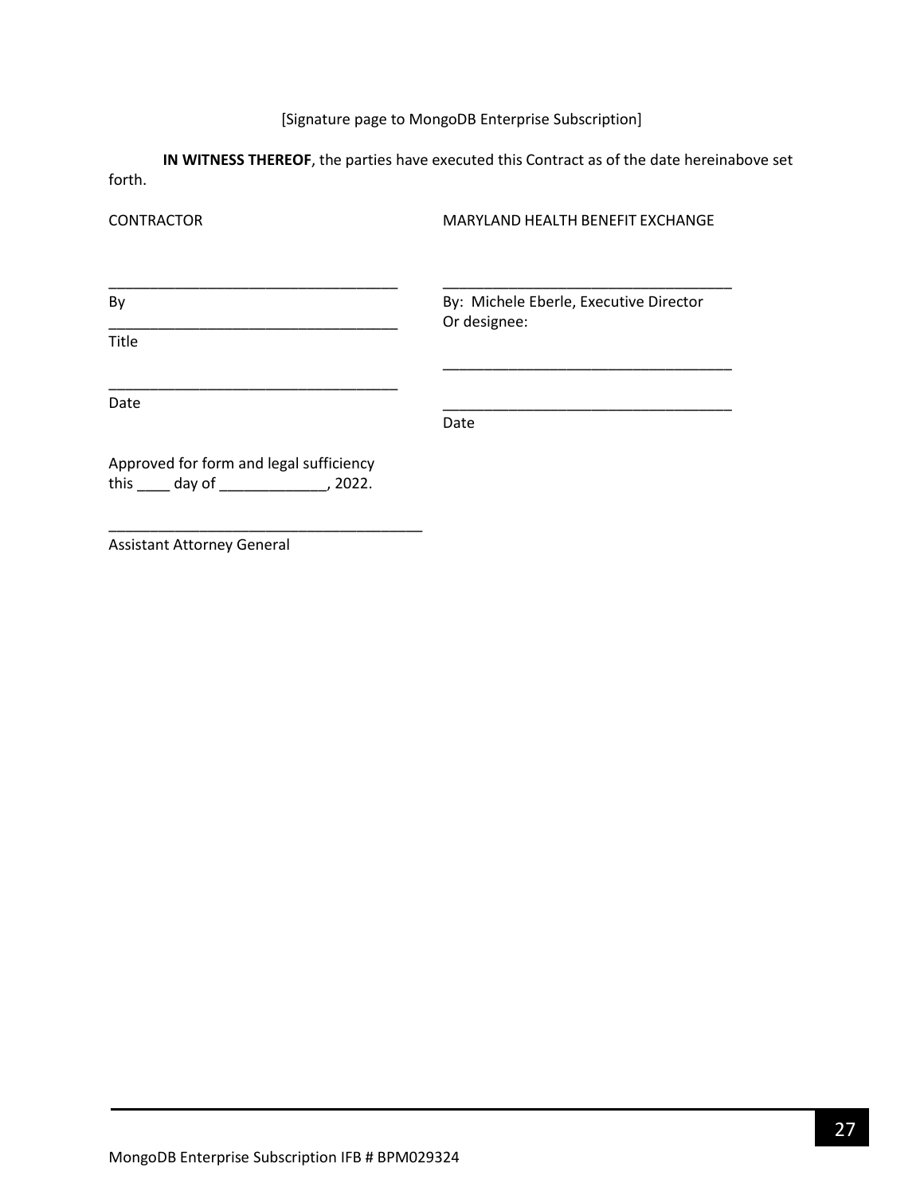[Signature page to MongoDB Enterprise Subscription]

**IN WITNESS THEREOF**, the parties have executed this Contract as of the date hereinabove set forth.

CONTRACTOR

___________________________________
By

___________________________________
Title

___________________________________
Date

MARYLAND HEALTH BENEFIT EXCHANGE

___________________________________
By: Michele Eberle, Executive Director
Or designee:

___________________________________

___________________________________
Date

Approved for form and legal sufficiency
this ____ day of _____________, 2022.

______________________________________
Assistant Attorney General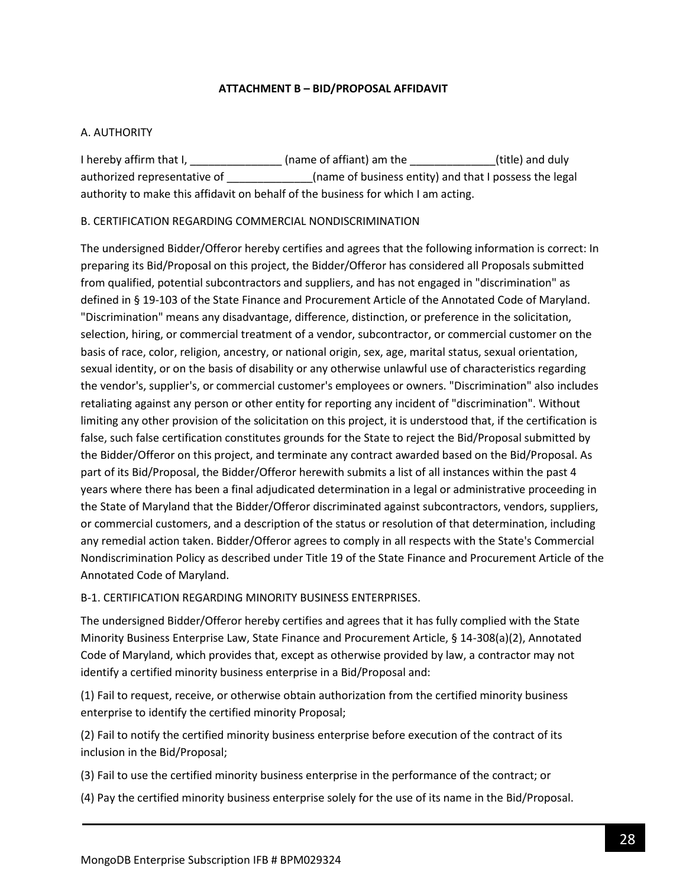**ATTACHMENT B – BID/PROPOSAL AFFIDAVIT**

A. AUTHORITY

I hereby affirm that I, _______________ (name of affiant) am the ______________(title) and duly authorized representative of ______________(name of business entity) and that I possess the legal authority to make this affidavit on behalf of the business for which I am acting.

B. CERTIFICATION REGARDING COMMERCIAL NONDISCRIMINATION

The undersigned Bidder/Offeror hereby certifies and agrees that the following information is correct: In preparing its Bid/Proposal on this project, the Bidder/Offeror has considered all Proposals submitted from qualified, potential subcontractors and suppliers, and has not engaged in "discrimination" as defined in § 19-103 of the State Finance and Procurement Article of the Annotated Code of Maryland. "Discrimination" means any disadvantage, difference, distinction, or preference in the solicitation, selection, hiring, or commercial treatment of a vendor, subcontractor, or commercial customer on the basis of race, color, religion, ancestry, or national origin, sex, age, marital status, sexual orientation, sexual identity, or on the basis of disability or any otherwise unlawful use of characteristics regarding the vendor's, supplier's, or commercial customer's employees or owners. "Discrimination" also includes retaliating against any person or other entity for reporting any incident of "discrimination". Without limiting any other provision of the solicitation on this project, it is understood that, if the certification is false, such false certification constitutes grounds for the State to reject the Bid/Proposal submitted by the Bidder/Offeror on this project, and terminate any contract awarded based on the Bid/Proposal. As part of its Bid/Proposal, the Bidder/Offeror herewith submits a list of all instances within the past 4 years where there has been a final adjudicated determination in a legal or administrative proceeding in the State of Maryland that the Bidder/Offeror discriminated against subcontractors, vendors, suppliers, or commercial customers, and a description of the status or resolution of that determination, including any remedial action taken. Bidder/Offeror agrees to comply in all respects with the State's Commercial Nondiscrimination Policy as described under Title 19 of the State Finance and Procurement Article of the Annotated Code of Maryland.

B-1. CERTIFICATION REGARDING MINORITY BUSINESS ENTERPRISES.

The undersigned Bidder/Offeror hereby certifies and agrees that it has fully complied with the State Minority Business Enterprise Law, State Finance and Procurement Article, § 14-308(a)(2), Annotated Code of Maryland, which provides that, except as otherwise provided by law, a contractor may not identify a certified minority business enterprise in a Bid/Proposal and:

(1) Fail to request, receive, or otherwise obtain authorization from the certified minority business enterprise to identify the certified minority Proposal;

(2) Fail to notify the certified minority business enterprise before execution of the contract of its inclusion in the Bid/Proposal;

(3) Fail to use the certified minority business enterprise in the performance of the contract; or

(4) Pay the certified minority business enterprise solely for the use of its name in the Bid/Proposal.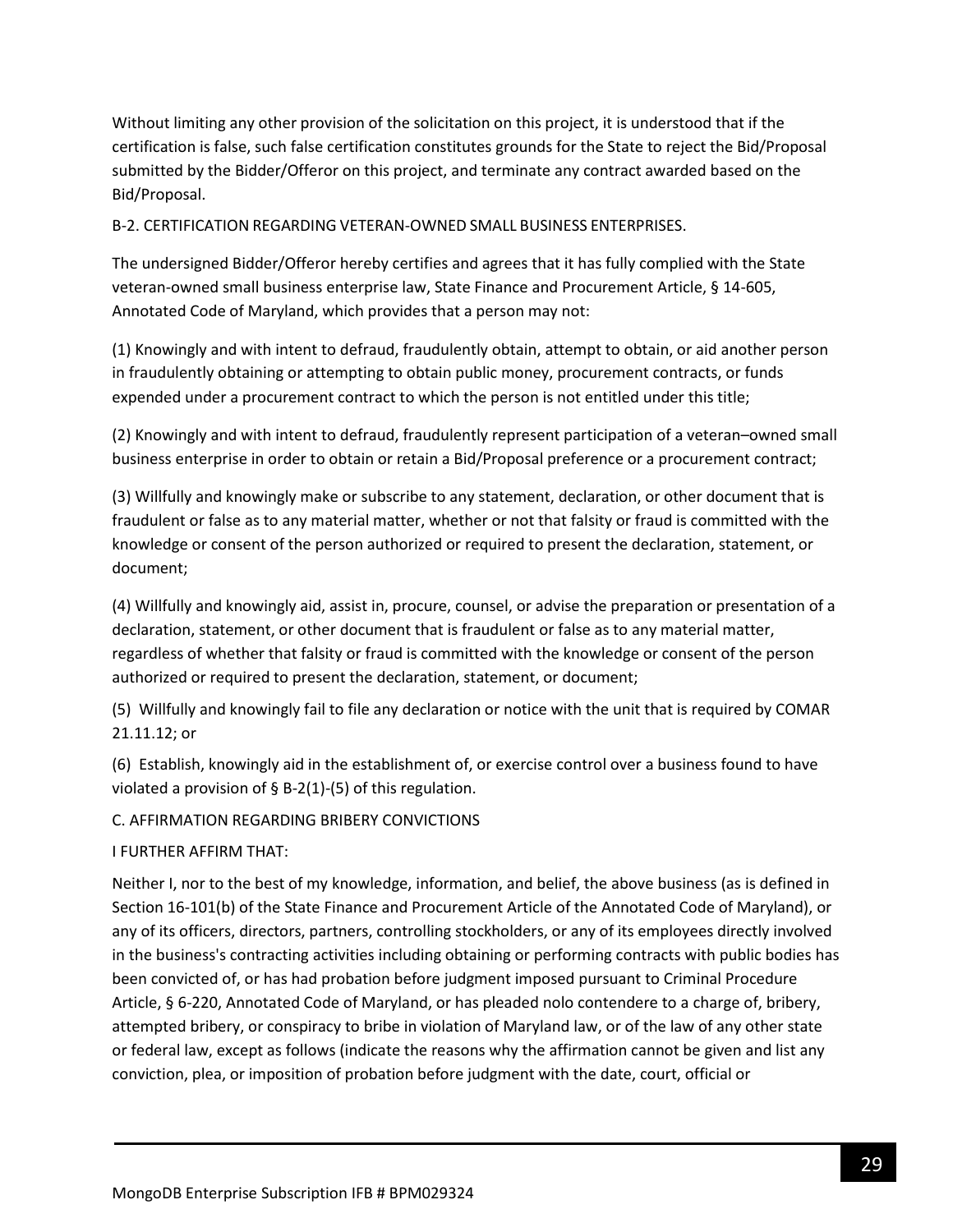Without limiting any other provision of the solicitation on this project, it is understood that if the certification is false, such false certification constitutes grounds for the State to reject the Bid/Proposal submitted by the Bidder/Offeror on this project, and terminate any contract awarded based on the Bid/Proposal.

B-2. CERTIFICATION REGARDING VETERAN-OWNED SMALL BUSINESS ENTERPRISES.

The undersigned Bidder/Offeror hereby certifies and agrees that it has fully complied with the State veteran-owned small business enterprise law, State Finance and Procurement Article, § 14-605, Annotated Code of Maryland, which provides that a person may not:

(1) Knowingly and with intent to defraud, fraudulently obtain, attempt to obtain, or aid another person in fraudulently obtaining or attempting to obtain public money, procurement contracts, or funds expended under a procurement contract to which the person is not entitled under this title;

(2) Knowingly and with intent to defraud, fraudulently represent participation of a veteran–owned small business enterprise in order to obtain or retain a Bid/Proposal preference or a procurement contract;

(3) Willfully and knowingly make or subscribe to any statement, declaration, or other document that is fraudulent or false as to any material matter, whether or not that falsity or fraud is committed with the knowledge or consent of the person authorized or required to present the declaration, statement, or document;

(4) Willfully and knowingly aid, assist in, procure, counsel, or advise the preparation or presentation of a declaration, statement, or other document that is fraudulent or false as to any material matter, regardless of whether that falsity or fraud is committed with the knowledge or consent of the person authorized or required to present the declaration, statement, or document;

(5) Willfully and knowingly fail to file any declaration or notice with the unit that is required by COMAR 21.11.12; or

(6) Establish, knowingly aid in the establishment of, or exercise control over a business found to have violated a provision of § B-2(1)-(5) of this regulation.

C. AFFIRMATION REGARDING BRIBERY CONVICTIONS

I FURTHER AFFIRM THAT:

Neither I, nor to the best of my knowledge, information, and belief, the above business (as is defined in Section 16-101(b) of the State Finance and Procurement Article of the Annotated Code of Maryland), or any of its officers, directors, partners, controlling stockholders, or any of its employees directly involved in the business's contracting activities including obtaining or performing contracts with public bodies has been convicted of, or has had probation before judgment imposed pursuant to Criminal Procedure Article, § 6-220, Annotated Code of Maryland, or has pleaded nolo contendere to a charge of, bribery, attempted bribery, or conspiracy to bribe in violation of Maryland law, or of the law of any other state or federal law, except as follows (indicate the reasons why the affirmation cannot be given and list any conviction, plea, or imposition of probation before judgment with the date, court, official or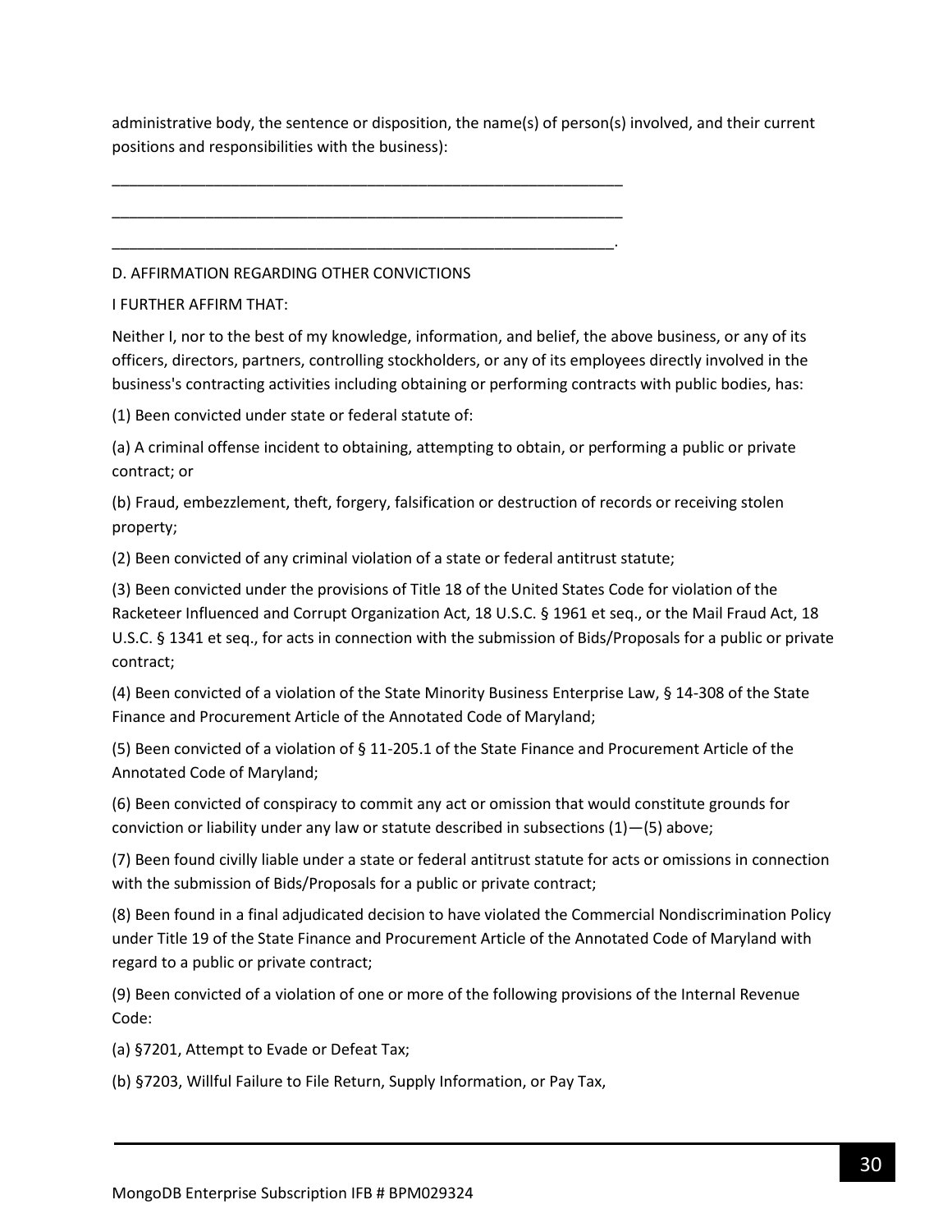administrative body, the sentence or disposition, the name(s) of person(s) involved, and their current positions and responsibilities with the business):

______________________________________________________________

______________________________________________________________

_____________________________________________________________.

D. AFFIRMATION REGARDING OTHER CONVICTIONS

I FURTHER AFFIRM THAT:

Neither I, nor to the best of my knowledge, information, and belief, the above business, or any of its officers, directors, partners, controlling stockholders, or any of its employees directly involved in the business's contracting activities including obtaining or performing contracts with public bodies, has:

(1) Been convicted under state or federal statute of:

(a) A criminal offense incident to obtaining, attempting to obtain, or performing a public or private contract; or

(b) Fraud, embezzlement, theft, forgery, falsification or destruction of records or receiving stolen property;

(2) Been convicted of any criminal violation of a state or federal antitrust statute;

(3) Been convicted under the provisions of Title 18 of the United States Code for violation of the Racketeer Influenced and Corrupt Organization Act, 18 U.S.C. § 1961 et seq., or the Mail Fraud Act, 18 U.S.C. § 1341 et seq., for acts in connection with the submission of Bids/Proposals for a public or private contract;

(4) Been convicted of a violation of the State Minority Business Enterprise Law, § 14-308 of the State Finance and Procurement Article of the Annotated Code of Maryland;

(5) Been convicted of a violation of § 11-205.1 of the State Finance and Procurement Article of the Annotated Code of Maryland;

(6) Been convicted of conspiracy to commit any act or omission that would constitute grounds for conviction or liability under any law or statute described in subsections (1)—(5) above;

(7) Been found civilly liable under a state or federal antitrust statute for acts or omissions in connection with the submission of Bids/Proposals for a public or private contract;

(8) Been found in a final adjudicated decision to have violated the Commercial Nondiscrimination Policy under Title 19 of the State Finance and Procurement Article of the Annotated Code of Maryland with regard to a public or private contract;

(9) Been convicted of a violation of one or more of the following provisions of the Internal Revenue Code:

(a) §7201, Attempt to Evade or Defeat Tax;

(b) §7203, Willful Failure to File Return, Supply Information, or Pay Tax,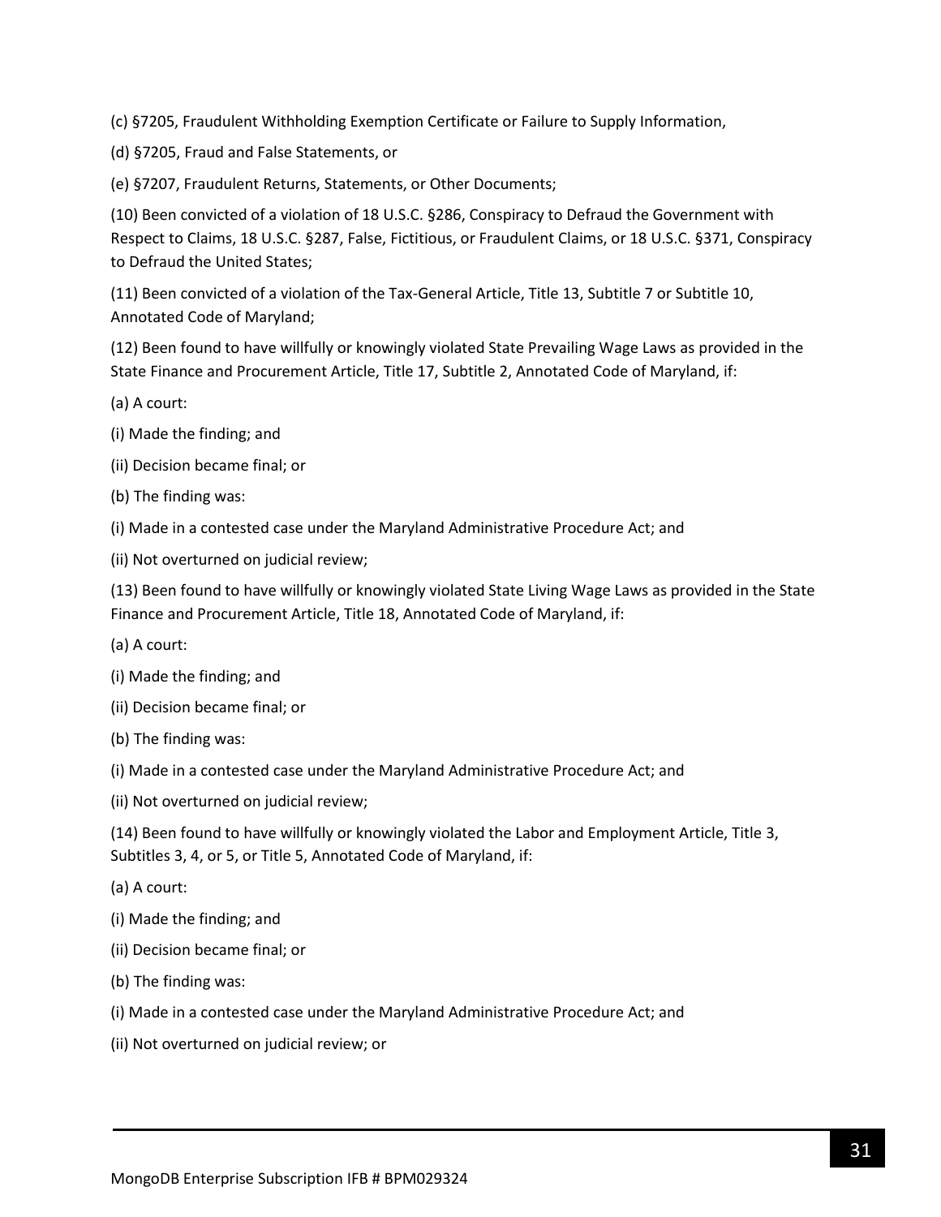(c) §7205, Fraudulent Withholding Exemption Certificate or Failure to Supply Information,

(d) §7205, Fraud and False Statements, or

(e) §7207, Fraudulent Returns, Statements, or Other Documents;

(10) Been convicted of a violation of 18 U.S.C. §286, Conspiracy to Defraud the Government with Respect to Claims, 18 U.S.C. §287, False, Fictitious, or Fraudulent Claims, or 18 U.S.C. §371, Conspiracy to Defraud the United States;

(11) Been convicted of a violation of the Tax-General Article, Title 13, Subtitle 7 or Subtitle 10, Annotated Code of Maryland;

(12) Been found to have willfully or knowingly violated State Prevailing Wage Laws as provided in the State Finance and Procurement Article, Title 17, Subtitle 2, Annotated Code of Maryland, if:

(a) A court:

(i) Made the finding; and

(ii) Decision became final; or

(b) The finding was:

(i) Made in a contested case under the Maryland Administrative Procedure Act; and

(ii) Not overturned on judicial review;

(13) Been found to have willfully or knowingly violated State Living Wage Laws as provided in the State Finance and Procurement Article, Title 18, Annotated Code of Maryland, if:

(a) A court:

(i) Made the finding; and

(ii) Decision became final; or

(b) The finding was:

(i) Made in a contested case under the Maryland Administrative Procedure Act; and

(ii) Not overturned on judicial review;

(14) Been found to have willfully or knowingly violated the Labor and Employment Article, Title 3, Subtitles 3, 4, or 5, or Title 5, Annotated Code of Maryland, if:

(a) A court:

(i) Made the finding; and

(ii) Decision became final; or

(b) The finding was:

(i) Made in a contested case under the Maryland Administrative Procedure Act; and

(ii) Not overturned on judicial review; or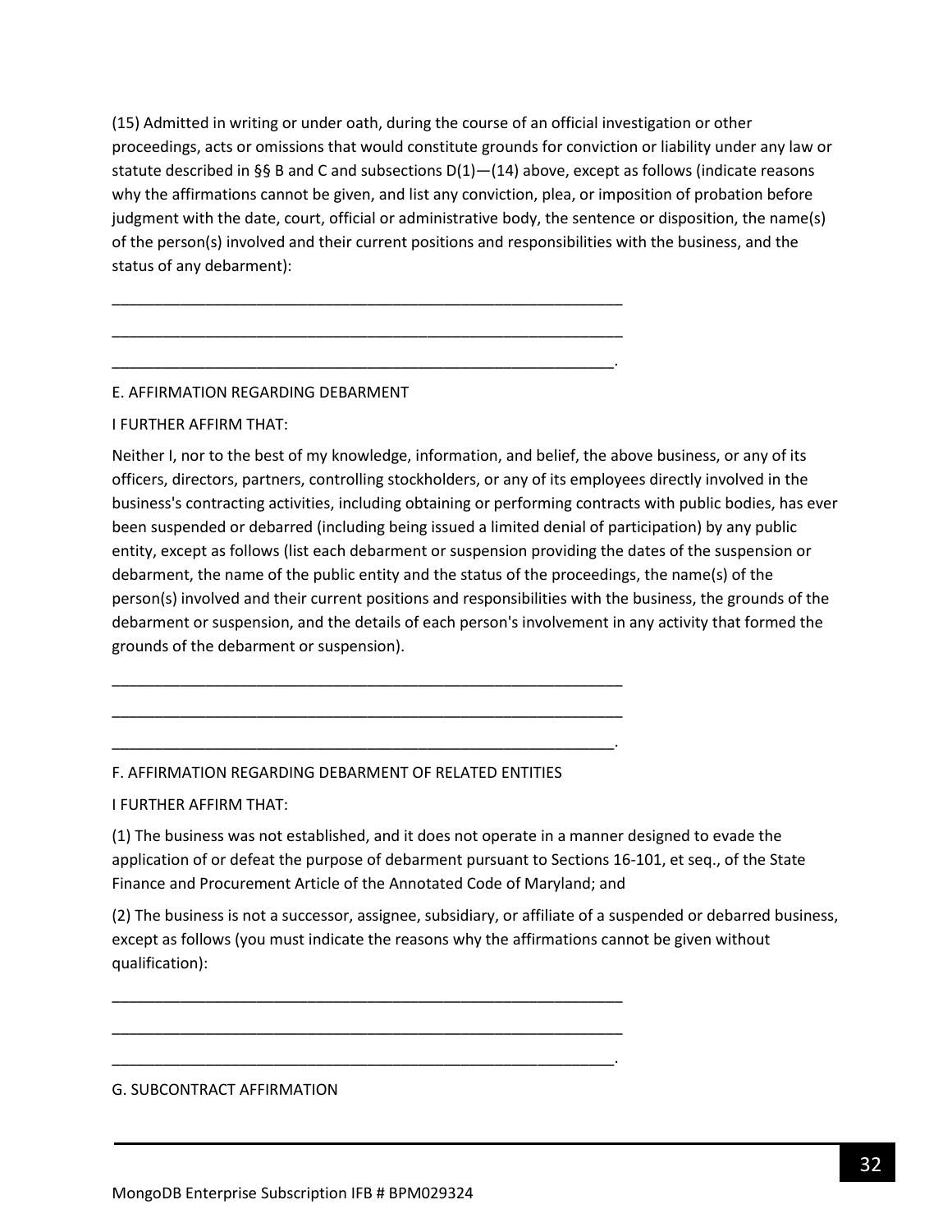(15) Admitted in writing or under oath, during the course of an official investigation or other proceedings, acts or omissions that would constitute grounds for conviction or liability under any law or statute described in §§ B and C and subsections D(1)—(14) above, except as follows (indicate reasons why the affirmations cannot be given, and list any conviction, plea, or imposition of probation before judgment with the date, court, official or administrative body, the sentence or disposition, the name(s) of the person(s) involved and their current positions and responsibilities with the business, and the status of any debarment):

\_\_\_\_\_\_\_\_\_\_\_\_\_\_\_\_\_\_\_\_\_\_\_\_\_\_\_\_\_\_\_\_\_\_\_\_\_\_\_\_\_\_\_\_\_\_\_\_\_\_\_\_\_\_\_\_\_\_\_\_

\_\_\_\_\_\_\_\_\_\_\_\_\_\_\_\_\_\_\_\_\_\_\_\_\_\_\_\_\_\_\_\_\_\_\_\_\_\_\_\_\_\_\_\_\_\_\_\_\_\_\_\_\_\_\_\_\_\_\_\_

\_\_\_\_\_\_\_\_\_\_\_\_\_\_\_\_\_\_\_\_\_\_\_\_\_\_\_\_\_\_\_\_\_\_\_\_\_\_\_\_\_\_\_\_\_\_\_\_\_\_\_\_\_\_\_\_\_\_\_.

E. AFFIRMATION REGARDING DEBARMENT

I FURTHER AFFIRM THAT:

Neither I, nor to the best of my knowledge, information, and belief, the above business, or any of its officers, directors, partners, controlling stockholders, or any of its employees directly involved in the business's contracting activities, including obtaining or performing contracts with public bodies, has ever been suspended or debarred (including being issued a limited denial of participation) by any public entity, except as follows (list each debarment or suspension providing the dates of the suspension or debarment, the name of the public entity and the status of the proceedings, the name(s) of the person(s) involved and their current positions and responsibilities with the business, the grounds of the debarment or suspension, and the details of each person's involvement in any activity that formed the grounds of the debarment or suspension).

\_\_\_\_\_\_\_\_\_\_\_\_\_\_\_\_\_\_\_\_\_\_\_\_\_\_\_\_\_\_\_\_\_\_\_\_\_\_\_\_\_\_\_\_\_\_\_\_\_\_\_\_\_\_\_\_\_\_\_\_

\_\_\_\_\_\_\_\_\_\_\_\_\_\_\_\_\_\_\_\_\_\_\_\_\_\_\_\_\_\_\_\_\_\_\_\_\_\_\_\_\_\_\_\_\_\_\_\_\_\_\_\_\_\_\_\_\_\_\_\_

\_\_\_\_\_\_\_\_\_\_\_\_\_\_\_\_\_\_\_\_\_\_\_\_\_\_\_\_\_\_\_\_\_\_\_\_\_\_\_\_\_\_\_\_\_\_\_\_\_\_\_\_\_\_\_\_\_\_\_.

F. AFFIRMATION REGARDING DEBARMENT OF RELATED ENTITIES

I FURTHER AFFIRM THAT:

(1) The business was not established, and it does not operate in a manner designed to evade the application of or defeat the purpose of debarment pursuant to Sections 16-101, et seq., of the State Finance and Procurement Article of the Annotated Code of Maryland; and

(2) The business is not a successor, assignee, subsidiary, or affiliate of a suspended or debarred business, except as follows (you must indicate the reasons why the affirmations cannot be given without qualification):

\_\_\_\_\_\_\_\_\_\_\_\_\_\_\_\_\_\_\_\_\_\_\_\_\_\_\_\_\_\_\_\_\_\_\_\_\_\_\_\_\_\_\_\_\_\_\_\_\_\_\_\_\_\_\_\_\_\_\_\_

\_\_\_\_\_\_\_\_\_\_\_\_\_\_\_\_\_\_\_\_\_\_\_\_\_\_\_\_\_\_\_\_\_\_\_\_\_\_\_\_\_\_\_\_\_\_\_\_\_\_\_\_\_\_\_\_\_\_\_\_

\_\_\_\_\_\_\_\_\_\_\_\_\_\_\_\_\_\_\_\_\_\_\_\_\_\_\_\_\_\_\_\_\_\_\_\_\_\_\_\_\_\_\_\_\_\_\_\_\_\_\_\_\_\_\_\_\_\_\_.

G. SUBCONTRACT AFFIRMATION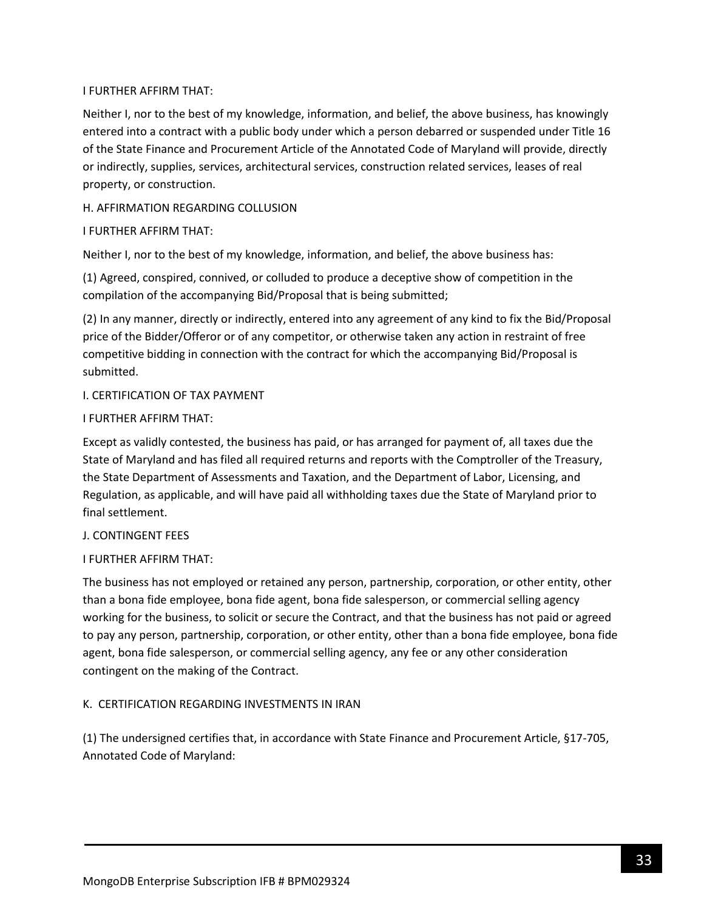I FURTHER AFFIRM THAT:

Neither I, nor to the best of my knowledge, information, and belief, the above business, has knowingly entered into a contract with a public body under which a person debarred or suspended under Title 16 of the State Finance and Procurement Article of the Annotated Code of Maryland will provide, directly or indirectly, supplies, services, architectural services, construction related services, leases of real property, or construction.

H. AFFIRMATION REGARDING COLLUSION

I FURTHER AFFIRM THAT:

Neither I, nor to the best of my knowledge, information, and belief, the above business has:

(1) Agreed, conspired, connived, or colluded to produce a deceptive show of competition in the compilation of the accompanying Bid/Proposal that is being submitted;

(2) In any manner, directly or indirectly, entered into any agreement of any kind to fix the Bid/Proposal price of the Bidder/Offeror or of any competitor, or otherwise taken any action in restraint of free competitive bidding in connection with the contract for which the accompanying Bid/Proposal is submitted.

I. CERTIFICATION OF TAX PAYMENT

I FURTHER AFFIRM THAT:

Except as validly contested, the business has paid, or has arranged for payment of, all taxes due the State of Maryland and has filed all required returns and reports with the Comptroller of the Treasury, the State Department of Assessments and Taxation, and the Department of Labor, Licensing, and Regulation, as applicable, and will have paid all withholding taxes due the State of Maryland prior to final settlement.

J. CONTINGENT FEES

I FURTHER AFFIRM THAT:

The business has not employed or retained any person, partnership, corporation, or other entity, other than a bona fide employee, bona fide agent, bona fide salesperson, or commercial selling agency working for the business, to solicit or secure the Contract, and that the business has not paid or agreed to pay any person, partnership, corporation, or other entity, other than a bona fide employee, bona fide agent, bona fide salesperson, or commercial selling agency, any fee or any other consideration contingent on the making of the Contract.

K. CERTIFICATION REGARDING INVESTMENTS IN IRAN

(1) The undersigned certifies that, in accordance with State Finance and Procurement Article, §17-705, Annotated Code of Maryland: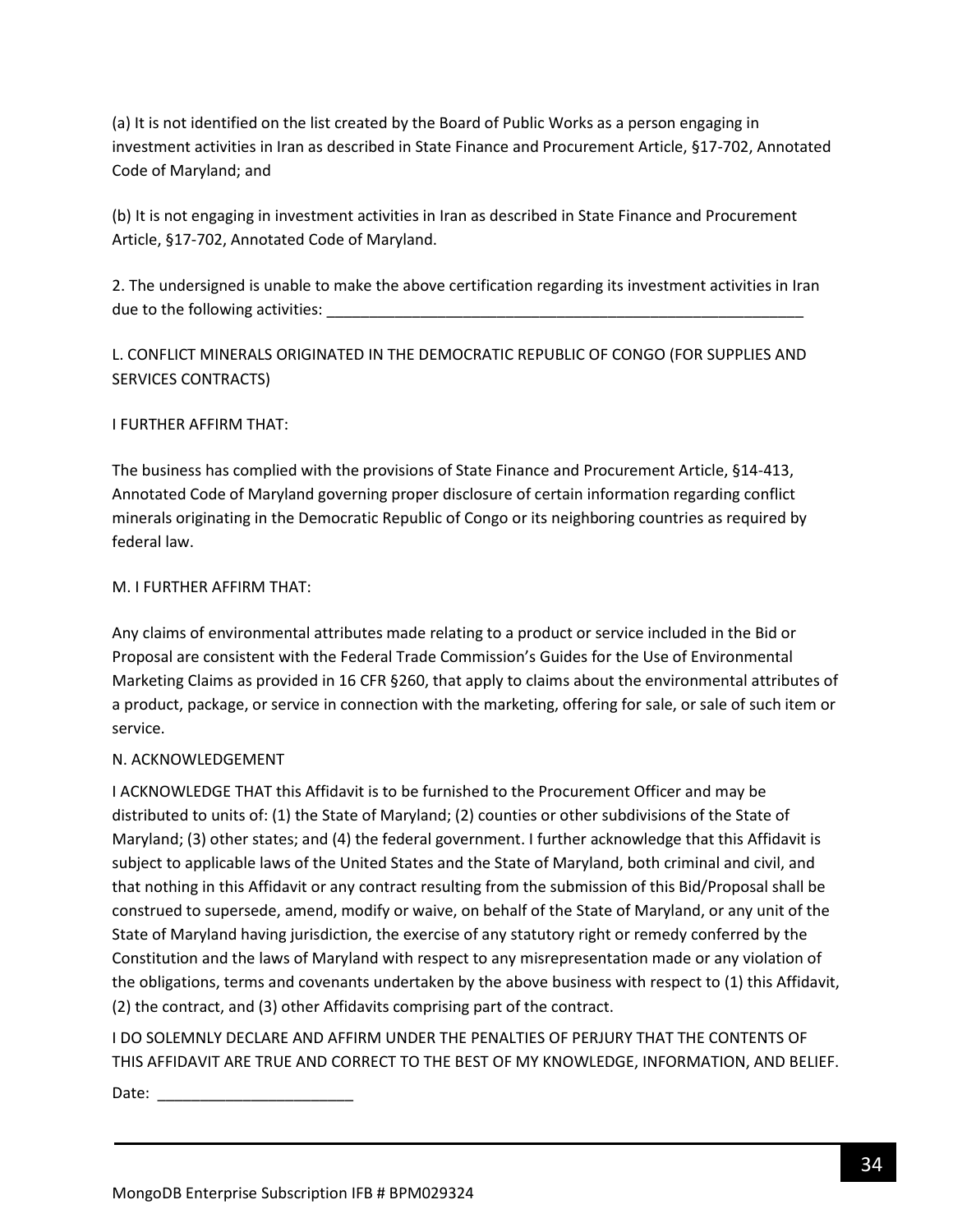(a) It is not identified on the list created by the Board of Public Works as a person engaging in investment activities in Iran as described in State Finance and Procurement Article, §17-702, Annotated Code of Maryland; and

(b) It is not engaging in investment activities in Iran as described in State Finance and Procurement Article, §17-702, Annotated Code of Maryland.

2. The undersigned is unable to make the above certification regarding its investment activities in Iran due to the following activities: ___________________________________________________________

L. CONFLICT MINERALS ORIGINATED IN THE DEMOCRATIC REPUBLIC OF CONGO (FOR SUPPLIES AND SERVICES CONTRACTS)

I FURTHER AFFIRM THAT:

The business has complied with the provisions of State Finance and Procurement Article, §14-413, Annotated Code of Maryland governing proper disclosure of certain information regarding conflict minerals originating in the Democratic Republic of Congo or its neighboring countries as required by federal law.

M. I FURTHER AFFIRM THAT:

Any claims of environmental attributes made relating to a product or service included in the Bid or Proposal are consistent with the Federal Trade Commission's Guides for the Use of Environmental Marketing Claims as provided in 16 CFR §260, that apply to claims about the environmental attributes of a product, package, or service in connection with the marketing, offering for sale, or sale of such item or service.

N. ACKNOWLEDGEMENT

I ACKNOWLEDGE THAT this Affidavit is to be furnished to the Procurement Officer and may be distributed to units of: (1) the State of Maryland; (2) counties or other subdivisions of the State of Maryland; (3) other states; and (4) the federal government. I further acknowledge that this Affidavit is subject to applicable laws of the United States and the State of Maryland, both criminal and civil, and that nothing in this Affidavit or any contract resulting from the submission of this Bid/Proposal shall be construed to supersede, amend, modify or waive, on behalf of the State of Maryland, or any unit of the State of Maryland having jurisdiction, the exercise of any statutory right or remedy conferred by the Constitution and the laws of Maryland with respect to any misrepresentation made or any violation of the obligations, terms and covenants undertaken by the above business with respect to (1) this Affidavit, (2) the contract, and (3) other Affidavits comprising part of the contract.

I DO SOLEMNLY DECLARE AND AFFIRM UNDER THE PENALTIES OF PERJURY THAT THE CONTENTS OF THIS AFFIDAVIT ARE TRUE AND CORRECT TO THE BEST OF MY KNOWLEDGE, INFORMATION, AND BELIEF.

Date: ________________________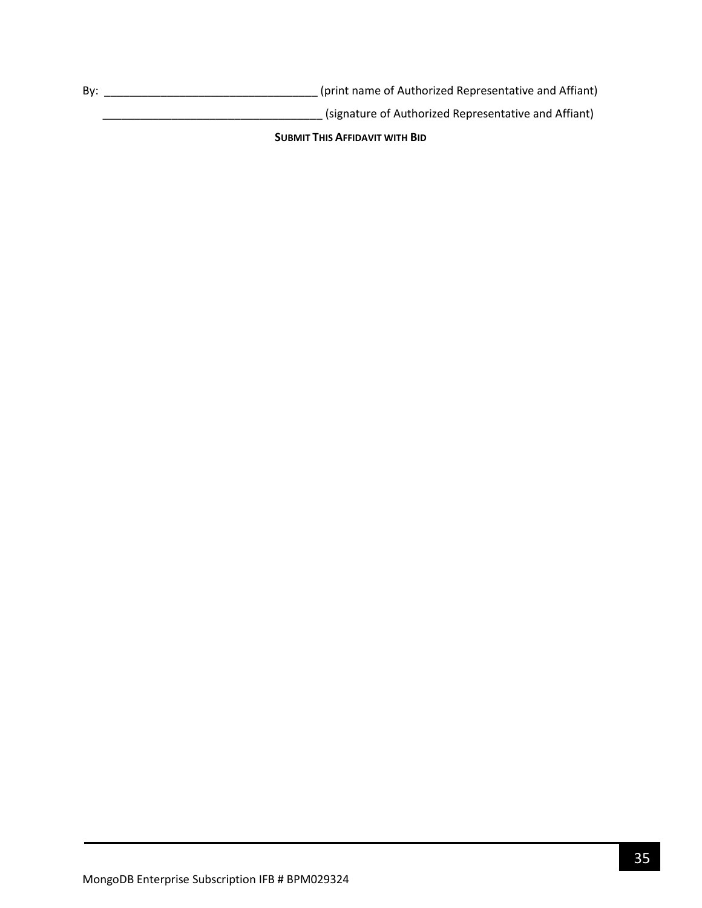By: ___________________________________ (print name of Authorized Representative and Affiant)

___________________________________ (signature of Authorized Representative and Affiant)

**SUBMIT THIS AFFIDAVIT WITH BID**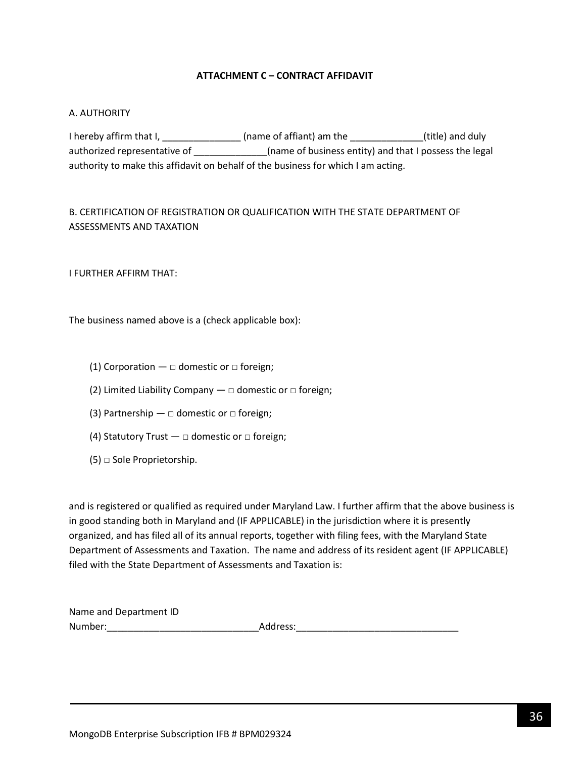**ATTACHMENT C – CONTRACT AFFIDAVIT**

A. AUTHORITY

I hereby affirm that I, _______________ (name of affiant) am the ______________(title) and duly authorized representative of ______________(name of business entity) and that I possess the legal authority to make this affidavit on behalf of the business for which I am acting.

B. CERTIFICATION OF REGISTRATION OR QUALIFICATION WITH THE STATE DEPARTMENT OF ASSESSMENTS AND TAXATION

I FURTHER AFFIRM THAT:

The business named above is a (check applicable box):

(1) Corporation — □ domestic or □ foreign;

(2) Limited Liability Company — □ domestic or □ foreign;

(3) Partnership — □ domestic or □ foreign;

(4) Statutory Trust — □ domestic or □ foreign;

(5) □ Sole Proprietorship.

and is registered or qualified as required under Maryland Law. I further affirm that the above business is in good standing both in Maryland and (IF APPLICABLE) in the jurisdiction where it is presently organized, and has filed all of its annual reports, together with filing fees, with the Maryland State Department of Assessments and Taxation. The name and address of its resident agent (IF APPLICABLE) filed with the State Department of Assessments and Taxation is:

Name and Department ID Number:_____________________________Address:_______________________________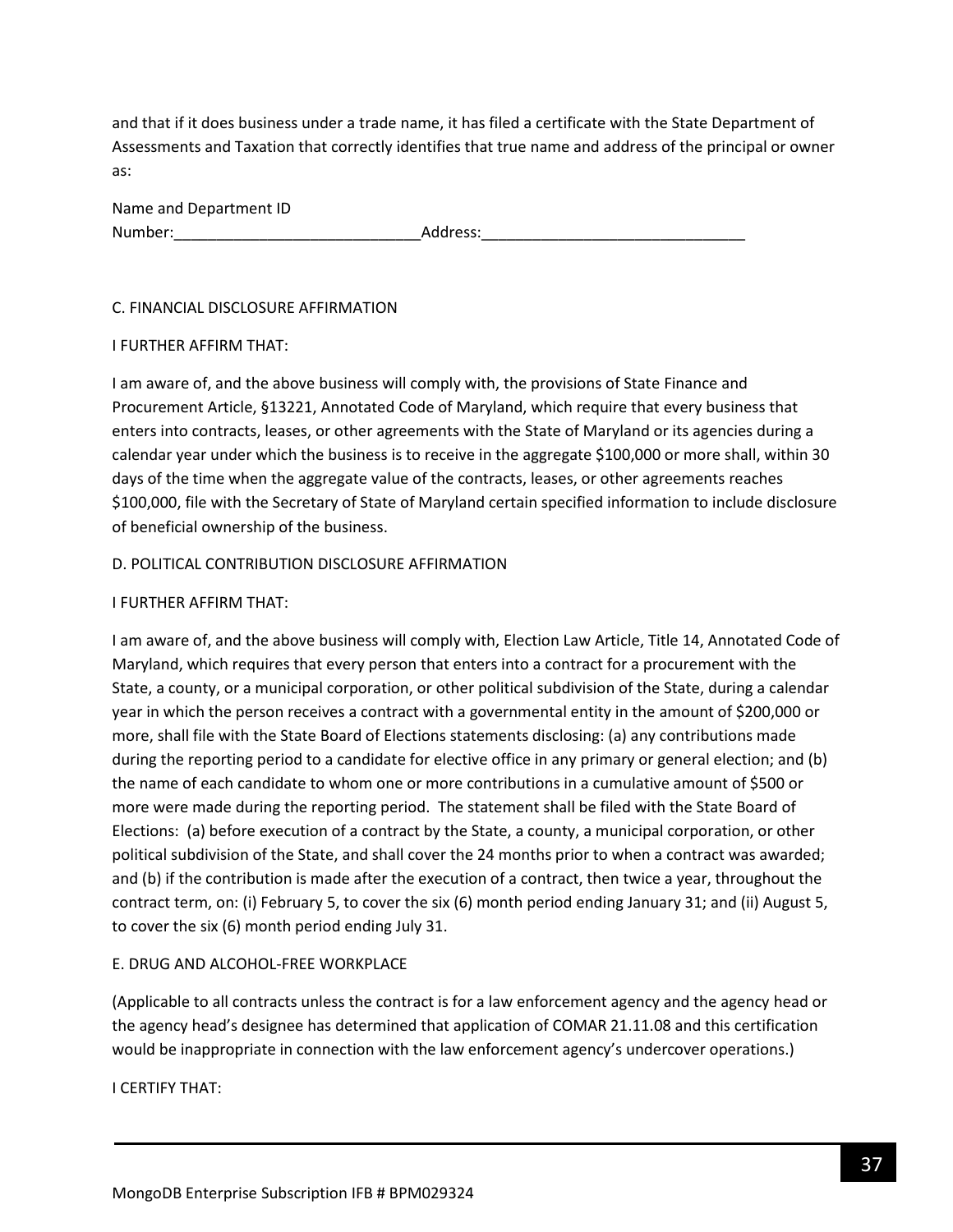and that if it does business under a trade name, it has filed a certificate with the State Department of Assessments and Taxation that correctly identifies that true name and address of the principal or owner as:

Name and Department ID Number:_____________________________Address:_______________________________

C. FINANCIAL DISCLOSURE AFFIRMATION

I FURTHER AFFIRM THAT:

I am aware of, and the above business will comply with, the provisions of State Finance and Procurement Article, §13221, Annotated Code of Maryland, which require that every business that enters into contracts, leases, or other agreements with the State of Maryland or its agencies during a calendar year under which the business is to receive in the aggregate $100,000 or more shall, within 30 days of the time when the aggregate value of the contracts, leases, or other agreements reaches $100,000, file with the Secretary of State of Maryland certain specified information to include disclosure of beneficial ownership of the business.

D. POLITICAL CONTRIBUTION DISCLOSURE AFFIRMATION

I FURTHER AFFIRM THAT:

I am aware of, and the above business will comply with, Election Law Article, Title 14, Annotated Code of Maryland, which requires that every person that enters into a contract for a procurement with the State, a county, or a municipal corporation, or other political subdivision of the State, during a calendar year in which the person receives a contract with a governmental entity in the amount of $200,000 or more, shall file with the State Board of Elections statements disclosing: (a) any contributions made during the reporting period to a candidate for elective office in any primary or general election; and (b) the name of each candidate to whom one or more contributions in a cumulative amount of $500 or more were made during the reporting period. The statement shall be filed with the State Board of Elections: (a) before execution of a contract by the State, a county, a municipal corporation, or other political subdivision of the State, and shall cover the 24 months prior to when a contract was awarded; and (b) if the contribution is made after the execution of a contract, then twice a year, throughout the contract term, on: (i) February 5, to cover the six (6) month period ending January 31; and (ii) August 5, to cover the six (6) month period ending July 31.

E. DRUG AND ALCOHOL-FREE WORKPLACE

(Applicable to all contracts unless the contract is for a law enforcement agency and the agency head or the agency head's designee has determined that application of COMAR 21.11.08 and this certification would be inappropriate in connection with the law enforcement agency's undercover operations.)

I CERTIFY THAT: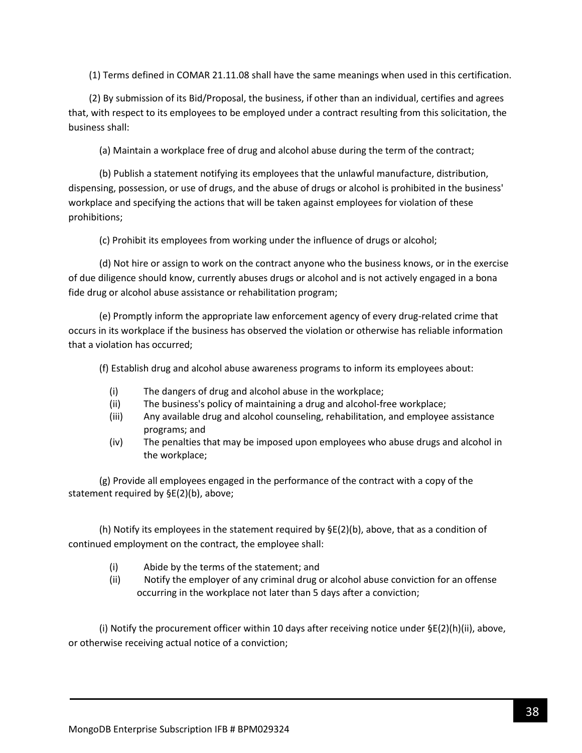(1) Terms defined in COMAR 21.11.08 shall have the same meanings when used in this certification.

(2) By submission of its Bid/Proposal, the business, if other than an individual, certifies and agrees that, with respect to its employees to be employed under a contract resulting from this solicitation, the business shall:

(a) Maintain a workplace free of drug and alcohol abuse during the term of the contract;

(b) Publish a statement notifying its employees that the unlawful manufacture, distribution, dispensing, possession, or use of drugs, and the abuse of drugs or alcohol is prohibited in the business' workplace and specifying the actions that will be taken against employees for violation of these prohibitions;

(c) Prohibit its employees from working under the influence of drugs or alcohol;

(d) Not hire or assign to work on the contract anyone who the business knows, or in the exercise of due diligence should know, currently abuses drugs or alcohol and is not actively engaged in a bona fide drug or alcohol abuse assistance or rehabilitation program;

(e) Promptly inform the appropriate law enforcement agency of every drug-related crime that occurs in its workplace if the business has observed the violation or otherwise has reliable information that a violation has occurred;

(f) Establish drug and alcohol abuse awareness programs to inform its employees about:

- (i) The dangers of drug and alcohol abuse in the workplace;
- (ii) The business's policy of maintaining a drug and alcohol-free workplace;
- (iii) Any available drug and alcohol counseling, rehabilitation, and employee assistance programs; and
- (iv) The penalties that may be imposed upon employees who abuse drugs and alcohol in the workplace;

(g) Provide all employees engaged in the performance of the contract with a copy of the statement required by §E(2)(b), above;

(h) Notify its employees in the statement required by §E(2)(b), above, that as a condition of continued employment on the contract, the employee shall:

- (i) Abide by the terms of the statement; and
- (ii) Notify the employer of any criminal drug or alcohol abuse conviction for an offense occurring in the workplace not later than 5 days after a conviction;

(i) Notify the procurement officer within 10 days after receiving notice under §E(2)(h)(ii), above, or otherwise receiving actual notice of a conviction;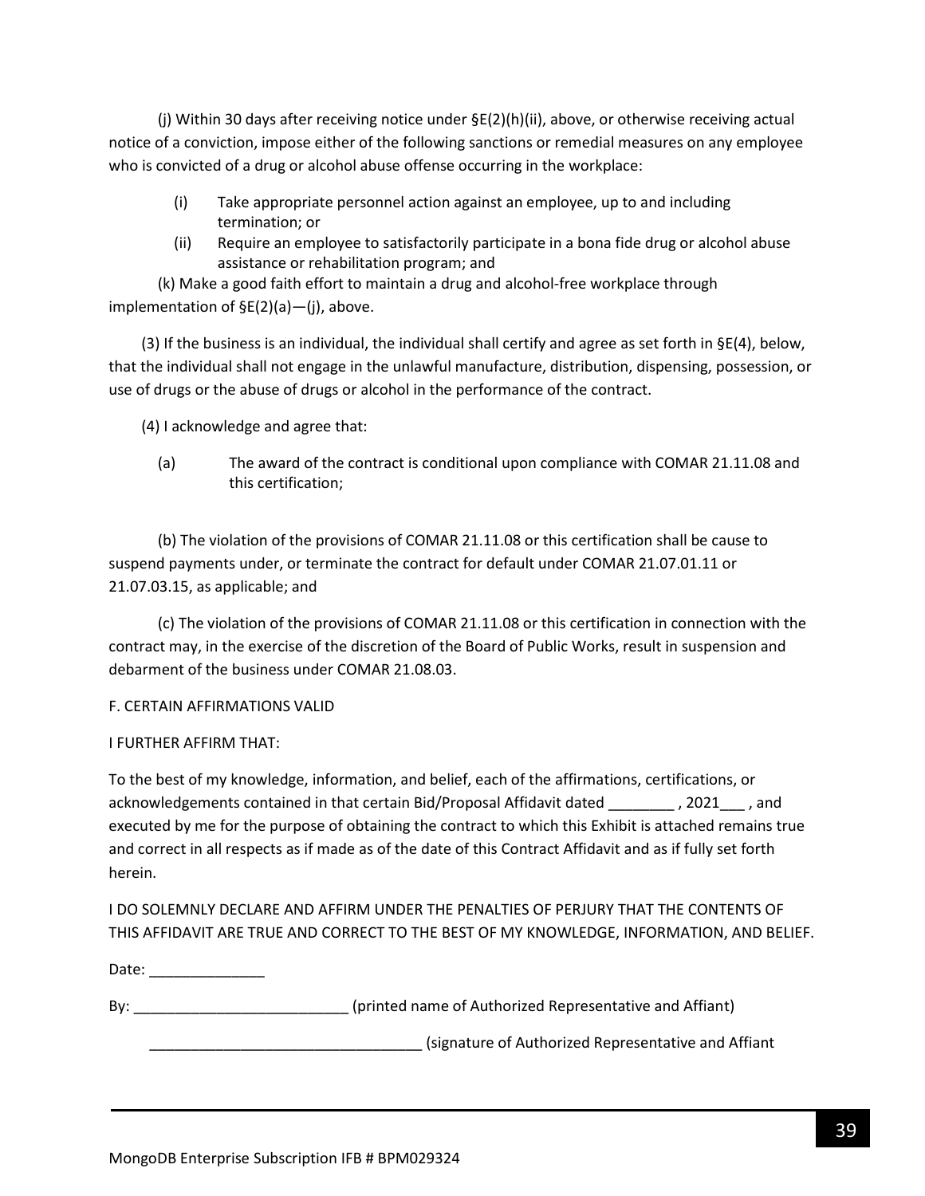(j) Within 30 days after receiving notice under §E(2)(h)(ii), above, or otherwise receiving actual notice of a conviction, impose either of the following sanctions or remedial measures on any employee who is convicted of a drug or alcohol abuse offense occurring in the workplace:

(i) Take appropriate personnel action against an employee, up to and including termination; or

(ii) Require an employee to satisfactorily participate in a bona fide drug or alcohol abuse assistance or rehabilitation program; and

(k) Make a good faith effort to maintain a drug and alcohol-free workplace through implementation of §E(2)(a)—(j), above.

(3) If the business is an individual, the individual shall certify and agree as set forth in §E(4), below, that the individual shall not engage in the unlawful manufacture, distribution, dispensing, possession, or use of drugs or the abuse of drugs or alcohol in the performance of the contract.

(4) I acknowledge and agree that:

(a) The award of the contract is conditional upon compliance with COMAR 21.11.08 and this certification;

(b) The violation of the provisions of COMAR 21.11.08 or this certification shall be cause to suspend payments under, or terminate the contract for default under COMAR 21.07.01.11 or 21.07.03.15, as applicable; and

(c) The violation of the provisions of COMAR 21.11.08 or this certification in connection with the contract may, in the exercise of the discretion of the Board of Public Works, result in suspension and debarment of the business under COMAR 21.08.03.

F. CERTAIN AFFIRMATIONS VALID

I FURTHER AFFIRM THAT:

To the best of my knowledge, information, and belief, each of the affirmations, certifications, or acknowledgements contained in that certain Bid/Proposal Affidavit dated ________ , 2021___ , and executed by me for the purpose of obtaining the contract to which this Exhibit is attached remains true and correct in all respects as if made as of the date of this Contract Affidavit and as if fully set forth herein.

I DO SOLEMNLY DECLARE AND AFFIRM UNDER THE PENALTIES OF PERJURY THAT THE CONTENTS OF THIS AFFIDAVIT ARE TRUE AND CORRECT TO THE BEST OF MY KNOWLEDGE, INFORMATION, AND BELIEF.

Date: ______________

By: __________________________ (printed name of Authorized Representative and Affiant)

_________________________________ (signature of Authorized Representative and Affiant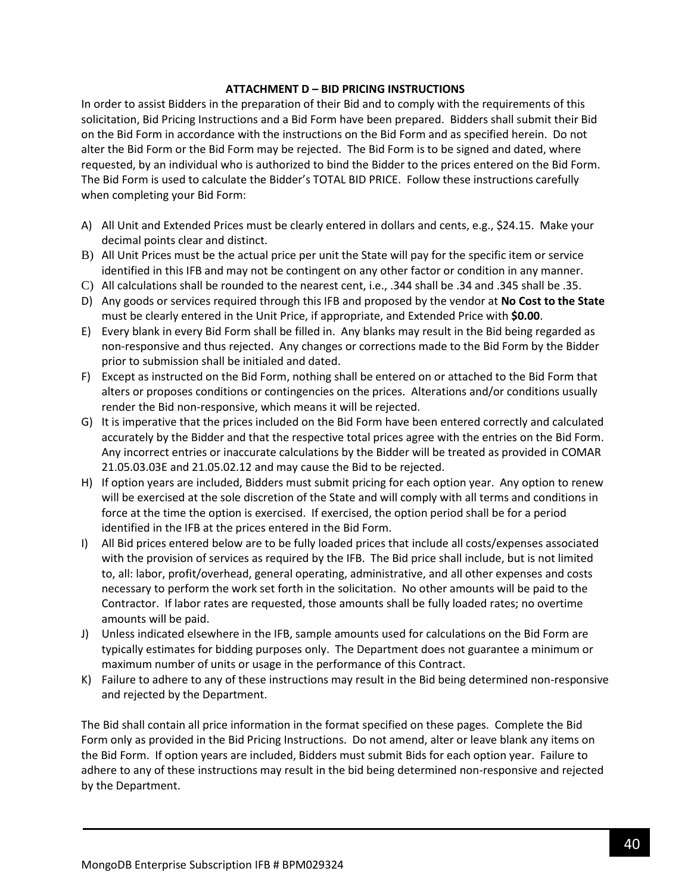## ATTACHMENT D – BID PRICING INSTRUCTIONS

In order to assist Bidders in the preparation of their Bid and to comply with the requirements of this solicitation, Bid Pricing Instructions and a Bid Form have been prepared. Bidders shall submit their Bid on the Bid Form in accordance with the instructions on the Bid Form and as specified herein. Do not alter the Bid Form or the Bid Form may be rejected. The Bid Form is to be signed and dated, where requested, by an individual who is authorized to bind the Bidder to the prices entered on the Bid Form. The Bid Form is used to calculate the Bidder's TOTAL BID PRICE. Follow these instructions carefully when completing your Bid Form:

A) All Unit and Extended Prices must be clearly entered in dollars and cents, e.g., $24.15. Make your decimal points clear and distinct.
B) All Unit Prices must be the actual price per unit the State will pay for the specific item or service identified in this IFB and may not be contingent on any other factor or condition in any manner.
C) All calculations shall be rounded to the nearest cent, i.e., .344 shall be .34 and .345 shall be .35.
D) Any goods or services required through this IFB and proposed by the vendor at **No Cost to the State** must be clearly entered in the Unit Price, if appropriate, and Extended Price with **$0.00**.
E) Every blank in every Bid Form shall be filled in. Any blanks may result in the Bid being regarded as non-responsive and thus rejected. Any changes or corrections made to the Bid Form by the Bidder prior to submission shall be initialed and dated.
F) Except as instructed on the Bid Form, nothing shall be entered on or attached to the Bid Form that alters or proposes conditions or contingencies on the prices. Alterations and/or conditions usually render the Bid non-responsive, which means it will be rejected.
G) It is imperative that the prices included on the Bid Form have been entered correctly and calculated accurately by the Bidder and that the respective total prices agree with the entries on the Bid Form. Any incorrect entries or inaccurate calculations by the Bidder will be treated as provided in COMAR 21.05.03.03E and 21.05.02.12 and may cause the Bid to be rejected.
H) If option years are included, Bidders must submit pricing for each option year. Any option to renew will be exercised at the sole discretion of the State and will comply with all terms and conditions in force at the time the option is exercised. If exercised, the option period shall be for a period identified in the IFB at the prices entered in the Bid Form.
I) All Bid prices entered below are to be fully loaded prices that include all costs/expenses associated with the provision of services as required by the IFB. The Bid price shall include, but is not limited to, all: labor, profit/overhead, general operating, administrative, and all other expenses and costs necessary to perform the work set forth in the solicitation. No other amounts will be paid to the Contractor. If labor rates are requested, those amounts shall be fully loaded rates; no overtime amounts will be paid.
J) Unless indicated elsewhere in the IFB, sample amounts used for calculations on the Bid Form are typically estimates for bidding purposes only. The Department does not guarantee a minimum or maximum number of units or usage in the performance of this Contract.
K) Failure to adhere to any of these instructions may result in the Bid being determined non-responsive and rejected by the Department.

The Bid shall contain all price information in the format specified on these pages. Complete the Bid Form only as provided in the Bid Pricing Instructions. Do not amend, alter or leave blank any items on the Bid Form. If option years are included, Bidders must submit Bids for each option year. Failure to adhere to any of these instructions may result in the bid being determined non-responsive and rejected by the Department.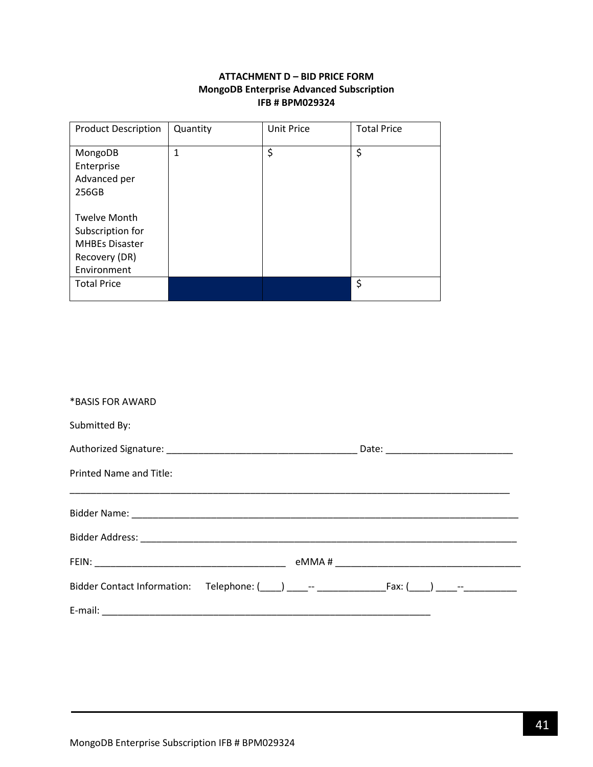**ATTACHMENT D – BID PRICE FORM**
**MongoDB Enterprise Advanced Subscription**
**IFB # BPM029324**

| Product Description | Quantity | Unit Price | Total Price |
|---|---|---|---|
| MongoDB Enterprise Advanced per 256GB<br><br>Twelve Month Subscription for MHBEs Disaster Recovery (DR) Environment | 1 | $ | $ |
| Total Price | | | $ |

*BASIS FOR AWARD

Submitted By:

Authorized Signature: _____________________________________ Date: ________________________

Printed Name and Title:

_________________________________________________________________________________________

Bidder Name: _____________________________________________________________________________

Bidder Address: ___________________________________________________________________________

FEIN: _____________________________________ eMMA # ___________________________________

Bidder Contact Information: Telephone: (____) ____-- _____________Fax: (____) ____--__________

E-mail: _________________________________________________________________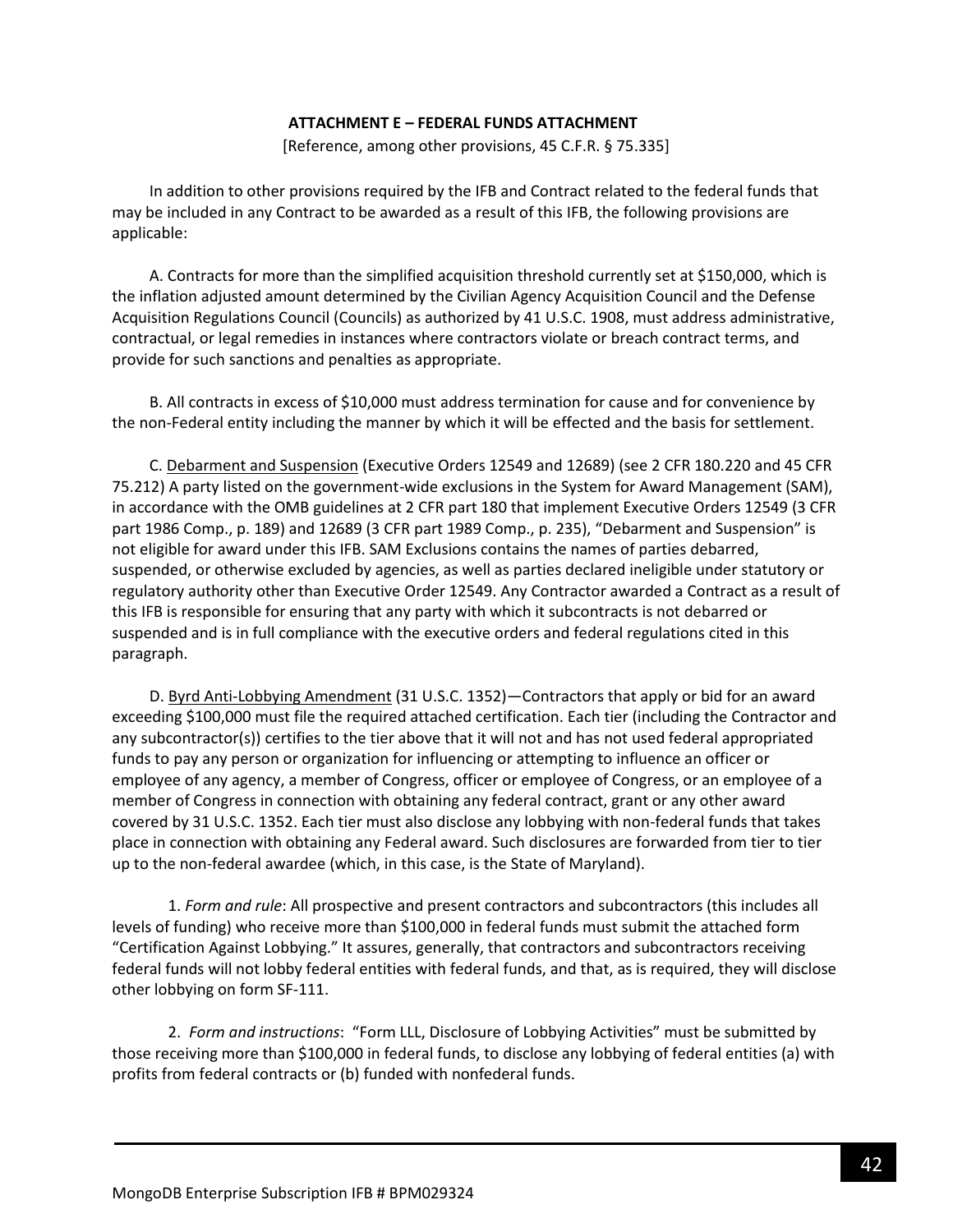## ATTACHMENT E – FEDERAL FUNDS ATTACHMENT

[Reference, among other provisions, 45 C.F.R. § 75.335]

In addition to other provisions required by the IFB and Contract related to the federal funds that may be included in any Contract to be awarded as a result of this IFB, the following provisions are applicable:

A. Contracts for more than the simplified acquisition threshold currently set at $150,000, which is the inflation adjusted amount determined by the Civilian Agency Acquisition Council and the Defense Acquisition Regulations Council (Councils) as authorized by 41 U.S.C. 1908, must address administrative, contractual, or legal remedies in instances where contractors violate or breach contract terms, and provide for such sanctions and penalties as appropriate.

B. All contracts in excess of $10,000 must address termination for cause and for convenience by the non-Federal entity including the manner by which it will be effected and the basis for settlement.

C. Debarment and Suspension (Executive Orders 12549 and 12689) (see 2 CFR 180.220 and 45 CFR 75.212) A party listed on the government-wide exclusions in the System for Award Management (SAM), in accordance with the OMB guidelines at 2 CFR part 180 that implement Executive Orders 12549 (3 CFR part 1986 Comp., p. 189) and 12689 (3 CFR part 1989 Comp., p. 235), "Debarment and Suspension" is not eligible for award under this IFB. SAM Exclusions contains the names of parties debarred, suspended, or otherwise excluded by agencies, as well as parties declared ineligible under statutory or regulatory authority other than Executive Order 12549. Any Contractor awarded a Contract as a result of this IFB is responsible for ensuring that any party with which it subcontracts is not debarred or suspended and is in full compliance with the executive orders and federal regulations cited in this paragraph.

D. Byrd Anti-Lobbying Amendment (31 U.S.C. 1352)—Contractors that apply or bid for an award exceeding $100,000 must file the required attached certification. Each tier (including the Contractor and any subcontractor(s)) certifies to the tier above that it will not and has not used federal appropriated funds to pay any person or organization for influencing or attempting to influence an officer or employee of any agency, a member of Congress, officer or employee of Congress, or an employee of a member of Congress in connection with obtaining any federal contract, grant or any other award covered by 31 U.S.C. 1352. Each tier must also disclose any lobbying with non-federal funds that takes place in connection with obtaining any Federal award. Such disclosures are forwarded from tier to tier up to the non-federal awardee (which, in this case, is the State of Maryland).

1. *Form and rule*: All prospective and present contractors and subcontractors (this includes all levels of funding) who receive more than $100,000 in federal funds must submit the attached form "Certification Against Lobbying." It assures, generally, that contractors and subcontractors receiving federal funds will not lobby federal entities with federal funds, and that, as is required, they will disclose other lobbying on form SF-111.

2. *Form and instructions*: "Form LLL, Disclosure of Lobbying Activities" must be submitted by those receiving more than $100,000 in federal funds, to disclose any lobbying of federal entities (a) with profits from federal contracts or (b) funded with nonfederal funds.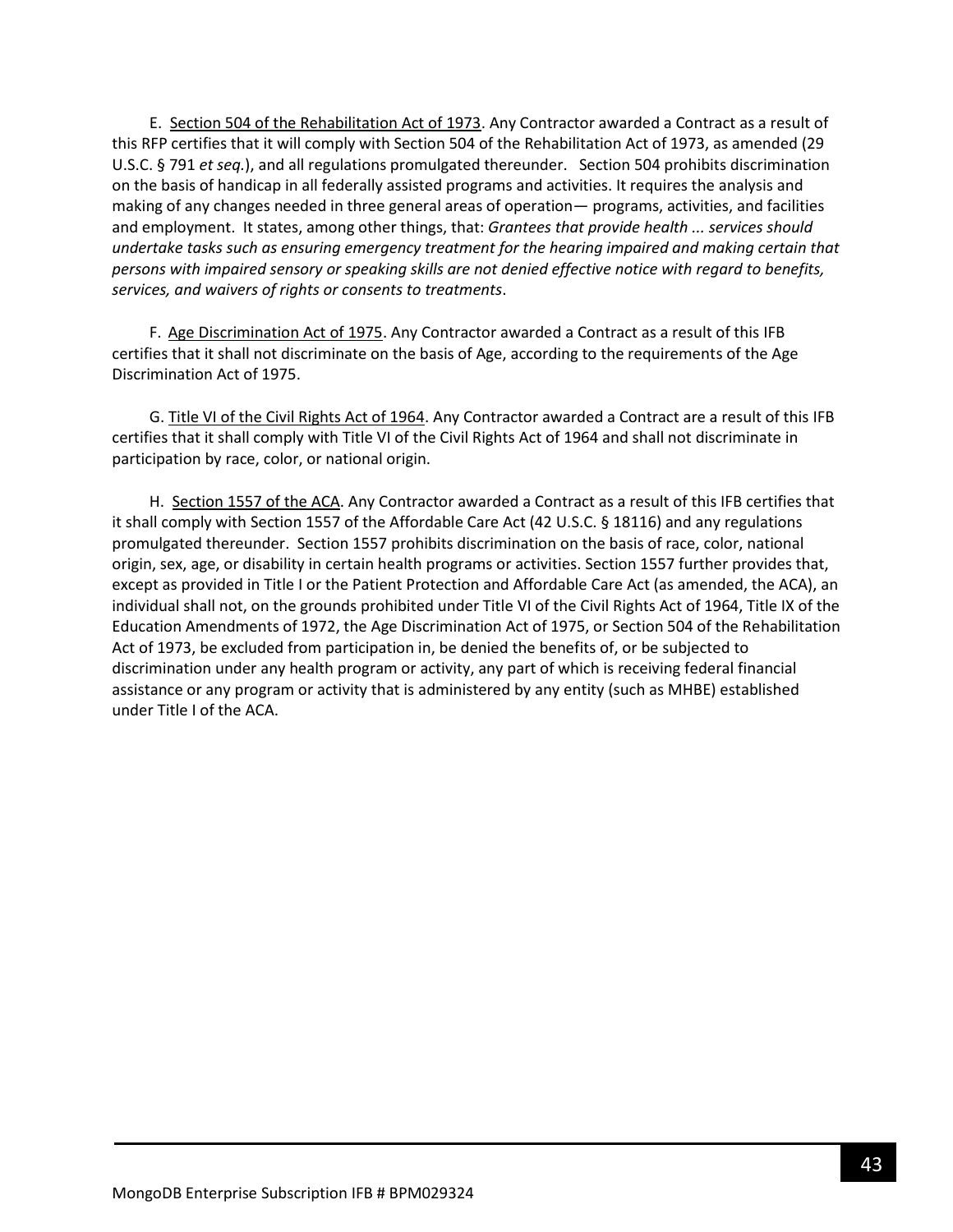E. <u>Section 504 of the Rehabilitation Act of 1973</u>. Any Contractor awarded a Contract as a result of this RFP certifies that it will comply with Section 504 of the Rehabilitation Act of 1973, as amended (29 U.S.C. § 791 *et seq.*), and all regulations promulgated thereunder. Section 504 prohibits discrimination on the basis of handicap in all federally assisted programs and activities. It requires the analysis and making of any changes needed in three general areas of operation— programs, activities, and facilities and employment. It states, among other things, that: *Grantees that provide health ... services should undertake tasks such as ensuring emergency treatment for the hearing impaired and making certain that persons with impaired sensory or speaking skills are not denied effective notice with regard to benefits, services, and waivers of rights or consents to treatments*.

F. <u>Age Discrimination Act of 1975</u>. Any Contractor awarded a Contract as a result of this IFB certifies that it shall not discriminate on the basis of Age, according to the requirements of the Age Discrimination Act of 1975.

G. <u>Title VI of the Civil Rights Act of 1964</u>. Any Contractor awarded a Contract are a result of this IFB certifies that it shall comply with Title VI of the Civil Rights Act of 1964 and shall not discriminate in participation by race, color, or national origin.

H. <u>Section 1557 of the ACA</u>. Any Contractor awarded a Contract as a result of this IFB certifies that it shall comply with Section 1557 of the Affordable Care Act (42 U.S.C. § 18116) and any regulations promulgated thereunder. Section 1557 prohibits discrimination on the basis of race, color, national origin, sex, age, or disability in certain health programs or activities. Section 1557 further provides that, except as provided in Title I or the Patient Protection and Affordable Care Act (as amended, the ACA), an individual shall not, on the grounds prohibited under Title VI of the Civil Rights Act of 1964, Title IX of the Education Amendments of 1972, the Age Discrimination Act of 1975, or Section 504 of the Rehabilitation Act of 1973, be excluded from participation in, be denied the benefits of, or be subjected to discrimination under any health program or activity, any part of which is receiving federal financial assistance or any program or activity that is administered by any entity (such as MHBE) established under Title I of the ACA.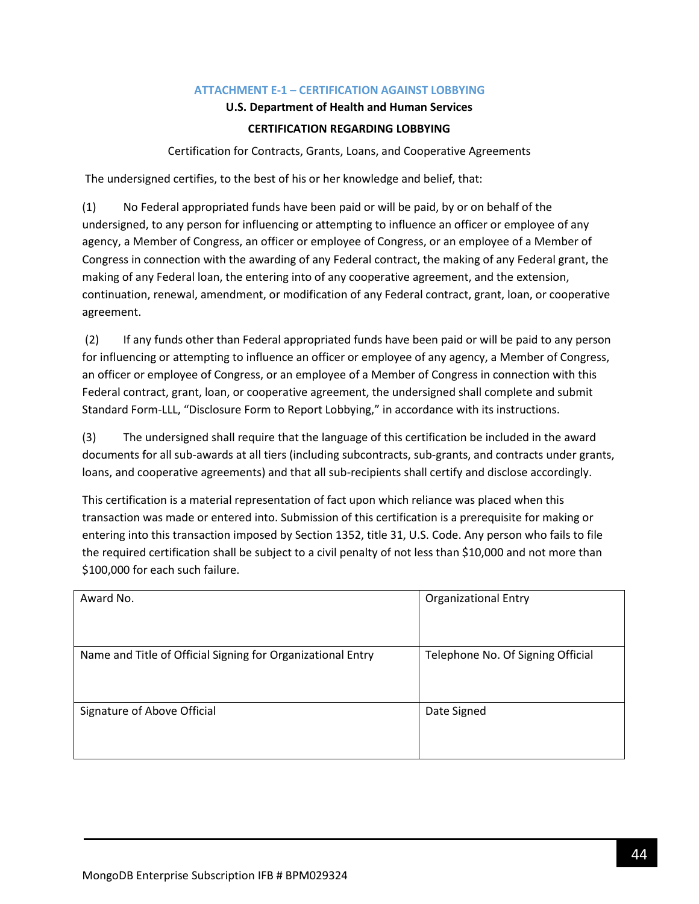## ATTACHMENT E-1 – CERTIFICATION AGAINST LOBBYING

**U.S. Department of Health and Human Services**

**CERTIFICATION REGARDING LOBBYING**

Certification for Contracts, Grants, Loans, and Cooperative Agreements

The undersigned certifies, to the best of his or her knowledge and belief, that:

(1) No Federal appropriated funds have been paid or will be paid, by or on behalf of the undersigned, to any person for influencing or attempting to influence an officer or employee of any agency, a Member of Congress, an officer or employee of Congress, or an employee of a Member of Congress in connection with the awarding of any Federal contract, the making of any Federal grant, the making of any Federal loan, the entering into of any cooperative agreement, and the extension, continuation, renewal, amendment, or modification of any Federal contract, grant, loan, or cooperative agreement.

(2) If any funds other than Federal appropriated funds have been paid or will be paid to any person for influencing or attempting to influence an officer or employee of any agency, a Member of Congress, an officer or employee of Congress, or an employee of a Member of Congress in connection with this Federal contract, grant, loan, or cooperative agreement, the undersigned shall complete and submit Standard Form-LLL, "Disclosure Form to Report Lobbying," in accordance with its instructions.

(3) The undersigned shall require that the language of this certification be included in the award documents for all sub-awards at all tiers (including subcontracts, sub-grants, and contracts under grants, loans, and cooperative agreements) and that all sub-recipients shall certify and disclose accordingly.

This certification is a material representation of fact upon which reliance was placed when this transaction was made or entered into. Submission of this certification is a prerequisite for making or entering into this transaction imposed by Section 1352, title 31, U.S. Code. Any person who fails to file the required certification shall be subject to a civil penalty of not less than $10,000 and not more than $100,000 for each such failure.

| Award No. | Organizational Entry |
|---|---|
| Name and Title of Official Signing for Organizational Entry | Telephone No. Of Signing Official |
| Signature of Above Official | Date Signed |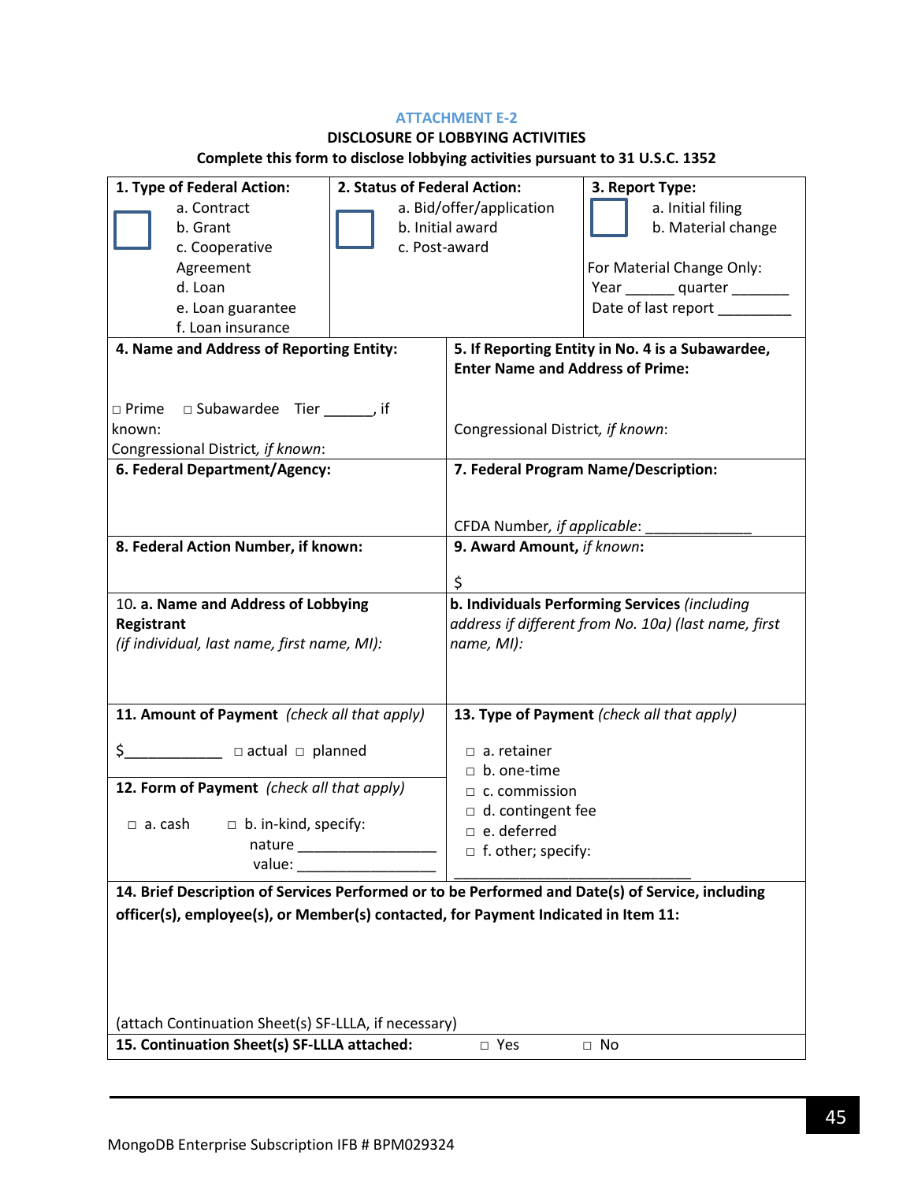ATTACHMENT E-2

**DISCLOSURE OF LOBBYING ACTIVITIES**

**Complete this form to disclose lobbying activities pursuant to 31 U.S.C. 1352**

| **1. Type of Federal Action:** ☐ a. Contract b. Grant c. Cooperative Agreement d. Loan e. Loan guarantee f. Loan insurance | **2. Status of Federal Action:** ☐ a. Bid/offer/application b. Initial award c. Post-award | **3. Report Type:** ☐ a. Initial filing b. Material change<br>For Material Change Only: Year ______ quarter _______ Date of last report _________ |
|---|---|---|

| | |
|---|---|
| **4. Name and Address of Reporting Entity:**<br>□ Prime □ Subawardee Tier ______, if known:<br>Congressional District, *if known*: | **5. If Reporting Entity in No. 4 is a Subawardee, Enter Name and Address of Prime:**<br>Congressional District, *if known*: |
| **6. Federal Department/Agency:** | **7. Federal Program Name/Description:**<br>CFDA Number, *if applicable*: _____________ |
| **8. Federal Action Number, if known:** | **9. Award Amount,** ***if known*****:**<br>$ |
| 10. **a. Name and Address of Lobbying Registrant**<br>*(if individual, last name, first name, MI):* | **b. Individuals Performing Services** *(including address if different from No. 10a) (last name, first name, MI):* |
| **11. Amount of Payment** *(check all that apply)*<br>$____________ □ actual □ planned<br><br>**12. Form of Payment** *(check all that apply)*<br>□ a. cash □ b. in-kind, specify: nature _________________ value: _________________ | **13. Type of Payment** *(check all that apply)*<br>□ a. retainer<br>□ b. one-time<br>□ c. commission<br>□ d. contingent fee<br>□ e. deferred<br>□ f. other; specify: ______________________________ |

**14. Brief Description of Services Performed or to be Performed and Date(s) of Service, including officer(s), employee(s), or Member(s) contacted, for Payment Indicated in Item 11:**

(attach Continuation Sheet(s) SF-LLLA, if necessary)

**15. Continuation Sheet(s) SF-LLLA attached:** □ Yes □ No

MongoDB Enterprise Subscription IFB # BPM029324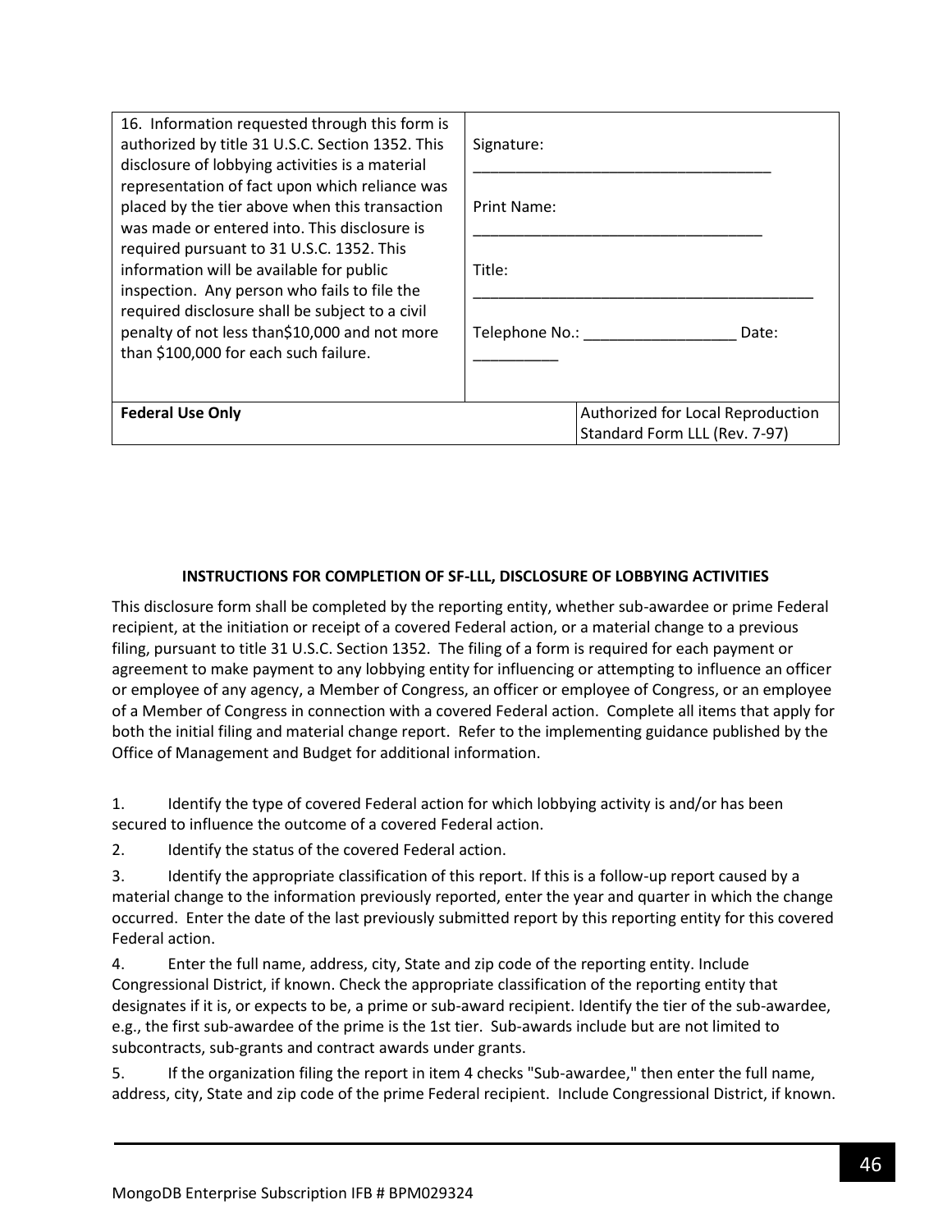| 16. Information requested through this form is authorized by title 31 U.S.C. Section 1352. This disclosure of lobbying activities is a material representation of fact upon which reliance was placed by the tier above when this transaction was made or entered into. This disclosure is required pursuant to 31 U.S.C. 1352. This information will be available for public inspection. Any person who fails to file the required disclosure shall be subject to a civil penalty of not less than$10,000 and not more than $100,000 for each such failure. | Signature: ___________________________________<br><br>Print Name: __________________________________<br><br>Title: _________________________________________<br><br>Telephone No.: __________________ Date: __________ | |
|---|---|---|
| **Federal Use Only** | | Authorized for Local Reproduction<br>Standard Form LLL (Rev. 7-97) |

**INSTRUCTIONS FOR COMPLETION OF SF-LLL, DISCLOSURE OF LOBBYING ACTIVITIES**

This disclosure form shall be completed by the reporting entity, whether sub-awardee or prime Federal recipient, at the initiation or receipt of a covered Federal action, or a material change to a previous filing, pursuant to title 31 U.S.C. Section 1352. The filing of a form is required for each payment or agreement to make payment to any lobbying entity for influencing or attempting to influence an officer or employee of any agency, a Member of Congress, an officer or employee of Congress, or an employee of a Member of Congress in connection with a covered Federal action. Complete all items that apply for both the initial filing and material change report. Refer to the implementing guidance published by the Office of Management and Budget for additional information.

1. Identify the type of covered Federal action for which lobbying activity is and/or has been secured to influence the outcome of a covered Federal action.
2. Identify the status of the covered Federal action.
3. Identify the appropriate classification of this report. If this is a follow-up report caused by a material change to the information previously reported, enter the year and quarter in which the change occurred. Enter the date of the last previously submitted report by this reporting entity for this covered Federal action.
4. Enter the full name, address, city, State and zip code of the reporting entity. Include Congressional District, if known. Check the appropriate classification of the reporting entity that designates if it is, or expects to be, a prime or sub-award recipient. Identify the tier of the sub-awardee, e.g., the first sub-awardee of the prime is the 1st tier. Sub-awards include but are not limited to subcontracts, sub-grants and contract awards under grants.
5. If the organization filing the report in item 4 checks "Sub-awardee," then enter the full name, address, city, State and zip code of the prime Federal recipient. Include Congressional District, if known.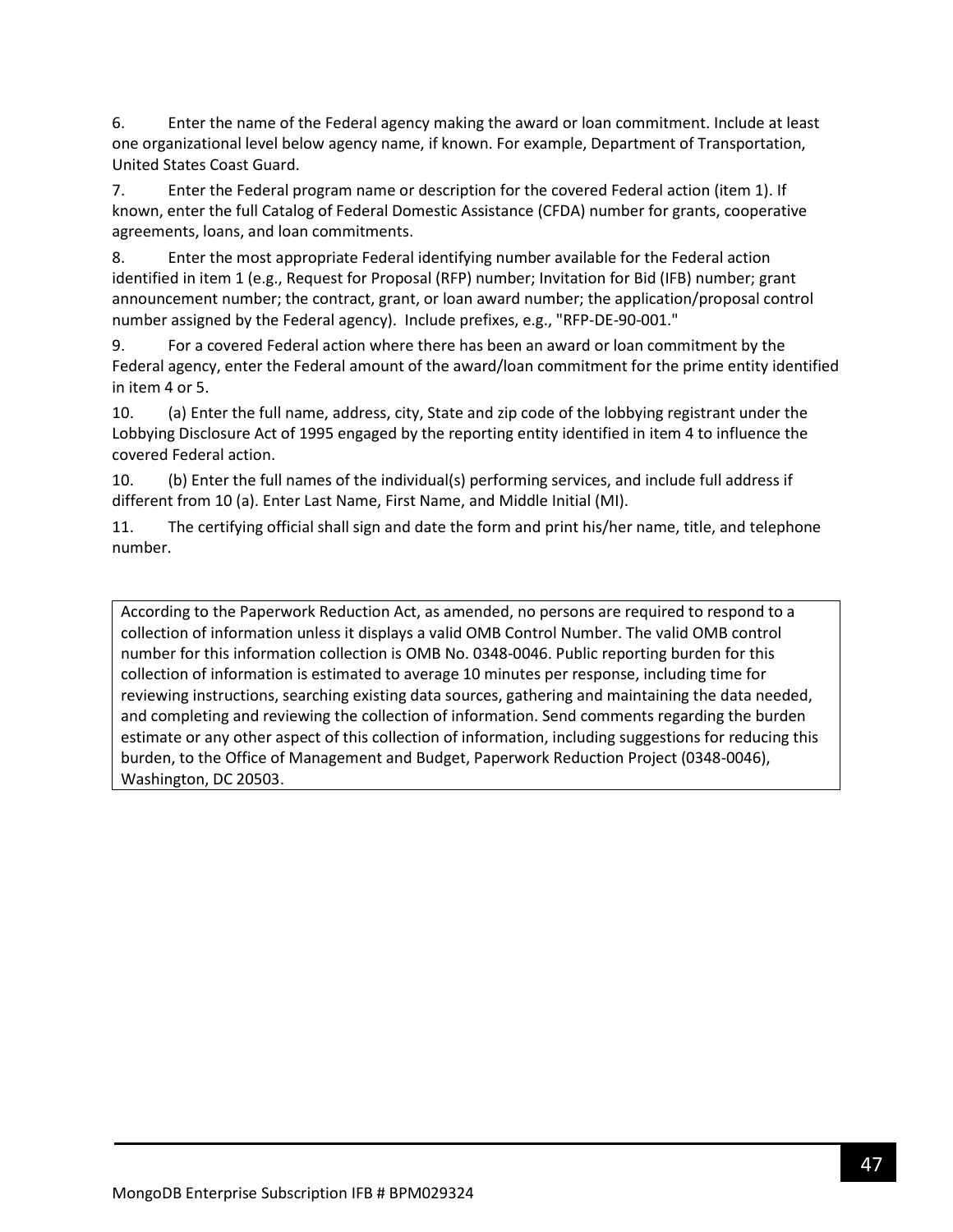6. Enter the name of the Federal agency making the award or loan commitment. Include at least one organizational level below agency name, if known. For example, Department of Transportation, United States Coast Guard.

7. Enter the Federal program name or description for the covered Federal action (item 1). If known, enter the full Catalog of Federal Domestic Assistance (CFDA) number for grants, cooperative agreements, loans, and loan commitments.

8. Enter the most appropriate Federal identifying number available for the Federal action identified in item 1 (e.g., Request for Proposal (RFP) number; Invitation for Bid (IFB) number; grant announcement number; the contract, grant, or loan award number; the application/proposal control number assigned by the Federal agency). Include prefixes, e.g., "RFP-DE-90-001."

9. For a covered Federal action where there has been an award or loan commitment by the Federal agency, enter the Federal amount of the award/loan commitment for the prime entity identified in item 4 or 5.

10. (a) Enter the full name, address, city, State and zip code of the lobbying registrant under the Lobbying Disclosure Act of 1995 engaged by the reporting entity identified in item 4 to influence the covered Federal action.

10. (b) Enter the full names of the individual(s) performing services, and include full address if different from 10 (a). Enter Last Name, First Name, and Middle Initial (MI).

11. The certifying official shall sign and date the form and print his/her name, title, and telephone number.

According to the Paperwork Reduction Act, as amended, no persons are required to respond to a collection of information unless it displays a valid OMB Control Number. The valid OMB control number for this information collection is OMB No. 0348-0046. Public reporting burden for this collection of information is estimated to average 10 minutes per response, including time for reviewing instructions, searching existing data sources, gathering and maintaining the data needed, and completing and reviewing the collection of information. Send comments regarding the burden estimate or any other aspect of this collection of information, including suggestions for reducing this burden, to the Office of Management and Budget, Paperwork Reduction Project (0348-0046), Washington, DC 20503.